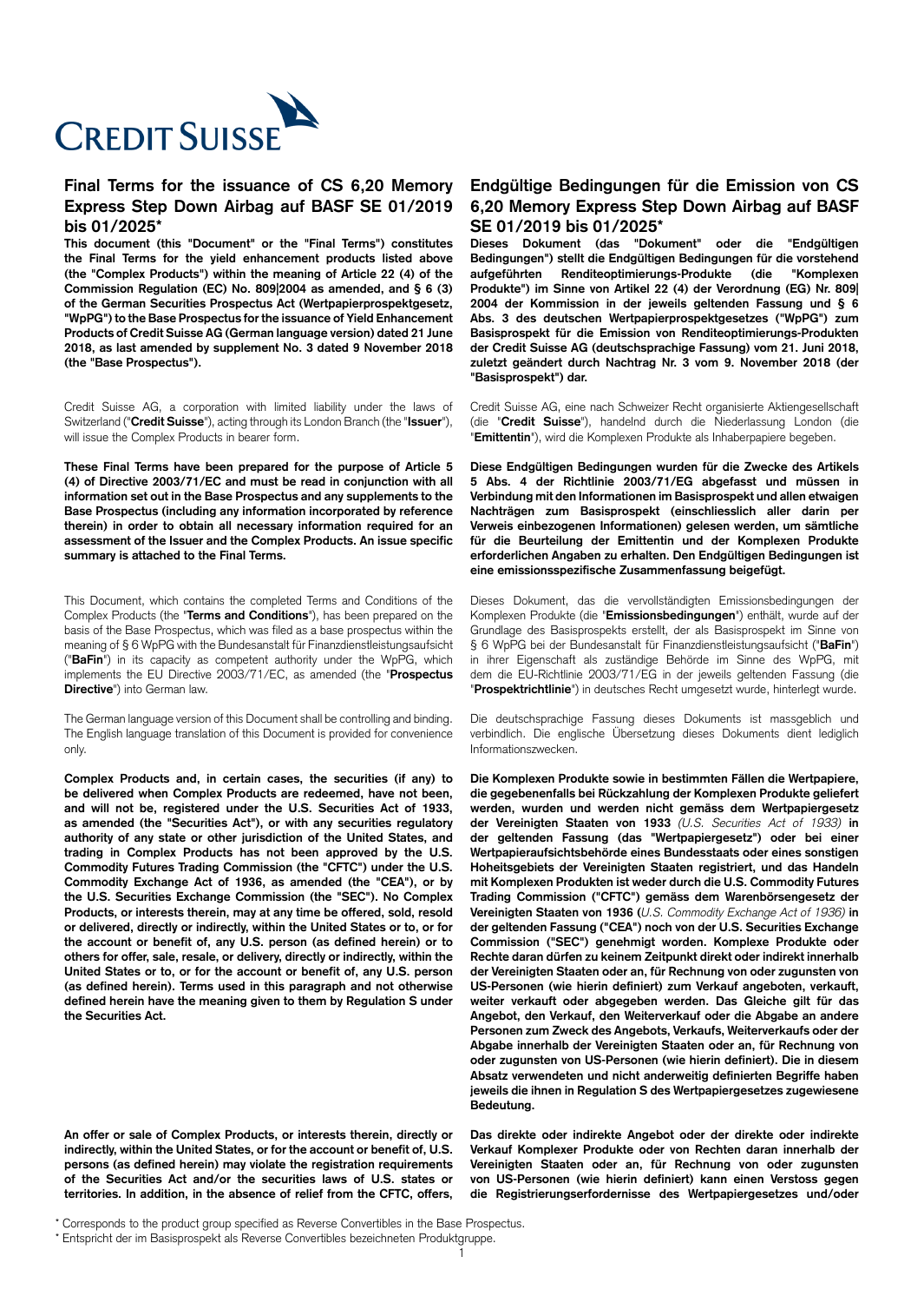CREDIT SUISSE

## Final Terms for the issuance of CS 6,20 Memory Express Step Down Airbag auf BASF SE 01/2019 bis 01/2025*

**This document (this "Document" or the "Final Terms") constitutes the Final Terms for the yield enhancement products listed above (the "Complex Products") within the meaning of Article 22 (4) of the Commission Regulation (EC) No. 809|2004 as amended, and § 6 (3) of the German Securities Prospectus Act (Wertpapierprospektgesetz, "WpPG") to the Base Prospectus for the issuance of Yield Enhancement Products of Credit Suisse AG (German language version) dated 21 June 2018, as last amended by supplement No. 3 dated 9 November 2018 (the "Base Prospectus").**

Credit Suisse AG, a corporation with limited liability under the laws of Switzerland ("**Credit Suisse**"), acting through its London Branch (the "**Issuer**"), will issue the Complex Products in bearer form.

**These Final Terms have been prepared for the purpose of Article 5 (4) of Directive 2003/71/EC and must be read in conjunction with all information set out in the Base Prospectus and any supplements to the Base Prospectus (including any information incorporated by reference therein) in order to obtain all necessary information required for an assessment of the Issuer and the Complex Products. An issue specific summary is attached to the Final Terms.**

This Document, which contains the completed Terms and Conditions of the Complex Products (the "**Terms and Conditions**"), has been prepared on the basis of the Base Prospectus, which was filed as a base prospectus within the meaning of § 6 WpPG with the Bundesanstalt für Finanzdienstleistungsaufsicht ("**BaFin**") in its capacity as competent authority under the WpPG, which implements the EU Directive 2003/71/EC, as amended (the "**Prospectus Directive**") into German law.

The German language version of this Document shall be controlling and binding. The English language translation of this Document is provided for convenience only.

**Complex Products and, in certain cases, the securities (if any) to be delivered when Complex Products are redeemed, have not been, and will not be, registered under the U.S. Securities Act of 1933, as amended (the "Securities Act"), or with any securities regulatory authority of any state or other jurisdiction of the United States, and trading in Complex Products has not been approved by the U.S. Commodity Futures Trading Commission (the "CFTC") under the U.S. Commodity Exchange Act of 1936, as amended (the "CEA"), or by the U.S. Securities Exchange Commission (the "SEC"). No Complex Products, or interests therein, may at any time be offered, sold, resold or delivered, directly or indirectly, within the United States or to, or for the account or benefit of, any U.S. person (as defined herein) or to others for offer, sale, resale, or delivery, directly or indirectly, within the United States or to, or for the account or benefit of, any U.S. person (as defined herein). Terms used in this paragraph and not otherwise defined herein have the meaning given to them by Regulation S under the Securities Act.**

**An offer or sale of Complex Products, or interests therein, directly or indirectly, within the United States, or for the account or benefit of, U.S. persons (as defined herein) may violate the registration requirements of the Securities Act and/or the securities laws of U.S. states or territories. In addition, in the absence of relief from the CFTC, offers,**

## Endgültige Bedingungen für die Emission von CS 6,20 Memory Express Step Down Airbag auf BASF SE 01/2019 bis 01/2025*

**Dieses Dokument (das "Dokument" oder die "Endgültigen Bedingungen") stellt die Endgültigen Bedingungen für die vorstehend aufgeführten Renditeoptimierungs-Produkte (die "Komplexen Produkte") im Sinne von Artikel 22 (4) der Verordnung (EG) Nr. 809|2004 der Kommission in der jeweils geltenden Fassung und § 6 Abs. 3 des deutschen Wertpapierprospektgesetzes ("WpPG") zum Basisprospekt für die Emission von Renditeoptimierungs-Produkten der Credit Suisse AG (deutschsprachige Fassung) vom 21. Juni 2018, zuletzt geändert durch Nachtrag Nr. 3 vom 9. November 2018 (der "Basisprospekt") dar.**

Credit Suisse AG, eine nach Schweizer Recht organisierte Aktiengesellschaft (die "**Credit Suisse**"), handelnd durch die Niederlassung London (die "**Emittentin**"), wird die Komplexen Produkte als Inhaberpapiere begeben.

**Diese Endgültigen Bedingungen wurden für die Zwecke des Artikels 5 Abs. 4 der Richtlinie 2003/71/EG abgefasst und müssen in Verbindung mit den Informationen im Basisprospekt und allen etwaigen Nachträgen zum Basisprospekt (einschliesslich aller darin per Verweis einbezogenen Informationen) gelesen werden, um sämtliche für die Beurteilung der Emittentin und der Komplexen Produkte erforderlichen Angaben zu erhalten. Den Endgültigen Bedingungen ist eine emissionsspezifische Zusammenfassung beigefügt.**

Dieses Dokument, das die vervollständigten Emissionsbedingungen der Komplexen Produkte (die "**Emissionsbedingungen**") enthält, wurde auf der Grundlage des Basisprospekts erstellt, der als Basisprospekt im Sinne von § 6 WpPG bei der Bundesanstalt für Finanzdienstleistungsaufsicht ("**BaFin**") in ihrer Eigenschaft als zuständige Behörde im Sinne des WpPG, mit dem die EU-Richtlinie 2003/71/EG in der jeweils geltenden Fassung (die "**Prospektrichtlinie**") in deutsches Recht umgesetzt wurde, hinterlegt wurde.

Die deutschsprachige Fassung dieses Dokuments ist massgeblich und verbindlich. Die englische Übersetzung dieses Dokuments dient lediglich Informationszwecken.

**Die Komplexen Produkte sowie in bestimmten Fällen die Wertpapiere, die gegebenenfalls bei Rückzahlung der Komplexen Produkte geliefert werden, wurden und werden nicht gemäss dem Wertpapiergesetz der Vereinigten Staaten von 1933 *(U.S. Securities Act of 1933)* in der geltenden Fassung (das "Wertpapiergesetz") oder bei einer Wertpapieraufsichtsbehörde eines Bundesstaats oder eines sonstigen Hoheitsgebiets der Vereinigten Staaten registriert, und das Handeln mit Komplexen Produkten ist weder durch die U.S. Commodity Futures Trading Commission ("CFTC") gemäss dem Warenbörsengesetz der Vereinigten Staaten von 1936 (*U.S. Commodity Exchange Act of 1936*) in der geltenden Fassung ("CEA") noch von der U.S. Securities Exchange Commission ("SEC") genehmigt worden. Komplexe Produkte oder Rechte daran dürfen zu keinem Zeitpunkt direkt oder indirekt innerhalb der Vereinigten Staaten oder an, für Rechnung von oder zugunsten von US-Personen (wie hierin definiert) zum Verkauf angeboten, verkauft, weiter verkauft oder abgegeben werden. Das Gleiche gilt für das Angebot, den Verkauf, den Weiterverkauf oder die Abgabe an andere Personen zum Zweck des Angebots, Verkaufs, Weiterverkaufs oder der Abgabe innerhalb der Vereinigten Staaten oder an, für Rechnung von oder zugunsten von US-Personen (wie hierin definiert). Die in diesem Absatz verwendeten und nicht anderweitig definierten Begriffe haben jeweils die ihnen in Regulation S des Wertpapiergesetzes zugewiesene Bedeutung.**

**Das direkte oder indirekte Angebot oder der direkte oder indirekte Verkauf Komplexer Produkte oder von Rechten daran innerhalb der Vereinigten Staaten oder an, für Rechnung von oder zugunsten von US-Personen (wie hierin definiert) kann einen Verstoss gegen die Registrierungserfordernisse des Wertpapiergesetzes und/oder**

* Corresponds to the product group specified as Reverse Convertibles in the Base Prospectus.

* Entspricht der im Basisprospekt als Reverse Convertibles bezeichneten Produktgruppe.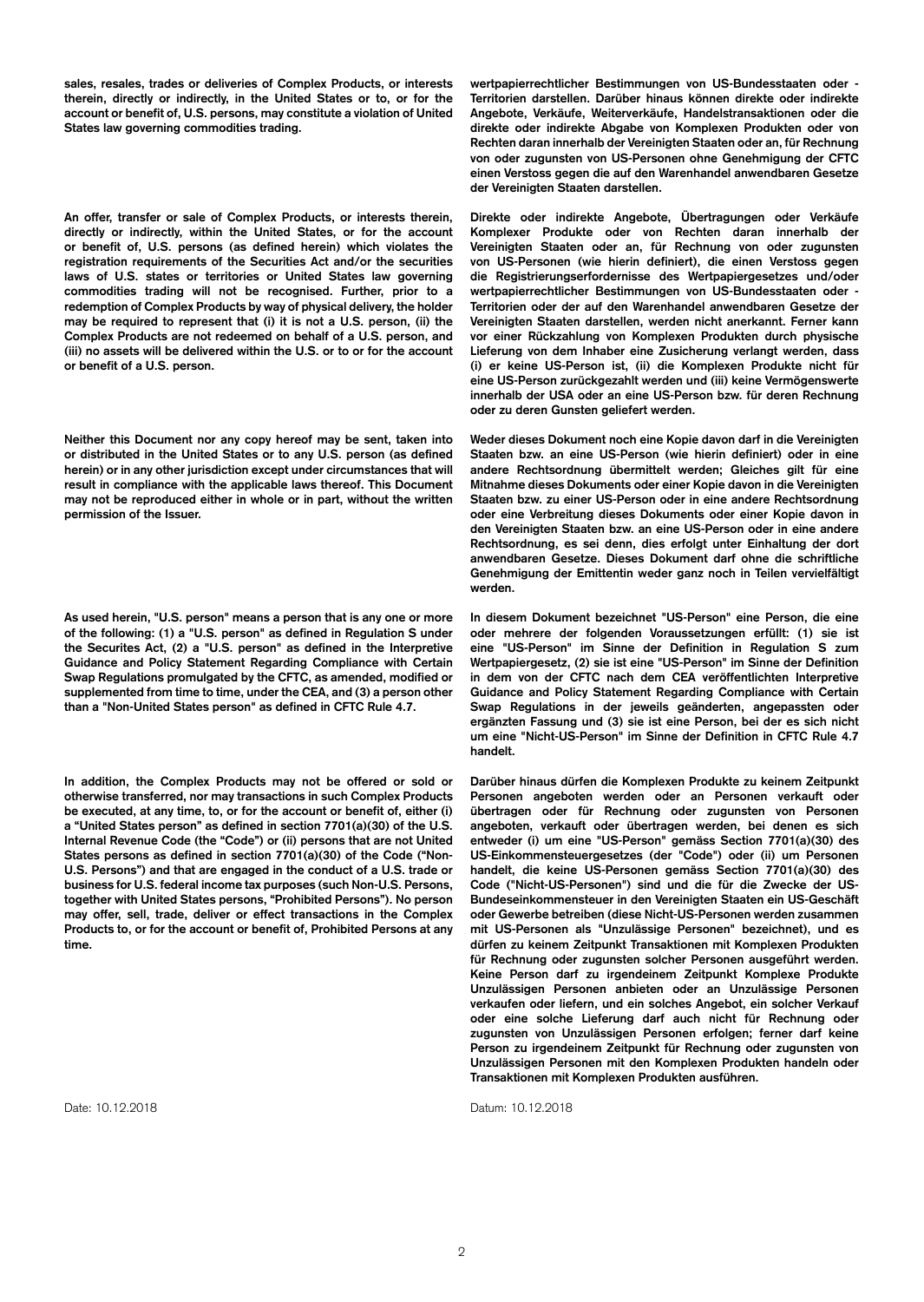**sales, resales, trades or deliveries of Complex Products, or interests therein, directly or indirectly, in the United States or to, or for the account or benefit of, U.S. persons, may constitute a violation of United States law governing commodities trading.**

**wertpapierrechtlicher Bestimmungen von US-Bundesstaaten oder -Territorien darstellen. Darüber hinaus können direkte oder indirekte Angebote, Verkäufe, Weiterverkäufe, Handelstransaktionen oder die direkte oder indirekte Abgabe von Komplexen Produkten oder von Rechten daran innerhalb der Vereinigten Staaten oder an, für Rechnung von oder zugunsten von US-Personen ohne Genehmigung der CFTC einen Verstoss gegen die auf den Warenhandel anwendbaren Gesetze der Vereinigten Staaten darstellen.**

**An offer, transfer or sale of Complex Products, or interests therein, directly or indirectly, within the United States, or for the account or benefit of, U.S. persons (as defined herein) which violates the registration requirements of the Securities Act and/or the securities laws of U.S. states or territories or United States law governing commodities trading will not be recognised. Further, prior to a redemption of Complex Products by way of physical delivery, the holder may be required to represent that (i) it is not a U.S. person, (ii) the Complex Products are not redeemed on behalf of a U.S. person, and (iii) no assets will be delivered within the U.S. or to or for the account or benefit of a U.S. person.**

**Direkte oder indirekte Angebote, Übertragungen oder Verkäufe Komplexer Produkte oder von Rechten daran innerhalb der Vereinigten Staaten oder an, für Rechnung von oder zugunsten von US-Personen (wie hierin definiert), die einen Verstoss gegen die Registrierungserfordernisse des Wertpapiergesetzes und/oder wertpapierrechtlicher Bestimmungen von US-Bundesstaaten oder -Territorien oder der auf den Warenhandel anwendbaren Gesetze der Vereinigten Staaten darstellen, werden nicht anerkannt. Ferner kann vor einer Rückzahlung von Komplexen Produkten durch physische Lieferung von dem Inhaber eine Zusicherung verlangt werden, dass (i) er keine US-Person ist, (ii) die Komplexen Produkte nicht für eine US-Person zurückgezahlt werden und (iii) keine Vermögenswerte innerhalb der USA oder an eine US-Person bzw. für deren Rechnung oder zu deren Gunsten geliefert werden.**

**Neither this Document nor any copy hereof may be sent, taken into or distributed in the United States or to any U.S. person (as defined herein) or in any other jurisdiction except under circumstances that will result in compliance with the applicable laws thereof. This Document may not be reproduced either in whole or in part, without the written permission of the Issuer.**

**Weder dieses Dokument noch eine Kopie davon darf in die Vereinigten Staaten bzw. an eine US-Person (wie hierin definiert) oder in eine andere Rechtsordnung übermittelt werden; Gleiches gilt für eine Mitnahme dieses Dokuments oder einer Kopie davon in die Vereinigten Staaten bzw. zu einer US-Person oder in eine andere Rechtsordnung oder eine Verbreitung dieses Dokuments oder einer Kopie davon in den Vereinigten Staaten bzw. an eine US-Person oder in eine andere Rechtsordnung, es sei denn, dies erfolgt unter Einhaltung der dort anwendbaren Gesetze. Dieses Dokument darf ohne die schriftliche Genehmigung der Emittentin weder ganz noch in Teilen vervielfältigt werden.**

**As used herein, "U.S. person" means a person that is any one or more of the following: (1) a "U.S. person" as defined in Regulation S under the Securites Act, (2) a "U.S. person" as defined in the Interpretive Guidance and Policy Statement Regarding Compliance with Certain Swap Regulations promulgated by the CFTC, as amended, modified or supplemented from time to time, under the CEA, and (3) a person other than a "Non-United States person" as defined in CFTC Rule 4.7.**

**In diesem Dokument bezeichnet "US-Person" eine Person, die eine oder mehrere der folgenden Voraussetzungen erfüllt: (1) sie ist eine "US-Person" im Sinne der Definition in Regulation S zum Wertpapiergesetz, (2) sie ist eine "US-Person" im Sinne der Definition in dem von der CFTC nach dem CEA veröffentlichten Interpretive Guidance and Policy Statement Regarding Compliance with Certain Swap Regulations in der jeweils geänderten, angepassten oder ergänzten Fassung und (3) sie ist eine Person, bei der es sich nicht um eine "Nicht-US-Person" im Sinne der Definition in CFTC Rule 4.7 handelt.**

**In addition, the Complex Products may not be offered or sold or otherwise transferred, nor may transactions in such Complex Products be executed, at any time, to, or for the account or benefit of, either (i) a "United States person" as defined in section 7701(a)(30) of the U.S. Internal Revenue Code (the "Code") or (ii) persons that are not United States persons as defined in section 7701(a)(30) of the Code ("Non-U.S. Persons") and that are engaged in the conduct of a U.S. trade or business for U.S. federal income tax purposes (such Non-U.S. Persons, together with United States persons, "Prohibited Persons"). No person may offer, sell, trade, deliver or effect transactions in the Complex Products to, or for the account or benefit of, Prohibited Persons at any time.**

**Darüber hinaus dürfen die Komplexen Produkte zu keinem Zeitpunkt Personen angeboten werden oder an Personen verkauft oder übertragen oder für Rechnung oder zugunsten von Personen angeboten, verkauft oder übertragen werden, bei denen es sich entweder (i) um eine "US-Person" gemäss Section 7701(a)(30) des US-Einkommensteuergesetzes (der "Code") oder (ii) um Personen handelt, die keine US-Personen gemäss Section 7701(a)(30) des Code ("Nicht-US-Personen") sind und die für die Zwecke der US-Bundeseinkommensteuer in den Vereinigten Staaten ein US-Geschäft oder Gewerbe betreiben (diese Nicht-US-Personen werden zusammen mit US-Personen als "Unzulässige Personen" bezeichnet), und es dürfen zu keinem Zeitpunkt Transaktionen mit Komplexen Produkten für Rechnung oder zugunsten solcher Personen ausgeführt werden. Keine Person darf zu irgendeinem Zeitpunkt Komplexe Produkte Unzulässigen Personen anbieten oder an Unzulässige Personen verkaufen oder liefern, und ein solches Angebot, ein solcher Verkauf oder eine solche Lieferung darf auch nicht für Rechnung oder zugunsten von Unzulässigen Personen erfolgen; ferner darf keine Person zu irgendeinem Zeitpunkt für Rechnung oder zugunsten von Unzulässigen Personen mit den Komplexen Produkten handeln oder Transaktionen mit Komplexen Produkten ausführen.**

Date: 10.12.2018

Datum: 10.12.2018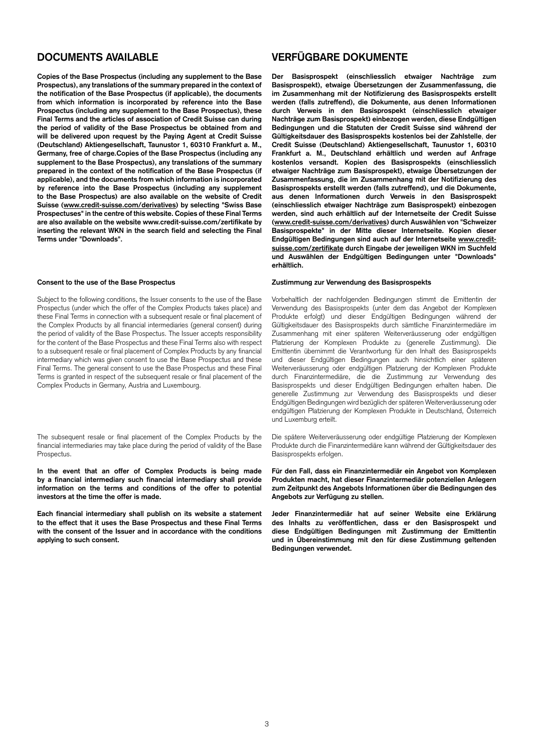## DOCUMENTS AVAILABLE

**Copies of the Base Prospectus (including any supplement to the Base Prospectus), any translations of the summary prepared in the context of the notification of the Base Prospectus (if applicable), the documents from which information is incorporated by reference into the Base Prospectus (including any supplement to the Base Prospectus), these Final Terms and the articles of association of Credit Suisse can during the period of validity of the Base Prospectus be obtained from and will be delivered upon request by the Paying Agent at Credit Suisse (Deutschland) Aktiengesellschaft, Taunustor 1, 60310 Frankfurt a. M., Germany, free of charge.Copies of the Base Prospectus (including any supplement to the Base Prospectus), any translations of the summary prepared in the context of the notification of the Base Prospectus (if applicable), and the documents from which information is incorporated by reference into the Base Prospectus (including any supplement to the Base Prospectus) are also available on the website of Credit Suisse (www.credit-suisse.com/derivatives) by selecting "Swiss Base Prospectuses" in the centre of this website. Copies of these Final Terms are also available on the website www.credit-suisse.com/zertifikate by inserting the relevant WKN in the search field and selecting the Final Terms under "Downloads".**

**Consent to the use of the Base Prospectus**

Subject to the following conditions, the Issuer consents to the use of the Base Prospectus (under which the offer of the Complex Products takes place) and these Final Terms in connection with a subsequent resale or final placement of the Complex Products by all financial intermediaries (general consent) during the period of validity of the Base Prospectus. The Issuer accepts responsibility for the content of the Base Prospectus and these Final Terms also with respect to a subsequent resale or final placement of Complex Products by any financial intermediary which was given consent to use the Base Prospectus and these Final Terms. The general consent to use the Base Prospectus and these Final Terms is granted in respect of the subsequent resale or final placement of the Complex Products in Germany, Austria and Luxembourg.

The subsequent resale or final placement of the Complex Products by the financial intermediaries may take place during the period of validity of the Base Prospectus.

**In the event that an offer of Complex Products is being made by a financial intermediary such financial intermediary shall provide information on the terms and conditions of the offer to potential investors at the time the offer is made.**

**Each financial intermediary shall publish on its website a statement to the effect that it uses the Base Prospectus and these Final Terms with the consent of the Issuer and in accordance with the conditions applying to such consent.**

## VERFÜGBARE DOKUMENTE

**Der Basisprospekt (einschliesslich etwaiger Nachträge zum Basisprospekt), etwaige Übersetzungen der Zusammenfassung, die im Zusammenhang mit der Notifizierung des Basisprospekts erstellt werden (falls zutreffend), die Dokumente, aus denen Informationen durch Verweis in den Basisprospekt (einschliesslich etwaiger Nachträge zum Basisprospekt) einbezogen werden, diese Endgültigen Bedingungen und die Statuten der Credit Suisse sind während der Gültigkeitsdauer des Basisprospekts kostenlos bei der Zahlstelle, der Credit Suisse (Deutschland) Aktiengesellschaft, Taunustor 1, 60310 Frankfurt a. M., Deutschland erhältlich und werden auf Anfrage kostenlos versandt. Kopien des Basisprospekts (einschliesslich etwaiger Nachträge zum Basisprospekt), etwaige Übersetzungen der Zusammenfassung, die im Zusammenhang mit der Notifizierung des Basisprospekts erstellt werden (falls zutreffend), und die Dokumente, aus denen Informationen durch Verweis in den Basisprospekt (einschliesslich etwaiger Nachträge zum Basisprospekt) einbezogen werden, sind auch erhältlich auf der Internetseite der Credit Suisse (www.credit-suisse.com/derivatives) durch Auswählen von "Schweizer Basisprospekte" in der Mitte dieser Internetseite. Kopien dieser Endgültigen Bedingungen sind auch auf der Internetseite www.credit-suisse.com/zertifikate durch Eingabe der jeweiligen WKN im Suchfeld und Auswählen der Endgültigen Bedingungen unter "Downloads" erhältlich.**

**Zustimmung zur Verwendung des Basisprospekts**

Vorbehaltlich der nachfolgenden Bedingungen stimmt die Emittentin der Verwendung des Basisprospekts (unter dem das Angebot der Komplexen Produkte erfolgt) und dieser Endgültigen Bedingungen während der Gültigkeitsdauer des Basisprospekts durch sämtliche Finanzintermediäre im Zusammenhang mit einer späteren Weiterveräusserung oder endgültigen Platzierung der Komplexen Produkte zu (generelle Zustimmung). Die Emittentin übernimmt die Verantwortung für den Inhalt des Basisprospekts und dieser Endgültigen Bedingungen auch hinsichtlich einer späteren Weiterveräusserung oder endgültigen Platzierung der Komplexen Produkte durch Finanzintermediäre, die die Zustimmung zur Verwendung des Basisprospekts und dieser Endgültigen Bedingungen erhalten haben. Die generelle Zustimmung zur Verwendung des Basisprospekts und dieser Endgültigen Bedingungen wird bezüglich der späteren Weiterveräusserung oder endgültigen Platzierung der Komplexen Produkte in Deutschland, Österreich und Luxemburg erteilt.

Die spätere Weiterveräusserung oder endgültige Platzierung der Komplexen Produkte durch die Finanzintermediäre kann während der Gültigkeitsdauer des Basisprospekts erfolgen.

**Für den Fall, dass ein Finanzintermediär ein Angebot von Komplexen Produkten macht, hat dieser Finanzintermediär potenziellen Anlegern zum Zeitpunkt des Angebots Informationen über die Bedingungen des Angebots zur Verfügung zu stellen.**

**Jeder Finanzintermediär hat auf seiner Website eine Erklärung des Inhalts zu veröffentlichen, dass er den Basisprospekt und diese Endgültigen Bedingungen mit Zustimmung der Emittentin und in Übereinstimmung mit den für diese Zustimmung geltenden Bedingungen verwendet.**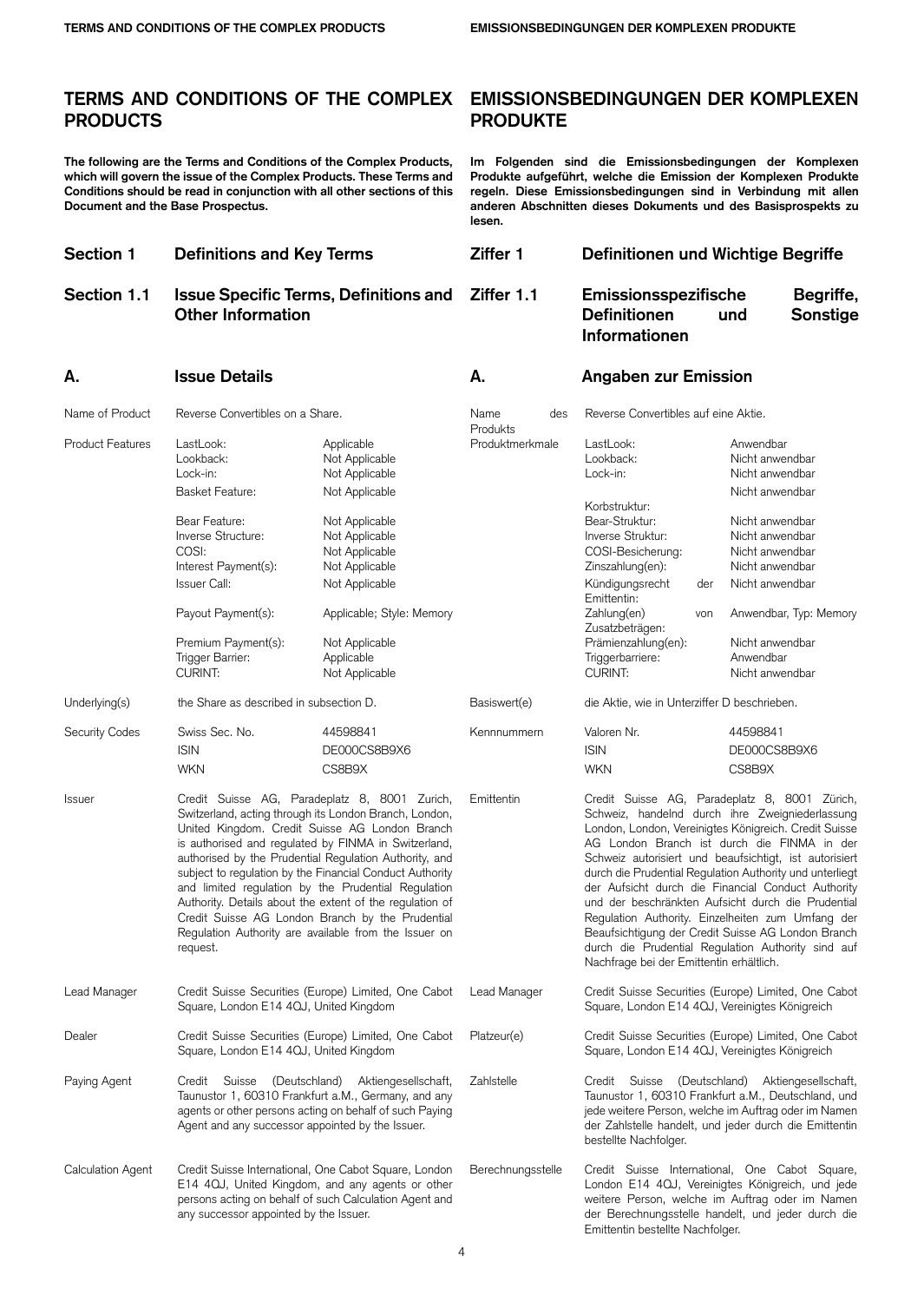# TERMS AND CONDITIONS OF THE COMPLEX PRODUCTS

**The following are the Terms and Conditions of the Complex Products, which will govern the issue of the Complex Products. These Terms and Conditions should be read in conjunction with all other sections of this Document and the Base Prospectus.**

## Section 1 Definitions and Key Terms

## Section 1.1 Issue Specific Terms, Definitions and Other Information

### A. Issue Details

| | | |
|---|---|---|
| Name of Product | Reverse Convertibles on a Share. | |
| Product Features | LastLook: | Applicable |
| | Lookback: | Not Applicable |
| | Lock-in: | Not Applicable |
| | Basket Feature: | Not Applicable |
| | Bear Feature: | Not Applicable |
| | Inverse Structure: | Not Applicable |
| | COSI: | Not Applicable |
| | Interest Payment(s): | Not Applicable |
| | Issuer Call: | Not Applicable |
| | Payout Payment(s): | Applicable; Style: Memory |
| | Premium Payment(s): | Not Applicable |
| | Trigger Barrier: | Applicable |
| | CURINT: | Not Applicable |
| Underlying(s) | the Share as described in subsection D. | |
| Security Codes | Swiss Sec. No. | 44598841 |
| | ISIN | DE000CS8B9X6 |
| | WKN | CS8B9X |
| Issuer | Credit Suisse AG, Paradeplatz 8, 8001 Zurich, Switzerland, acting through its London Branch, London, United Kingdom. Credit Suisse AG London Branch is authorised and regulated by FINMA in Switzerland, authorised by the Prudential Regulation Authority, and subject to regulation by the Financial Conduct Authority and limited regulation by the Prudential Regulation Authority. Details about the extent of the regulation of Credit Suisse AG London Branch by the Prudential Regulation Authority are available from the Issuer on request. | |
| Lead Manager | Credit Suisse Securities (Europe) Limited, One Cabot Square, London E14 4QJ, United Kingdom | |
| Dealer | Credit Suisse Securities (Europe) Limited, One Cabot Square, London E14 4QJ, United Kingdom | |
| Paying Agent | Credit Suisse (Deutschland) Aktiengesellschaft, Taunustor 1, 60310 Frankfurt a.M., Germany, and any agents or other persons acting on behalf of such Paying Agent and any successor appointed by the Issuer. | |
| Calculation Agent | Credit Suisse International, One Cabot Square, London E14 4QJ, United Kingdom, and any agents or other persons acting on behalf of such Calculation Agent and any successor appointed by the Issuer. | |

# EMISSIONSBEDINGUNGEN DER KOMPLEXEN PRODUKTE

**Im Folgenden sind die Emissionsbedingungen der Komplexen Produkte aufgeführt, welche die Emission der Komplexen Produkte regeln. Diese Emissionsbedingungen sind in Verbindung mit allen anderen Abschnitten dieses Dokuments und des Basisprospekts zu lesen.**

## Ziffer 1 Definitionen und Wichtige Begriffe

## Ziffer 1.1 Emissionsspezifische Begriffe, Definitionen und Sonstige Informationen

### A. Angaben zur Emission

| | | |
|---|---|---|
| Name des Produkts | Reverse Convertibles auf eine Aktie. | |
| Produktmerkmale | LastLook: | Anwendbar |
| | Lookback: | Nicht anwendbar |
| | Lock-in: | Nicht anwendbar |
| | Korbstruktur: | Nicht anwendbar |
| | Bear-Struktur: | Nicht anwendbar |
| | Inverse Struktur: | Nicht anwendbar |
| | COSI-Besicherung: | Nicht anwendbar |
| | Zinszahlung(en): | Nicht anwendbar |
| | Kündigungsrecht der Emittentin: | Nicht anwendbar |
| | Zahlung(en) von Zusatzbeträgen: | Anwendbar, Typ: Memory |
| | Prämienzahlung(en): | Nicht anwendbar |
| | Triggerbarriere: | Anwendbar |
| | CURINT: | Nicht anwendbar |
| Basiswert(e) | die Aktie, wie in Unterziffer D beschrieben. | |
| Kennnummern | Valoren Nr. | 44598841 |
| | ISIN | DE000CS8B9X6 |
| | WKN | CS8B9X |
| Emittentin | Credit Suisse AG, Paradeplatz 8, 8001 Zürich, Schweiz, handelnd durch ihre Zweigniederlassung London, London, Vereinigtes Königreich. Credit Suisse AG London Branch ist durch die FINMA in der Schweiz autorisiert und beaufsichtigt, ist autorisiert durch die Prudential Regulation Authority und unterliegt der Aufsicht durch die Financial Conduct Authority und der beschränkten Aufsicht durch die Prudential Regulation Authority. Einzelheiten zum Umfang der Beaufsichtigung der Credit Suisse AG London Branch durch die Prudential Regulation Authority sind auf Nachfrage bei der Emittentin erhältlich. | |
| Lead Manager | Credit Suisse Securities (Europe) Limited, One Cabot Square, London E14 4QJ, Vereinigtes Königreich | |
| Platzeur(e) | Credit Suisse Securities (Europe) Limited, One Cabot Square, London E14 4QJ, Vereinigtes Königreich | |
| Zahlstelle | Credit Suisse (Deutschland) Aktiengesellschaft, Taunustor 1, 60310 Frankfurt a.M., Deutschland, und jede weitere Person, welche im Auftrag oder im Namen der Zahlstelle handelt, und jeder durch die Emittentin bestellte Nachfolger. | |
| Berechnungsstelle | Credit Suisse International, One Cabot Square, London E14 4QJ, Vereinigtes Königreich, und jede weitere Person, welche im Auftrag oder im Namen der Berechnungsstelle handelt, und jeder durch die Emittentin bestellte Nachfolger. | |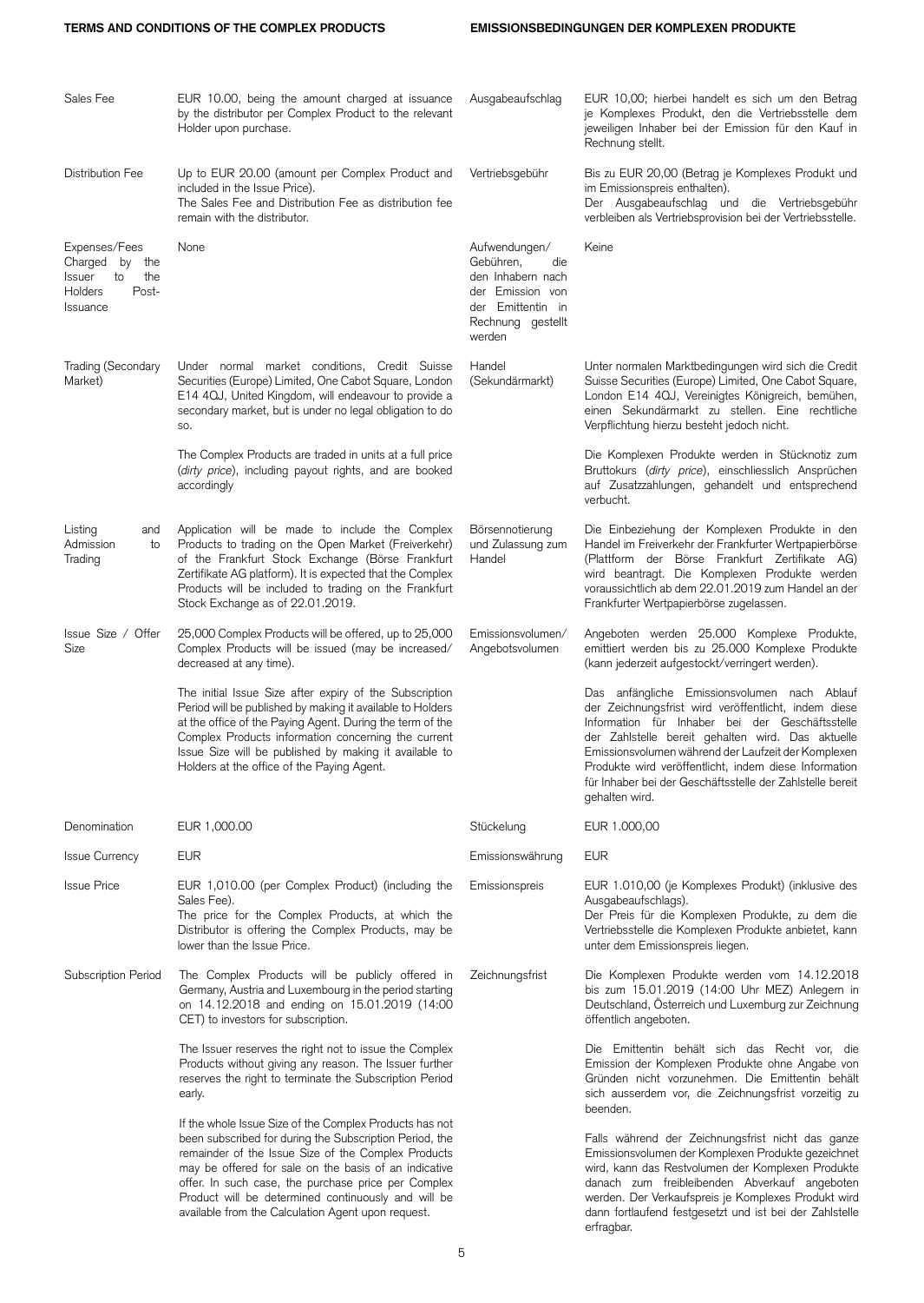| | | | |
|---|---|---|---|
| Sales Fee | EUR 10.00, being the amount charged at issuance by the distributor per Complex Product to the relevant Holder upon purchase. | Ausgabeaufschlag | EUR 10,00; hierbei handelt es sich um den Betrag je Komplexes Produkt, den die Vertriebsstelle dem jeweiligen Inhaber bei der Emission für den Kauf in Rechnung stellt. |
| Distribution Fee | Up to EUR 20.00 (amount per Complex Product and included in the Issue Price).<br>The Sales Fee and Distribution Fee as distribution fee remain with the distributor. | Vertriebsgebühr | Bis zu EUR 20,00 (Betrag je Komplexes Produkt und im Emissionspreis enthalten).<br>Der Ausgabeaufschlag und die Vertriebsgebühr verbleiben als Vertriebsprovision bei der Vertriebsstelle. |
| Expenses/Fees Charged by the Issuer to the Holders Post-Issuance | None | Aufwendungen/ Gebühren, die den Inhabern nach der Emission von der Emittentin in Rechnung gestellt werden | Keine |
| Trading (Secondary Market) | Under normal market conditions, Credit Suisse Securities (Europe) Limited, One Cabot Square, London E14 4QJ, United Kingdom, will endeavour to provide a secondary market, but is under no legal obligation to do so.<br><br>The Complex Products are traded in units at a full price (*dirty price*), including payout rights, and are booked accordingly | Handel (Sekundärmarkt) | Unter normalen Marktbedingungen wird sich die Credit Suisse Securities (Europe) Limited, One Cabot Square, London E14 4QJ, Vereinigtes Königreich, bemühen, einen Sekundärmarkt zu stellen. Eine rechtliche Verpflichtung hierzu besteht jedoch nicht.<br><br>Die Komplexen Produkte werden in Stücknotiz zum Bruttokurs (*dirty price*), einschliesslich Ansprüchen auf Zusatzzahlungen, gehandelt und entsprechend verbucht. |
| Listing and Admission to Trading | Application will be made to include the Complex Products to trading on the Open Market (Freiverkehr) of the Frankfurt Stock Exchange (Börse Frankfurt Zertifikate AG platform). It is expected that the Complex Products will be included to trading on the Frankfurt Stock Exchange as of 22.01.2019. | Börsennotierung und Zulassung zum Handel | Die Einbeziehung der Komplexen Produkte in den Handel im Freiverkehr der Frankfurter Wertpapierbörse (Plattform der Börse Frankfurt Zertifikate AG) wird beantragt. Die Komplexen Produkte werden voraussichtlich ab dem 22.01.2019 zum Handel an der Frankfurter Wertpapierbörse zugelassen. |
| Issue Size / Offer Size | 25,000 Complex Products will be offered, up to 25,000 Complex Products will be issued (may be increased/ decreased at any time).<br><br>The initial Issue Size after expiry of the Subscription Period will be published by making it available to Holders at the office of the Paying Agent. During the term of the Complex Products information concerning the current Issue Size will be published by making it available to Holders at the office of the Paying Agent. | Emissionsvolumen/ Angebotsvolumen | Angeboten werden 25.000 Komplexe Produkte, emittiert werden bis zu 25.000 Komplexe Produkte (kann jederzeit aufgestockt/verringert werden).<br><br>Das anfängliche Emissionsvolumen nach Ablauf der Zeichnungsfrist wird veröffentlicht, indem diese Information für Inhaber bei der Geschäftsstelle der Zahlstelle bereit gehalten wird. Das aktuelle Emissionsvolumen während der Laufzeit der Komplexen Produkte wird veröffentlicht, indem diese Information für Inhaber bei der Geschäftsstelle der Zahlstelle bereit gehalten wird. |
| Denomination | EUR 1,000.00 | Stückelung | EUR 1.000,00 |
| Issue Currency | EUR | Emissionswährung | EUR |
| Issue Price | EUR 1,010.00 (per Complex Product) (including the Sales Fee).<br>The price for the Complex Products, at which the Distributor is offering the Complex Products, may be lower than the Issue Price. | Emissionspreis | EUR 1.010,00 (je Komplexes Produkt) (inklusive des Ausgabeaufschlags).<br>Der Preis für die Komplexen Produkte, zu dem die Vertriebsstelle die Komplexen Produkte anbietet, kann unter dem Emissionspreis liegen. |
| Subscription Period | The Complex Products will be publicly offered in Germany, Austria and Luxembourg in the period starting on 14.12.2018 and ending on 15.01.2019 (14:00 CET) to investors for subscription.<br><br>The Issuer reserves the right not to issue the Complex Products without giving any reason. The Issuer further reserves the right to terminate the Subscription Period early.<br><br>If the whole Issue Size of the Complex Products has not been subscribed for during the Subscription Period, the remainder of the Issue Size of the Complex Products may be offered for sale on the basis of an indicative offer. In such case, the purchase price per Complex Product will be determined continuously and will be available from the Calculation Agent upon request. | Zeichnungsfrist | Die Komplexen Produkte werden vom 14.12.2018 bis zum 15.01.2019 (14:00 Uhr MEZ) Anlegern in Deutschland, Österreich und Luxemburg zur Zeichnung öffentlich angeboten.<br><br>Die Emittentin behält sich das Recht vor, die Emission der Komplexen Produkte ohne Angabe von Gründen nicht vorzunehmen. Die Emittentin behält sich ausserdem vor, die Zeichnungsfrist vorzeitig zu beenden.<br><br>Falls während der Zeichnungsfrist nicht das ganze Emissionsvolumen der Komplexen Produkte gezeichnet wird, kann das Restvolumen der Komplexen Produkte danach zum freibleibenden Abverkauf angeboten werden. Der Verkaufspreis je Komplexes Produkt wird dann fortlaufend festgesetzt und ist bei der Zahlstelle erfragbar. |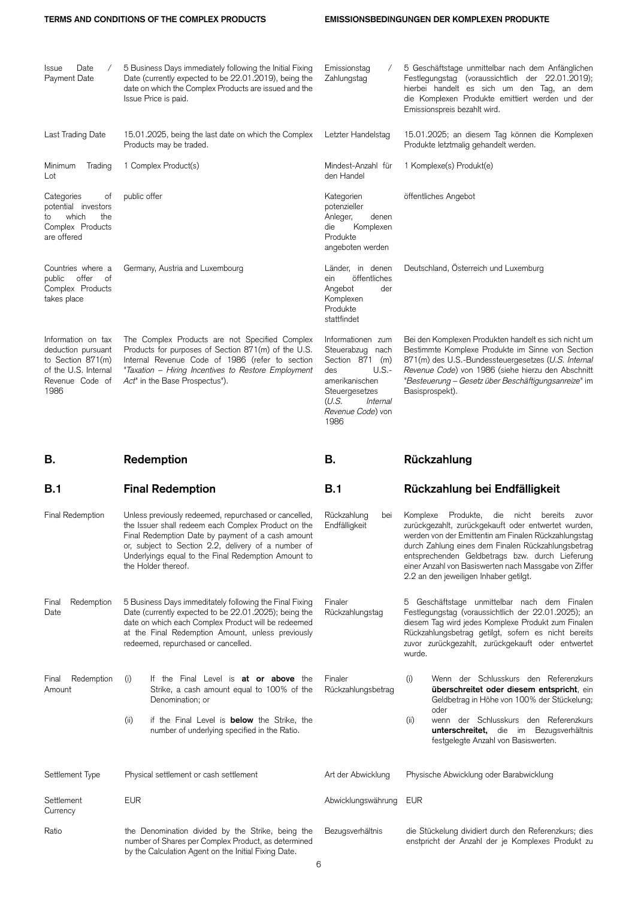| | | | |
|---|---|---|---|
| Issue Date / Payment Date | 5 Business Days immediately following the Initial Fixing Date (currently expected to be 22.01.2019), being the date on which the Complex Products are issued and the Issue Price is paid. | Emissionstag / Zahlungstag | 5 Geschäftstage unmittelbar nach dem Anfänglichen Festlegungstag (voraussichtlich der 22.01.2019); hierbei handelt es sich um den Tag, an dem die Komplexen Produkte emittiert werden und der Emissionspreis bezahlt wird. |
| Last Trading Date | 15.01.2025, being the last date on which the Complex Products may be traded. | Letzter Handelstag | 15.01.2025; an diesem Tag können die Komplexen Produkte letztmalig gehandelt werden. |
| Minimum Trading Lot | 1 Complex Product(s) | Mindest-Anzahl für den Handel | 1 Komplexe(s) Produkt(e) |
| Categories of potential investors to which the Complex Products are offered | public offer | Kategorien potenzieller Anleger, denen die Komplexen Produkte angeboten werden | öffentliches Angebot |
| Countries where a public offer of Complex Products takes place | Germany, Austria and Luxembourg | Länder, in denen ein öffentliches Angebot der Komplexen Produkte stattfindet | Deutschland, Österreich und Luxemburg |
| Information on tax deduction pursuant to Section 871(m) of the U.S. Internal Revenue Code of 1986 | The Complex Products are not Specified Complex Products for purposes of Section 871(m) of the U.S. Internal Revenue Code of 1986 (refer to section "*Taxation – Hiring Incentives to Restore Employment Act*" in the Base Prospectus"). | Informationen zum Steuerabzug nach Section 871 (m) des U.S.-amerikanischen Steuergesetzes (*U.S. Internal Revenue Code*) von 1986 | Bei den Komplexen Produkten handelt es sich nicht um Bestimmte Komplexe Produkte im Sinne von Section 871(m) des U.S.-Bundessteuergesetzes (*U.S. Internal Revenue Code*) von 1986 (siehe hierzu den Abschnitt "*Besteuerung – Gesetz über Beschäftigungsanreize*" im Basisprospekt). |

## B. Redemption / B. Rückzahlung

### B.1 Final Redemption / B.1 Rückzahlung bei Endfälligkeit

| | | | |
|---|---|---|---|
| Final Redemption | Unless previously redeemed, repurchased or cancelled, the Issuer shall redeem each Complex Product on the Final Redemption Date by payment of a cash amount or, subject to Section 2.2, delivery of a number of Underlyings equal to the Final Redemption Amount to the Holder thereof. | Rückzahlung bei Endfälligkeit | Komplexe Produkte, die nicht bereits zuvor zurückgezahlt, zurückgekauft oder entwertet wurden, werden von der Emittentin am Finalen Rückzahlungstag durch Zahlung eines dem Finalen Rückzahlungsbetrag entsprechenden Geldbetrags bzw. durch Lieferung einer Anzahl von Basiswerten nach Massgabe von Ziffer 2.2 an den jeweiligen Inhaber getilgt. |
| Final Redemption Date | 5 Business Days immeditately following the Final Fixing Date (currently expected to be 22.01.2025); being the date on which each Complex Product will be redeemed at the Final Redemption Amount, unless previously redeemed, repurchased or cancelled. | Finaler Rückzahlungstag | 5 Geschäftstage unmittelbar nach dem Finalen Festlegungstag (voraussichtlich der 22.01.2025); an diesem Tag wird jedes Komplexe Produkt zum Finalen Rückzahlungsbetrag getilgt, sofern es nicht bereits zuvor zurückgezahlt, zurückgekauft oder entwertet wurde. |
| Final Redemption Amount | (i) If the Final Level is **at or above** the Strike, a cash amount equal to 100% of the Denomination; or<br>(ii) if the Final Level is **below** the Strike, the number of underlying specified in the Ratio. | Finaler Rückzahlungsbetrag | (i) Wenn der Schlusskurs den Referenzkurs **überschreitet oder diesem entspricht**, ein Geldbetrag in Höhe von 100% der Stückelung; oder<br>(ii) wenn der Schlusskurs den Referenzkurs **unterschreitet,** die im Bezugsverhältnis festgelegte Anzahl von Basiswerten. |
| Settlement Type | Physical settlement or cash settlement | Art der Abwicklung | Physische Abwicklung oder Barabwicklung |
| Settlement Currency | EUR | Abwicklungswährung | EUR |
| Ratio | the Denomination divided by the Strike, being the number of Shares per Complex Product, as determined by the Calculation Agent on the Initial Fixing Date. | Bezugsverhältnis | die Stückelung dividiert durch den Referenzkurs; dies enstpricht der Anzahl der je Komplexes Produkt zu |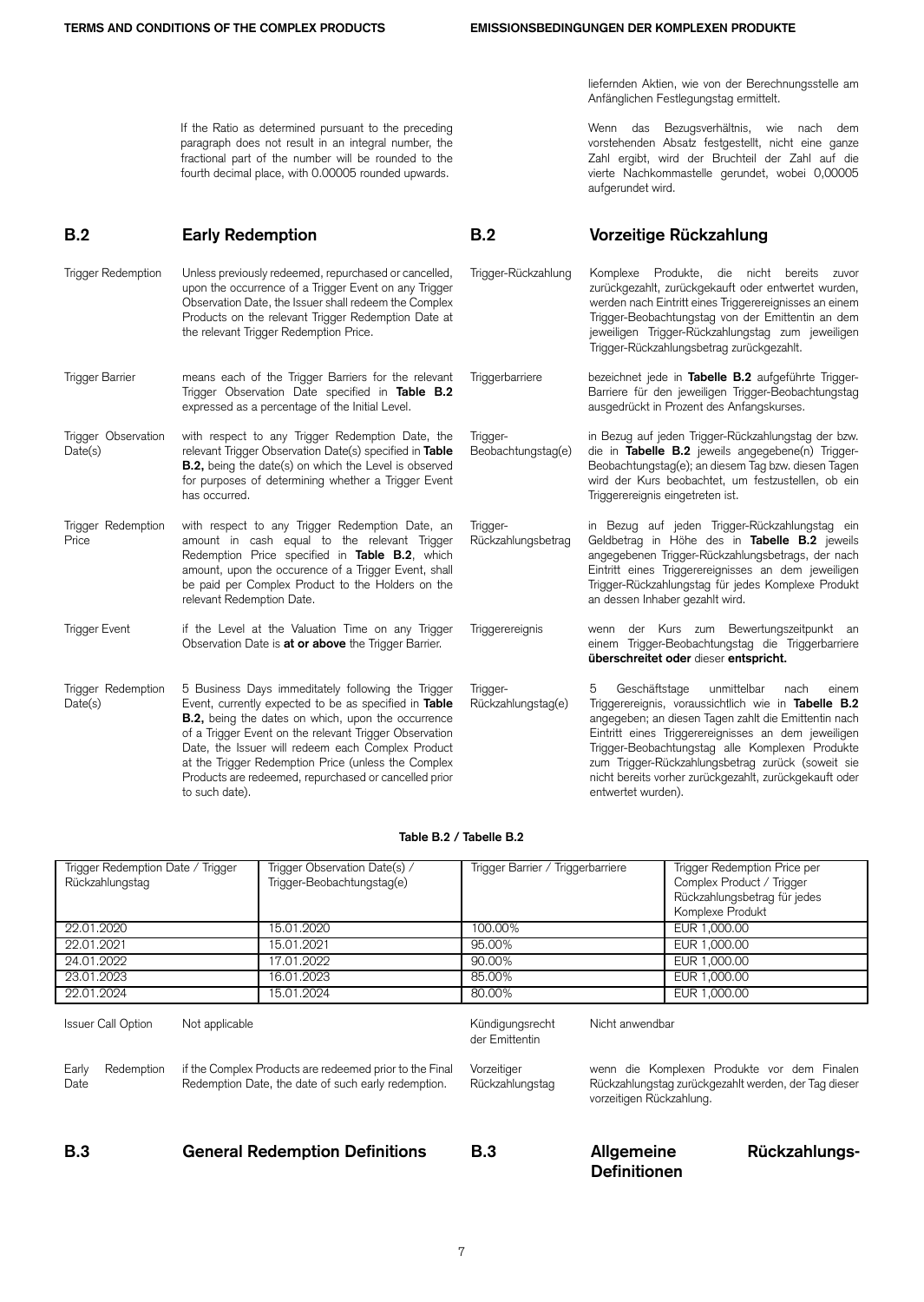liefernden Aktien, wie von der Berechnungsstelle am Anfänglichen Festlegungstag ermittelt.

If the Ratio as determined pursuant to the preceding paragraph does not result in an integral number, the fractional part of the number will be rounded to the fourth decimal place, with 0.00005 rounded upwards.

Wenn das Bezugsverhältnis, wie nach dem vorstehenden Absatz festgestellt, nicht eine ganze Zahl ergibt, wird der Bruchteil der Zahl auf die vierte Nachkommastelle gerundet, wobei 0,00005 aufgerundet wird.

## B.2 Early Redemption

## B.2 Vorzeitige Rückzahlung

**Trigger Redemption**: Unless previously redeemed, repurchased or cancelled, upon the occurrence of a Trigger Event on any Trigger Observation Date, the Issuer shall redeem the Complex Products on the relevant Trigger Redemption Date at the relevant Trigger Redemption Price.

**Trigger-Rückzahlung**: Komplexe Produkte, die nicht bereits zuvor zurückgezahlt, zurückgekauft oder entwertet wurden, werden nach Eintritt eines Triggerereignisses an einem Trigger-Beobachtungstag von der Emittentin an dem jeweiligen Trigger-Rückzahlungstag zum jeweiligen Trigger-Rückzahlungsbetrag zurückgezahlt.

**Trigger Barrier**: means each of the Trigger Barriers for the relevant Trigger Observation Date specified in **Table B.2** expressed as a percentage of the Initial Level.

**Triggerbarriere**: bezeichnet jede in **Tabelle B.2** aufgeführte Trigger-Barriere für den jeweiligen Trigger-Beobachtungstag ausgedrückt in Prozent des Anfangskurses.

**Trigger Observation Date(s)**: with respect to any Trigger Redemption Date, the relevant Trigger Observation Date(s) specified in **Table B.2,** being the date(s) on which the Level is observed for purposes of determining whether a Trigger Event has occurred.

**Trigger-Beobachtungstag(e)**: in Bezug auf jeden Trigger-Rückzahlungstag der bzw. die in **Tabelle B.2** jeweils angegebene(n) Trigger-Beobachtungstag(e); an diesem Tag bzw. diesen Tagen wird der Kurs beobachtet, um festzustellen, ob ein Triggerereignis eingetreten ist.

**Trigger Redemption Price**: with respect to any Trigger Redemption Date, an amount in cash equal to the relevant Trigger Redemption Price specified in **Table B.2**, which amount, upon the occurence of a Trigger Event, shall be paid per Complex Product to the Holders on the relevant Redemption Date.

**Trigger-Rückzahlungsbetrag**: in Bezug auf jeden Trigger-Rückzahlungstag ein Geldbetrag in Höhe des in **Tabelle B.2** jeweils angegebenen Trigger-Rückzahlungsbetrags, der nach Eintritt eines Triggerereignisses an dem jeweiligen Trigger-Rückzahlungstag für jedes Komplexe Produkt an dessen Inhaber gezahlt wird.

**Trigger Event**: if the Level at the Valuation Time on any Trigger Observation Date is **at or above** the Trigger Barrier.

**Triggerereignis**: wenn der Kurs zum Bewertungszeitpunkt an einem Trigger-Beobachtungstag die Triggerbarriere **überschreitet oder** dieser **entspricht.**

**Trigger Redemption Date(s)**: 5 Business Days immeditately following the Trigger Event, currently expected to be as specified in **Table B.2,** being the dates on which, upon the occurrence of a Trigger Event on the relevant Trigger Observation Date, the Issuer will redeem each Complex Product at the Trigger Redemption Price (unless the Complex Products are redeemed, repurchased or cancelled prior to such date).

**Trigger-Rückzahlungstag(e)**: 5 Geschäftstage unmittelbar nach einem Triggerereignis, voraussichtlich wie in **Tabelle B.2** angegeben; an diesen Tagen zahlt die Emittentin nach Eintritt eines Triggerereignisses an dem jeweiligen Trigger-Beobachtungstag alle Komplexen Produkte zum Trigger-Rückzahlungsbetrag zurück (soweit sie nicht bereits vorher zurückgezahlt, zurückgekauft oder entwertet wurden).

**Table B.2 / Tabelle B.2**

| Trigger Redemption Date / Trigger Rückzahlungstag | Trigger Observation Date(s) / Trigger-Beobachtungstag(e) | Trigger Barrier / Triggerbarriere | Trigger Redemption Price per Complex Product / Trigger Rückzahlungsbetrag für jedes Komplexe Produkt |
|---|---|---|---|
| 22.01.2020 | 15.01.2020 | 100.00% | EUR 1,000.00 |
| 22.01.2021 | 15.01.2021 | 95.00% | EUR 1,000.00 |
| 24.01.2022 | 17.01.2022 | 90.00% | EUR 1,000.00 |
| 23.01.2023 | 16.01.2023 | 85.00% | EUR 1,000.00 |
| 22.01.2024 | 15.01.2024 | 80.00% | EUR 1,000.00 |

**Issuer Call Option**: Not applicable

**Kündigungsrecht der Emittentin**: Nicht anwendbar

**Early Redemption Date**: if the Complex Products are redeemed prior to the Final Redemption Date, the date of such early redemption.

**Vorzeitiger Rückzahlungstag**: wenn die Komplexen Produkte vor dem Finalen Rückzahlungstag zurückgezahlt werden, der Tag dieser vorzeitigen Rückzahlung.

## B.3 General Redemption Definitions

## B.3 Allgemeine Rückzahlungs-Definitionen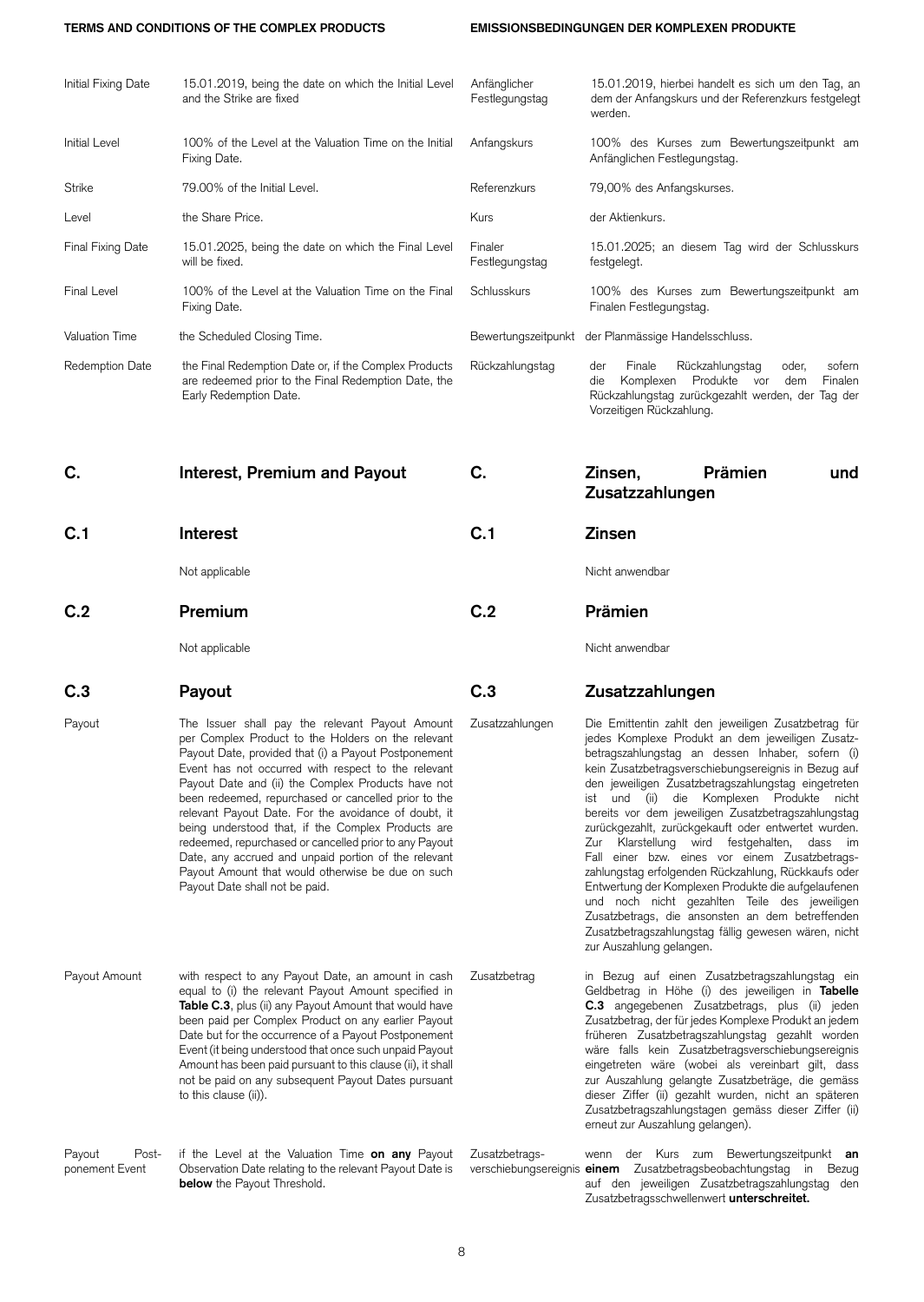| | | | |
|---|---|---|---|
| Initial Fixing Date | 15.01.2019, being the date on which the Initial Level and the Strike are fixed | Anfänglicher Festlegungstag | 15.01.2019, hierbei handelt es sich um den Tag, an dem der Anfangskurs und der Referenzkurs festgelegt werden. |
| Initial Level | 100% of the Level at the Valuation Time on the Initial Fixing Date. | Anfangskurs | 100% des Kurses zum Bewertungszeitpunkt am Anfänglichen Festlegungstag. |
| Strike | 79.00% of the Initial Level. | Referenzkurs | 79,00% des Anfangskurses. |
| Level | the Share Price. | Kurs | der Aktienkurs. |
| Final Fixing Date | 15.01.2025, being the date on which the Final Level will be fixed. | Finaler Festlegungstag | 15.01.2025; an diesem Tag wird der Schlusskurs festgelegt. |
| Final Level | 100% of the Level at the Valuation Time on the Final Fixing Date. | Schlusskurs | 100% des Kurses zum Bewertungszeitpunkt am Finalen Festlegungstag. |
| Valuation Time | the Scheduled Closing Time. | Bewertungszeitpunkt | der Planmässige Handelsschluss. |
| Redemption Date | the Final Redemption Date or, if the Complex Products are redeemed prior to the Final Redemption Date, the Early Redemption Date. | Rückzahlungstag | der Finale Rückzahlungstag oder, sofern die Komplexen Produkte vor dem Finalen Rückzahlungstag zurückgezahlt werden, der Tag der Vorzeitigen Rückzahlung. |

## C. Interest, Premium and Payout / C. Zinsen, Prämien und Zusatzzahlungen

### C.1 Interest / C.1 Zinsen

Not applicable / Nicht anwendbar

### C.2 Premium / C.2 Prämien

Not applicable / Nicht anwendbar

### C.3 Payout / C.3 Zusatzzahlungen

| | | | |
|---|---|---|---|
| Payout | The Issuer shall pay the relevant Payout Amount per Complex Product to the Holders on the relevant Payout Date, provided that (i) a Payout Postponement Event has not occurred with respect to the relevant Payout Date and (ii) the Complex Products have not been redeemed, repurchased or cancelled prior to the relevant Payout Date. For the avoidance of doubt, it being understood that, if the Complex Products are redeemed, repurchased or cancelled prior to any Payout Date, any accrued and unpaid portion of the relevant Payout Amount that would otherwise be due on such Payout Date shall not be paid. | Zusatzzahlungen | Die Emittentin zahlt den jeweiligen Zusatzbetrag für jedes Komplexe Produkt an dem jeweiligen Zusatzbetragszahlungstag an dessen Inhaber, sofern (i) kein Zusatzbetragsverschiebungsereignis in Bezug auf den jeweiligen Zusatzbetragszahlungstag eingetreten ist und (ii) die Komplexen Produkte nicht bereits vor dem jeweiligen Zusatzbetragszahlungstag zurückgezahlt, zurückgekauft oder entwertet wurden. Zur Klarstellung wird festgehalten, dass im Fall einer bzw. eines vor einem Zusatzbetrags­zahlungstag erfolgenden Rückzahlung, Rückkaufs oder Entwertung der Komplexen Produkte die aufgelaufenen und noch nicht gezahlten Teile des jeweiligen Zusatzbetrags, die ansonsten an dem betreffenden Zusatzbetragszahlungstag fällig gewesen wären, nicht zur Auszahlung gelangen. |
| Payout Amount | with respect to any Payout Date, an amount in cash equal to (i) the relevant Payout Amount specified in **Table C.3**, plus (ii) any Payout Amount that would have been paid per Complex Product on any earlier Payout Date but for the occurrence of a Payout Postponement Event (it being understood that once such unpaid Payout Amount has been paid pursuant to this clause (ii), it shall not be paid on any subsequent Payout Dates pursuant to this clause (ii)). | Zusatzbetrag | in Bezug auf einen Zusatzbetragszahlungstag ein Geldbetrag in Höhe (i) des jeweiligen in **Tabelle C.3** angegebenen Zusatzbetrags, plus (ii) jeden Zusatzbetrag, der für jedes Komplexe Produkt an jedem früheren Zusatzbetragszahlungstag gezahlt worden wäre falls kein Zusatzbetragsverschiebungsereignis eingetreten wäre (wobei als vereinbart gilt, dass zur Auszahlung gelangte Zusatzbeträge, die gemäss dieser Ziffer (ii) gezahlt wurden, nicht an späteren Zusatzbetragszahlungstagen gemäss dieser Ziffer (ii) erneut zur Auszahlung gelangen). |
| Payout Postponement Event | if the Level at the Valuation Time **on any** Payout Observation Date relating to the relevant Payout Date is **below** the Payout Threshold. | Zusatzbetrags­verschiebungsereignis | wenn der Kurs zum Bewertungszeitpunkt **an einem** Zusatzbetragsbeobachtungstag in Bezug auf den jeweiligen Zusatzbetragszahlungstag den Zusatzbetragsschwellenwert **unterschreitet.** |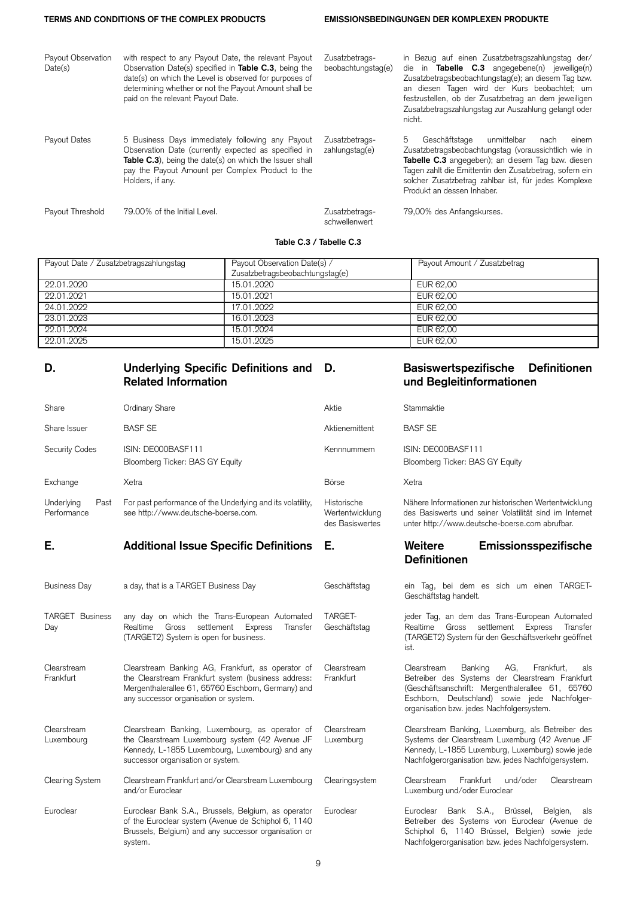| | | | |
|---|---|---|---|
| Payout Observation Date(s) | with respect to any Payout Date, the relevant Payout Observation Date(s) specified in **Table C.3**, being the date(s) on which the Level is observed for purposes of determining whether or not the Payout Amount shall be paid on the relevant Payout Date. | Zusatzbetrags-beobachtungstag(e) | in Bezug auf einen Zusatzbetragszahlungstag der/ die in **Tabelle C.3** angegebene(n) jeweilige(n) Zusatzbetragsbeobachtungstag(e); an diesem Tag bzw. an diesen Tagen wird der Kurs beobachtet; um festzustellen, ob der Zusatzbetrag an dem jeweiligen Zusatzbetragszahlungstag zur Auszahlung gelangt oder nicht. |
| Payout Dates | 5 Business Days immediately following any Payout Observation Date (currently expected as specified in **Table C.3**), being the date(s) on which the Issuer shall pay the Payout Amount per Complex Product to the Holders, if any. | Zusatzbetrags-zahlungstag(e) | 5 Geschäftstage unmittelbar nach einem Zusatzbetragsbeobachtungstag (voraussichtlich wie in **Tabelle C.3** angegeben); an diesem Tag bzw. diesen Tagen zahlt die Emittentin den Zusatzbetrag, sofern ein solcher Zusatzbetrag zahlbar ist, für jedes Komplexe Produkt an dessen Inhaber. |
| Payout Threshold | 79.00% of the Initial Level. | Zusatzbetrags-schwellenwert | 79,00% des Anfangskurses. |

**Table C.3 / Tabelle C.3**

| Payout Date / Zusatzbetragszahlungstag | Payout Observation Date(s) / Zusatzbetragsbeobachtungstag(e) | Payout Amount / Zusatzbetrag |
|---|---|---|
| 22.01.2020 | 15.01.2020 | EUR 62,00 |
| 22.01.2021 | 15.01.2021 | EUR 62,00 |
| 24.01.2022 | 17.01.2022 | EUR 62,00 |
| 23.01.2023 | 16.01.2023 | EUR 62,00 |
| 22.01.2024 | 15.01.2024 | EUR 62,00 |
| 22.01.2025 | 15.01.2025 | EUR 62,00 |

## D. Underlying Specific Definitions and Related Information / D. Basiswertspezifische Definitionen und Begleitinformationen

| | | | |
|---|---|---|---|
| Share | Ordinary Share | Aktie | Stammaktie |
| Share Issuer | BASF SE | Aktienemittent | BASF SE |
| Security Codes | ISIN: DE000BASF111<br>Bloomberg Ticker: BAS GY Equity | Kennnummern | ISIN: DE000BASF111<br>Bloomberg Ticker: BAS GY Equity |
| Exchange | Xetra | Börse | Xetra |
| Underlying Past Performance | For past performance of the Underlying and its volatility, see http://www.deutsche-boerse.com. | Historische Wertentwicklung des Basiswertes | Nähere Informationen zur historischen Wertentwicklung des Basiswerts und seiner Volatilität sind im Internet unter http://www.deutsche-boerse.com abrufbar. |

## E. Additional Issue Specific Definitions / E. Weitere Emissionsspezifische Definitionen

| | | | |
|---|---|---|---|
| Business Day | a day, that is a TARGET Business Day | Geschäftstag | ein Tag, bei dem es sich um einen TARGET-Geschäftstag handelt. |
| TARGET Business Day | any day on which the Trans-European Automated Realtime Gross settlement Express Transfer (TARGET2) System is open for business. | TARGET-Geschäftstag | jeder Tag, an dem das Trans-European Automated Realtime Gross settlement Express Transfer (TARGET2) System für den Geschäftsverkehr geöffnet ist. |
| Clearstream Frankfurt | Clearstream Banking AG, Frankfurt, as operator of the Clearstream Frankfurt system (business address: Mergenthalerallee 61, 65760 Eschborn, Germany) and any successor organisation or system. | Clearstream Frankfurt | Clearstream Banking AG, Frankfurt, als Betreiber des Systems der Clearstream Frankfurt (Geschäftsanschrift: Mergenthalerallee 61, 65760 Eschborn, Deutschland) sowie jede Nachfolgerorganisation bzw. jedes Nachfolgersystem. |
| Clearstream Luxembourg | Clearstream Banking, Luxembourg, as operator of the Clearstream Luxembourg system (42 Avenue JF Kennedy, L-1855 Luxembourg, Luxembourg) and any successor organisation or system. | Clearstream Luxemburg | Clearstream Banking, Luxemburg, als Betreiber des Systems der Clearstream Luxemburg (42 Avenue JF Kennedy, L-1855 Luxemburg, Luxemburg) sowie jede Nachfolgerorganisation bzw. jedes Nachfolgersystem. |
| Clearing System | Clearstream Frankfurt and/or Clearstream Luxembourg and/or Euroclear | Clearingsystem | Clearstream Frankfurt und/oder Clearstream Luxemburg und/oder Euroclear |
| Euroclear | Euroclear Bank S.A., Brussels, Belgium, as operator of the Euroclear system (Avenue de Schiphol 6, 1140 Brussels, Belgium) and any successor organisation or system. | Euroclear | Euroclear Bank S.A., Brüssel, Belgien, als Betreiber des Systems von Euroclear (Avenue de Schiphol 6, 1140 Brüssel, Belgien) sowie jede Nachfolgerorganisation bzw. jedes Nachfolgersystem. |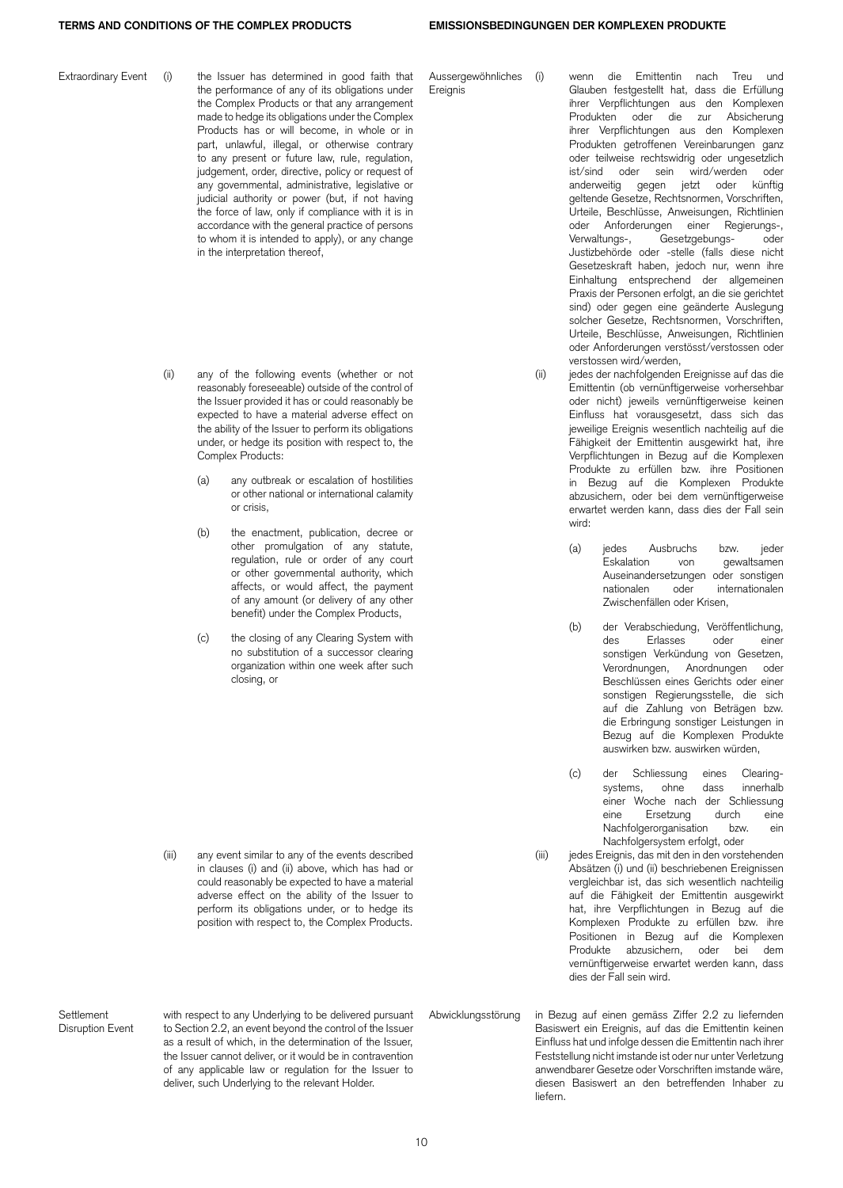| Extraordinary Event | (i) the Issuer has determined in good faith that the performance of any of its obligations under the Complex Products or that any arrangement made to hedge its obligations under the Complex Products has or will become, in whole or in part, unlawful, illegal, or otherwise contrary to any present or future law, rule, regulation, judgement, order, directive, policy or request of any governmental, administrative, legislative or judicial authority or power (but, if not having the force of law, only if compliance with it is in accordance with the general practice of persons to whom it is intended to apply), or any change in the interpretation thereof,<br><br>(ii) any of the following events (whether or not reasonably foreseeable) outside of the control of the Issuer provided it has or could reasonably be expected to have a material adverse effect on the ability of the Issuer to perform its obligations under, or hedge its position with respect to, the Complex Products:<br><br>(a) any outbreak or escalation of hostilities or other national or international calamity or crisis,<br><br>(b) the enactment, publication, decree or other promulgation of any statute, regulation, rule or order of any court or other governmental authority, which affects, or would affect, the payment of any amount (or delivery of any other benefit) under the Complex Products,<br><br>(c) the closing of any Clearing System with no substitution of a successor clearing organization within one week after such closing, or<br><br>(iii) any event similar to any of the events described in clauses (i) and (ii) above, which has had or could reasonably be expected to have a material adverse effect on the ability of the Issuer to perform its obligations under, or to hedge its position with respect to, the Complex Products. | Aussergewöhnliches Ereignis | (i) wenn die Emittentin nach Treu und Glauben festgestellt hat, dass die Erfüllung ihrer Verpflichtungen aus den Komplexen Produkten oder die zur Absicherung ihrer Verpflichtungen aus den Produkten getroffenen Vereinbarungen ganz oder teilweise rechtswidrig oder ungesetzlich ist/sind oder sein wird/werden oder anderweitig gegen jetzt oder künftig geltende Gesetze, Rechtsnormen, Vorschriften, Urteile, Beschlüsse, Anweisungen, Richtlinien oder Anforderungen einer Regierungs-, Verwaltungs-, Gesetzgebungs- oder Justizbehörde oder -stelle (falls diese nicht Gesetzeskraft haben, jedoch nur, wenn ihre Einhaltung entsprechend der allgemeinen Praxis der Personen erfolgt, an die sie gerichtet sind) oder gegen eine geänderte Auslegung solcher Gesetze, Rechtsnormen, Vorschriften, Urteile, Beschlüsse, Anweisungen, Richtlinien oder Anforderungen verstösst/verstossen oder verstossen wird/werden,<br><br>(ii) jedes der nachfolgenden Ereignisse auf das die Emittentin (ob vernünftigerweise vorhersehbar oder nicht) jeweils vernünftigerweise keinen Einfluss hat vorausgesetzt, dass sich das jeweilige Ereignis wesentlich nachteilig auf die Fähigkeit der Emittentin ausgewirkt hat, ihre Verpflichtungen in Bezug auf die Komplexen Produkte zu erfüllen bzw. ihre Positionen in Bezug auf die Komplexen Produkte abzusichern, oder bei dem vernünftigerweise erwartet werden kann, dass dies der Fall sein wird:<br><br>(a) jedes Ausbruchs bzw. jeder Eskalation von gewaltsamen Auseinandersetzungen oder sonstigen nationalen oder internationalen Zwischenfällen oder Krisen,<br><br>(b) der Verabschiedung, Veröffentlichung, des Erlasses oder einer sonstigen Verkündung von Gesetzen, Verordnungen, Anordnungen oder Beschlüssen eines Gerichts oder einer sonstigen Regierungsstelle, die sich auf die Zahlung von Beträgen bzw. die Erbringung sonstiger Leistungen in Bezug auf die Komplexen Produkte auswirken bzw. auswirken würden,<br><br>(c) der Schliessung eines Clearing-systems, ohne dass innerhalb einer Woche nach der Schliessung eine Ersetzung durch eine Nachfolgerorganisation bzw. ein Nachfolgersystem erfolgt, oder<br><br>(iii) jedes Ereignis, das mit den in den vorstehenden Absätzen (i) und (ii) beschriebenen Ereignissen vergleichbar ist, das sich wesentlich nachteilig auf die Fähigkeit der Emittentin ausgewirkt hat, ihre Verpflichtungen in Bezug auf die Komplexen Produkte zu erfüllen bzw. ihre Positionen in Bezug auf die Komplexen Produkte abzusichern, oder bei dem vernünftigerweise erwartet werden kann, dass dies der Fall sein wird. |
|---|---|---|---|
| Settlement Disruption Event | with respect to any Underlying to be delivered pursuant to Section 2.2, an event beyond the control of the Issuer as a result of which, in the determination of the Issuer, the Issuer cannot deliver, or it would be in contravention of any applicable law or regulation for the Issuer to deliver, such Underlying to the relevant Holder. | Abwicklungsstörung | in Bezug auf einen gemäss Ziffer 2.2 zu liefernden Basiswert ein Ereignis, auf das die Emittentin keinen Einfluss hat und infolge dessen die Emittentin nach ihrer Feststellung nicht imstande ist oder nur unter Verletzung anwendbarer Gesetze oder Vorschriften imstande wäre, diesen Basiswert an den betreffenden Inhaber zu liefern. |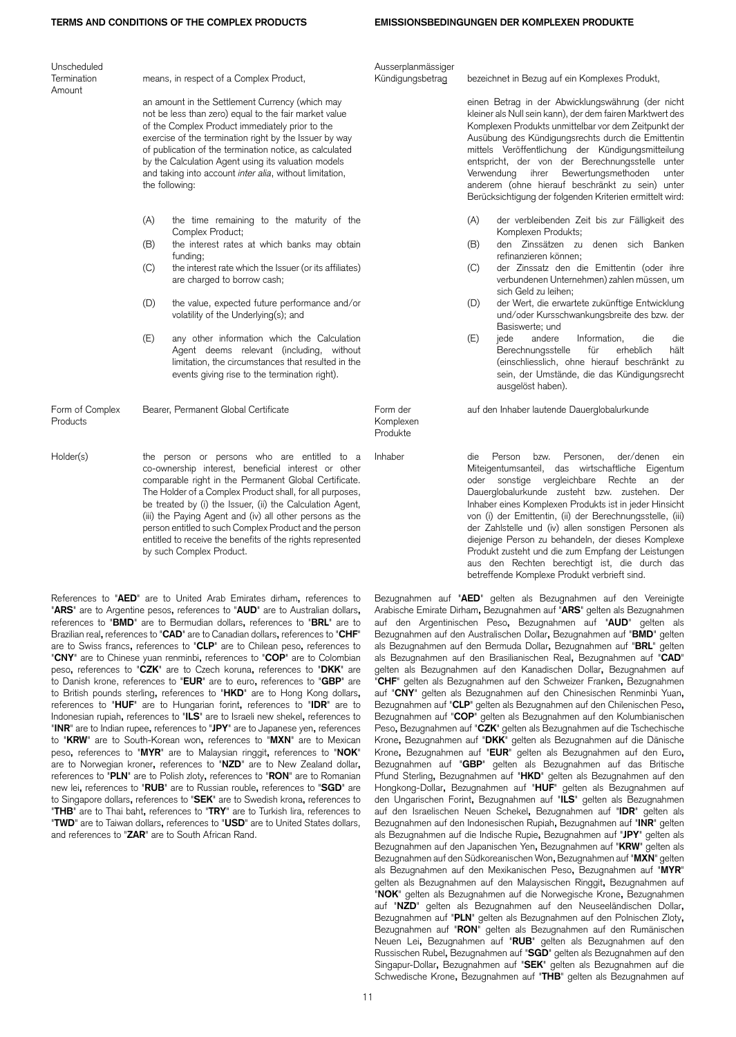| | | | |
|---|---|---|---|
| Unscheduled Termination Amount | means, in respect of a Complex Product,<br><br>an amount in the Settlement Currency (which may not be less than zero) equal to the fair market value of the Complex Product immediately prior to the exercise of the termination right by the Issuer by way of publication of the termination notice, as calculated by the Calculation Agent using its valuation models and taking into account *inter alia*, without limitation, the following:<br><br>(A) the time remaining to the maturity of the Complex Product;<br>(B) the interest rates at which banks may obtain funding;<br>(C) the interest rate which the Issuer (or its affiliates) are charged to borrow cash;<br>(D) the value, expected future performance and/or volatility of the Underlying(s); and<br>(E) any other information which the Calculation Agent deems relevant (including, without limitation, the circumstances that resulted in the events giving rise to the termination right). | Ausserplanmässiger Kündigungsbetrag | bezeichnet in Bezug auf ein Komplexes Produkt,<br><br>einen Betrag in der Abwicklungswährung (der nicht kleiner als Null sein kann), der dem fairen Marktwert des Komplexen Produkts unmittelbar vor dem Zeitpunkt der Ausübung des Kündigungsrechts durch die Emittentin mittels Veröffentlichung der Kündigungsmitteilung entspricht, der von der Berechnungsstelle unter Verwendung ihrer Bewertungsmethoden unter anderem (ohne hierauf beschränkt zu sein) unter Berücksichtigung der folgenden Kriterien ermittelt wird:<br><br>(A) der verbleibenden Zeit bis zur Fälligkeit des Komplexen Produkts;<br>(B) den Zinssätzen zu denen sich Banken refinanzieren können;<br>(C) der Zinssatz den die Emittentin (oder ihre verbundenen Unternehmen) zahlen müssen, um sich Geld zu leihen;<br>(D) der Wert, die erwartete zukünftige Entwicklung und/oder Kursschwankungsbreite des bzw. der Basiswerte; und<br>(E) jede andere Information, die die Berechnungsstelle für erheblich hält (einschliesslich, ohne hierauf beschränkt zu sein, der Umstände, die das Kündigungsrecht ausgelöst haben). |
| Form of Complex Products | Bearer, Permanent Global Certificate | Form der Komplexen Produkte | auf den Inhaber lautende Dauerglobalurkunde |
| Holder(s) | the person or persons who are entitled to a co-ownership interest, beneficial interest or other comparable right in the Permanent Global Certificate. The Holder of a Complex Product shall, for all purposes, be treated by (i) the Issuer, (ii) the Calculation Agent, (iii) the Paying Agent and (iv) all other persons as the person entitled to such Complex Product and the person entitled to receive the benefits of the rights represented by such Complex Product. | Inhaber | die Person bzw. Personen, der/denen ein Miteigentumsanteil, das wirtschaftliche Eigentum oder sonstige vergleichbare Rechte an der Dauerglobalurkunde zusteht bzw. zustehen. Der Inhaber eines Komplexen Produkts ist in jeder Hinsicht von (i) der Emittentin, (ii) der Berechnungsstelle, (iii) der Zahlstelle und (iv) allen sonstigen Personen als diejenige Person zu behandeln, der dieses Komplexe Produkt zusteht und die zum Empfang der Leistungen aus den Rechten berechtigt ist, die durch das betreffende Komplexe Produkt verbrieft sind. |

References to "**AED**" are to United Arab Emirates dirham, references to "**ARS**" are to Argentine pesos, references to "**AUD**" are to Australian dollars, references to "**BMD**" are to Bermudian dollars, references to "**BRL**" are to Brazilian real, references to "**CAD**" are to Canadian dollars, references to "**CHF**" are to Swiss francs, references to "**CLP**" are to Chilean peso, references to "**CNY**" are to Chinese yuan renminbi, references to "**COP**" are to Colombian peso, references to "**CZK**" are to Czech koruna, references to "**DKK**" are to Danish krone, references to "**EUR**" are to euro, references to "**GBP**" are to British pounds sterling, references to "**HKD**" are to Hong Kong dollars, references to "**HUF**" are to Hungarian forint, references to "**IDR**" are to Indonesian rupiah, references to "**ILS**" are to Israeli new shekel, references to "**INR**" are to Indian rupee, references to "**JPY**" are to Japanese yen, references to "**KRW**" are to South-Korean won, references to "**MXN**" are to Mexican peso, references to "**MYR**" are to Malaysian ringgit, references to "**NOK**" are to Norwegian kroner, references to "**NZD**" are to New Zealand dollar, references to "**PLN**" are to Polish zloty, references to "**RON**" are to Romanian new lei, references to "**RUB**" are to Russian rouble, references to "**SGD**" are to Singapore dollars, references to "**SEK**" are to Swedish krona, references to "**THB**" are to Thai baht, references to "**TRY**" are to Turkish lira, references to "**TWD**" are to Taiwan dollars, references to "**USD**" are to United States dollars, and references to "**ZAR**" are to South African Rand.

Bezugnahmen auf "**AED**" gelten als Bezugnahmen auf den Vereinigte Arabische Emirate Dirham, Bezugnahmen auf "**ARS**" gelten als Bezugnahmen auf den Argentinischen Peso, Bezugnahmen auf "**AUD**" gelten als Bezugnahmen auf den Australischen Dollar, Bezugnahmen auf "**BMD**" gelten als Bezugnahmen auf den Bermuda Dollar, Bezugnahmen auf "**BRL**" gelten als Bezugnahmen auf den Brasilianischen Real, Bezugnahmen auf "**CAD**" gelten als Bezugnahmen auf den Kanadischen Dollar, Bezugnahmen auf "**CHF**" gelten als Bezugnahmen auf den Schweizer Franken, Bezugnahmen auf "**CNY**" gelten als Bezugnahmen auf den Chinesischen Renminbi Yuan, Bezugnahmen auf "**CLP**" gelten als Bezugnahmen auf den Chilenischen Peso, Bezugnahmen auf "**COP**" gelten als Bezugnahmen auf den Kolumbianischen Peso, Bezugnahmen auf "**CZK**" gelten als Bezugnahmen auf die Tschechische Krone, Bezugnahmen auf "**DKK**" gelten als Bezugnahmen auf die Dänische Krone, Bezugnahmen auf "**EUR**" gelten als Bezugnahmen auf den Euro, Bezugnahmen auf "**GBP**" gelten als Bezugnahmen auf das Britische Pfund Sterling, Bezugnahmen auf "**HKD**" gelten als Bezugnahmen auf den Hongkong-Dollar, Bezugnahmen auf "**HUF**" gelten als Bezugnahmen auf den Ungarischen Forint, Bezugnahmen auf "**ILS**" gelten als Bezugnahmen auf den Israelischen Neuen Schekel, Bezugnahmen auf "**IDR**" gelten als Bezugnahmen auf den Indonesischen Rupiah, Bezugnahmen auf "**INR**" gelten als Bezugnahmen auf die Indische Rupie, Bezugnahmen auf "**JPY**" gelten als Bezugnahmen auf den Japanischen Yen, Bezugnahmen auf "**KRW**" gelten als Bezugnahmen auf den Südkoreanischen Won, Bezugnahmen auf "**MXN**" gelten als Bezugnahmen auf den Mexikanischen Peso, Bezugnahmen auf "**MYR**" gelten als Bezugnahmen auf den Malaysischen Ringgit, Bezugnahmen auf "**NOK**" gelten als Bezugnahmen auf die Norwegische Krone, Bezugnahmen auf "**NZD**" gelten als Bezugnahmen auf den Neuseeländischen Dollar, Bezugnahmen auf "**PLN**" gelten als Bezugnahmen auf den Polnischen Zloty, Bezugnahmen auf "**RON**" gelten als Bezugnahmen auf den Rumänischen Neuen Lei, Bezugnahmen auf "**RUB**" gelten als Bezugnahmen auf den Russischen Rubel, Bezugnahmen auf "**SGD**" gelten als Bezugnahmen auf den Singapur-Dollar, Bezugnahmen auf "**SEK**" gelten als Bezugnahmen auf die Schwedische Krone, Bezugnahmen auf "**THB**" gelten als Bezugnahmen auf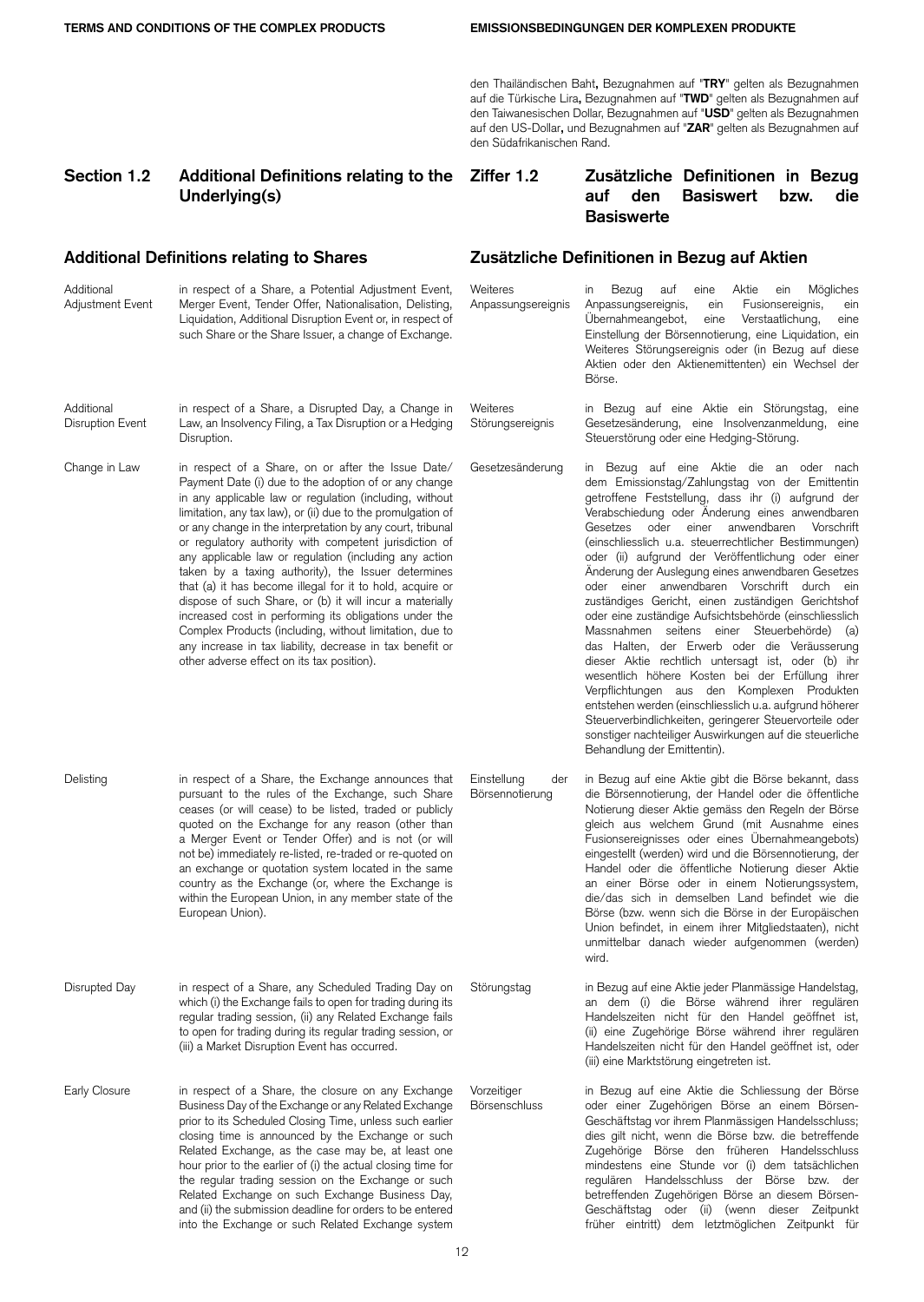den Thailändischen Baht**,** Bezugnahmen auf "**TRY**" gelten als Bezugnahmen auf die Türkische Lira**,** Bezugnahmen auf "**TWD**" gelten als Bezugnahmen auf den Taiwanesischen Dollar, Bezugnahmen auf "**USD**" gelten als Bezugnahmen auf den US-Dollar**,** und Bezugnahmen auf "**ZAR**" gelten als Bezugnahmen auf den Südafrikanischen Rand.

## Section 1.2 Additional Definitions relating to the Underlying(s)

## Ziffer 1.2 Zusätzliche Definitionen in Bezug auf den Basiswert bzw. die Basiswerte

### Additional Definitions relating to Shares

### Zusätzliche Definitionen in Bezug auf Aktien

| Term | Definition | Begriff | Definition |
|---|---|---|---|
| Additional Adjustment Event | in respect of a Share, a Potential Adjustment Event, Merger Event, Tender Offer, Nationalisation, Delisting, Liquidation, Additional Disruption Event or, in respect of such Share or the Share Issuer, a change of Exchange. | Weiteres Anpassungsereignis | in Bezug auf eine Aktie ein Mögliches Anpassungsereignis, ein Fusionsereignis, ein Übernahmeangebot, eine Verstaatlichung, eine Einstellung der Börsennotierung, eine Liquidation, ein Weiteres Störungsereignis oder (in Bezug auf diese Aktien oder den Aktienemittenten) ein Wechsel der Börse. |
| Additional Disruption Event | in respect of a Share, a Disrupted Day, a Change in Law, an Insolvency Filing, a Tax Disruption or a Hedging Disruption. | Weiteres Störungsereignis | in Bezug auf eine Aktie ein Störungstag, eine Gesetzesänderung, eine Insolvenzanmeldung, eine Steuerstörung oder eine Hedging-Störung. |
| Change in Law | in respect of a Share, on or after the Issue Date/ Payment Date (i) due to the adoption of or any change in any applicable law or regulation (including, without limitation, any tax law), or (ii) due to the promulgation of or any change in the interpretation by any court, tribunal or regulatory authority with competent jurisdiction of any applicable law or regulation (including any action taken by a taxing authority), the Issuer determines that (a) it has become illegal for it to hold, acquire or dispose of such Share, or (b) it will incur a materially increased cost in performing its obligations under the Complex Products (including, without limitation, due to any increase in tax liability, decrease in tax benefit or other adverse effect on its tax position). | Gesetzesänderung | in Bezug auf eine Aktie die an oder nach dem Emissionstag/Zahlungstag von der Emittentin getroffene Feststellung, dass ihr (i) aufgrund der Verabschiedung oder Änderung eines anwendbaren Gesetzes oder einer anwendbaren Vorschrift (einschliesslich u.a. steuerrechtlicher Bestimmungen) oder (ii) aufgrund der Veröffentlichung oder einer Änderung der Auslegung eines anwendbaren Gesetzes oder einer anwendbaren Vorschrift durch ein zuständiges Gericht, einen zuständigen Gerichtshof oder eine zuständige Aufsichtsbehörde (einschliesslich Massnahmen seitens einer Steuerbehörde) (a) das Halten, der Erwerb oder die Veräusserung dieser Aktie rechtlich untersagt ist, oder (b) ihr wesentlich höhere Kosten bei der Erfüllung ihrer Verpflichtungen aus den Komplexen Produkten entstehen werden (einschliesslich u.a. aufgrund höherer Steuerverbindlichkeiten, geringerer Steuervorteile oder sonstiger nachteiliger Auswirkungen auf die steuerliche Behandlung der Emittentin). |
| Delisting | in respect of a Share, the Exchange announces that pursuant to the rules of the Exchange, such Share ceases (or will cease) to be listed, traded or publicly quoted on the Exchange for any reason (other than a Merger Event or Tender Offer) and is not (or will not be) immediately re-listed, re-traded or re-quoted on an exchange or quotation system located in the same country as the Exchange (or, where the Exchange is within the European Union, in any member state of the European Union). | Einstellung der Börsennotierung | in Bezug auf eine Aktie gibt die Börse bekannt, dass die Börsennotierung, der Handel oder die öffentliche Notierung dieser Aktie gemäss den Regeln der Börse gleich aus welchem Grund (mit Ausnahme eines Fusionsereignisses oder eines Übernahmeangebots) eingestellt (werden) wird und die Börsennotierung, der Handel oder die öffentliche Notierung dieser Aktie an einer Börse oder in einem Notierungssystem, die/das sich in demselben Land befindet wie die Börse (bzw. wenn sich die Börse in der Europäischen Union befindet, in einem ihrer Mitgliedstaaten), nicht unmittelbar danach wieder aufgenommen (werden) wird. |
| Disrupted Day | in respect of a Share, any Scheduled Trading Day on which (i) the Exchange fails to open for trading during its regular trading session, (ii) any Related Exchange fails to open for trading during its regular trading session, or (iii) a Market Disruption Event has occurred. | Störungstag | in Bezug auf eine Aktie jeder Planmässige Handelstag, an dem (i) die Börse während ihrer regulären Handelszeiten nicht für den Handel geöffnet ist, (ii) eine Zugehörige Börse während ihrer regulären Handelszeiten nicht für den Handel geöffnet ist, oder (iii) eine Marktstörung eingetreten ist. |
| Early Closure | in respect of a Share, the closure on any Exchange Business Day of the Exchange or any Related Exchange prior to its Scheduled Closing Time, unless such earlier closing time is announced by the Exchange or such Related Exchange, as the case may be, at least one hour prior to the earlier of (i) the actual closing time for the regular trading session on the Exchange or such Related Exchange on such Exchange Business Day, and (ii) the submission deadline for orders to be entered into the Exchange or such Related Exchange system | Vorzeitiger Börsenschluss | in Bezug auf eine Aktie die Schliessung der Börse oder einer Zugehörigen Börse an einem Börsen-Geschäftstag vor ihrem Planmässigen Handelsschluss; dies gilt nicht, wenn die Börse bzw. die betreffende Zugehörige Börse den früheren Handelsschluss mindestens eine Stunde vor (i) dem tatsächlichen regulären Handelsschluss der Börse bzw. der betreffenden Zugehörigen Börse an diesem Börsen-Geschäftstag oder (ii) (wenn dieser Zeitpunkt früher eintritt) dem letztmöglichen Zeitpunkt für |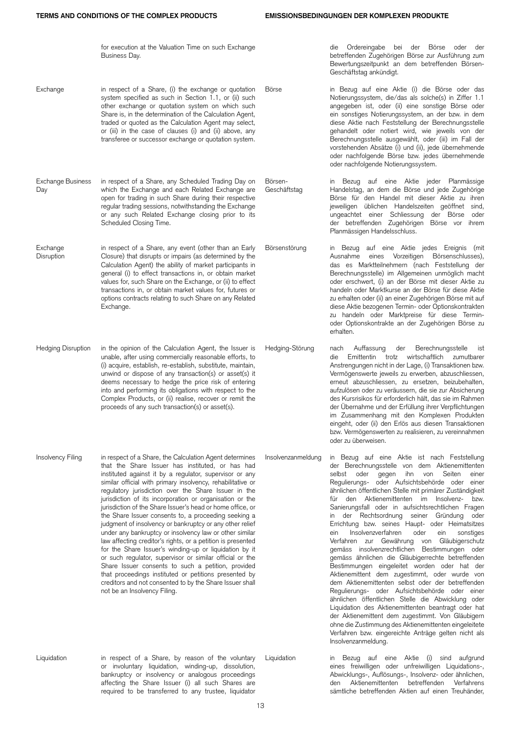| | | | |
|---|---|---|---|
| | for execution at the Valuation Time on such Exchange Business Day. | | die Ordereingabe bei der Börse oder der betreffenden Zugehörigen Börse zur Ausführung zum Bewertungszeitpunkt an dem betreffenden Börsen-Geschäftstag ankündigt. |
| Exchange | in respect of a Share, (i) the exchange or quotation system specified as such in Section 1.1, or (ii) such other exchange or quotation system on which such Share is, in the determination of the Calculation Agent, traded or quoted as the Calculation Agent may select, or (iii) in the case of clauses (i) and (ii) above, any transferee or successor exchange or quotation system. | Börse | in Bezug auf eine Aktie (i) die Börse oder das Notierungssystem, die/das als solche(s) in Ziffer 1.1 angegeben ist, oder (ii) eine sonstige Börse oder ein sonstiges Notierungssystem, an der bzw. in dem diese Aktie nach Feststellung der Berechnungsstelle gehandelt oder notiert wird, wie jeweils von der Berechnungsstelle ausgewählt, oder (iii) im Fall der vorstehenden Absätze (i) und (ii), jede übernehmende oder nachfolgende Börse bzw. jedes übernehmende oder nachfolgende Notierungssystem. |
| Exchange Business Day | in respect of a Share, any Scheduled Trading Day on which the Exchange and each Related Exchange are open for trading in such Share during their respective regular trading sessions, notwithstanding the Exchange or any such Related Exchange closing prior to its Scheduled Closing Time. | Börsen-Geschäftstag | in Bezug auf eine Aktie jeder Planmässige Handelstag, an dem die Börse und jede Zugehörige Börse für den Handel mit dieser Aktie zu ihren jeweiligen üblichen Handelszeiten geöffnet sind, ungeachtet einer Schliessung der Börse oder der betreffenden Zugehörigen Börse vor ihrem Planmässigen Handelsschluss. |
| Exchange Disruption | in respect of a Share, any event (other than an Early Closure) that disrupts or impairs (as determined by the Calculation Agent) the ability of market participants in general (i) to effect transactions in, or obtain market values for, such Share on the Exchange, or (ii) to effect transactions in, or obtain market values for, futures or options contracts relating to such Share on any Related Exchange. | Börsenstörung | in Bezug auf eine Aktie jedes Ereignis (mit Ausnahme eines Vorzeitigen Börsenschlusses), das es Marktteilnehmern (nach Feststellung der Berechnungsstelle) im Allgemeinen unmöglich macht oder erschwert, (i) an der Börse mit dieser Aktie zu handeln oder Marktkurse an der Börse für diese Aktie zu erhalten oder (ii) an einer Zugehörigen Börse mit auf diese Aktie bezogenen Termin- oder Optionskontrakten zu handeln oder Marktpreise für diese Termin- oder Optionskontrakte an der Zugehörigen Börse zu erhalten. |
| Hedging Disruption | in the opinion of the Calculation Agent, the Issuer is unable, after using commercially reasonable efforts, to (i) acquire, establish, re-establish, substitute, maintain, unwind or dispose of any transaction(s) or asset(s) it deems necessary to hedge the price risk of entering into and performing its obligations with respect to the Complex Products, or (ii) realise, recover or remit the proceeds of any such transaction(s) or asset(s). | Hedging-Störung | nach Auffassung der Berechnungsstelle ist die Emittentin trotz wirtschaftlich zumutbarer Anstrengungen nicht in der Lage, (i) Transaktionen bzw. Vermögenswerte jeweils zu erwerben, abzuschliessen, erneut abzuschliessen, zu ersetzen, beizubehalten, aufzulösen oder zu veräussern, die sie zur Absicherung des Kursrisikos für erforderlich hält, das sie im Rahmen der Übernahme und der Erfüllung ihrer Verpflichtungen im Zusammenhang mit den Komplexen Produkten eingeht, oder (ii) den Erlös aus diesen Transaktionen bzw. Vermögenswerten zu realisieren, zu vereinnahmen oder zu überweisen. |
| Insolvency Filing | in respect of a Share, the Calculation Agent determines that the Share Issuer has instituted, or has had instituted against it by a regulator, supervisor or any similar official with primary insolvency, rehabilitative or regulatory jurisdiction over the Share Issuer in the jurisdiction of its incorporation or organisation or the jurisdiction of the Share Issuer's head or home office, or the Share Issuer consents to, a proceeding seeking a judgment of insolvency or bankruptcy or any other relief under any bankruptcy or insolvency law or other similar law affecting creditor's rights, or a petition is presented for the Share Issuer's winding-up or liquidation by it or such regulator, supervisor or similar official or the Share Issuer consents to such a petition, provided that proceedings instituted or petitions presented by creditors and not consented to by the Share Issuer shall not be an Insolvency Filing. | Insolvenzanmeldung | in Bezug auf eine Aktie ist nach Feststellung der Berechnungsstelle von dem Aktienemittenten selbst oder gegen ihn von Seiten einer Regulierungs- oder Aufsichtsbehörde oder einer ähnlichen öffentlichen Stelle mit primärer Zuständigkeit für den Aktienemittenten im Insolvenz- bzw. Sanierungsfall oder in aufsichtsrechtlichen Fragen in der Rechtsordnung seiner Gründung oder Errichtung bzw. seines Haupt- oder Heimatsitzes ein Insolvenzverfahren oder ein sonstiges Verfahren zur Gewährung von Gläubigerschutz gemäss insolvenzrechtlichen Bestimmungen oder gemäss ähnlichen die Gläubigerrechte betreffenden Bestimmungen eingeleitet worden oder hat der Aktienemittent dem zugestimmt, oder wurde von dem Aktienemittenten selbst oder der betreffenden Regulierungs- oder Aufsichtsbehörde oder einer ähnlichen öffentlichen Stelle die Abwicklung oder Liquidation des Aktienemittenten beantragt oder hat der Aktienemittent dem zugestimmt. Von Gläubigern ohne die Zustimmung des Aktienemittenten eingeleitete Verfahren bzw. eingereichte Anträge gelten nicht als Insolvenzanmeldung. |
| Liquidation | in respect of a Share, by reason of the voluntary or involuntary liquidation, winding-up, dissolution, bankruptcy or insolvency or analogous proceedings affecting the Share Issuer (i) all such Shares are required to be transferred to any trustee, liquidator | Liquidation | in Bezug auf eine Aktie (i) sind aufgrund eines freiwilligen oder unfreiwilligen Liquidations-, Abwicklungs-, Auflösungs-, Insolvenz- oder ähnlichen, den Aktienemittenten betreffenden Verfahrens sämtliche betreffenden Aktien auf einen Treuhänder, |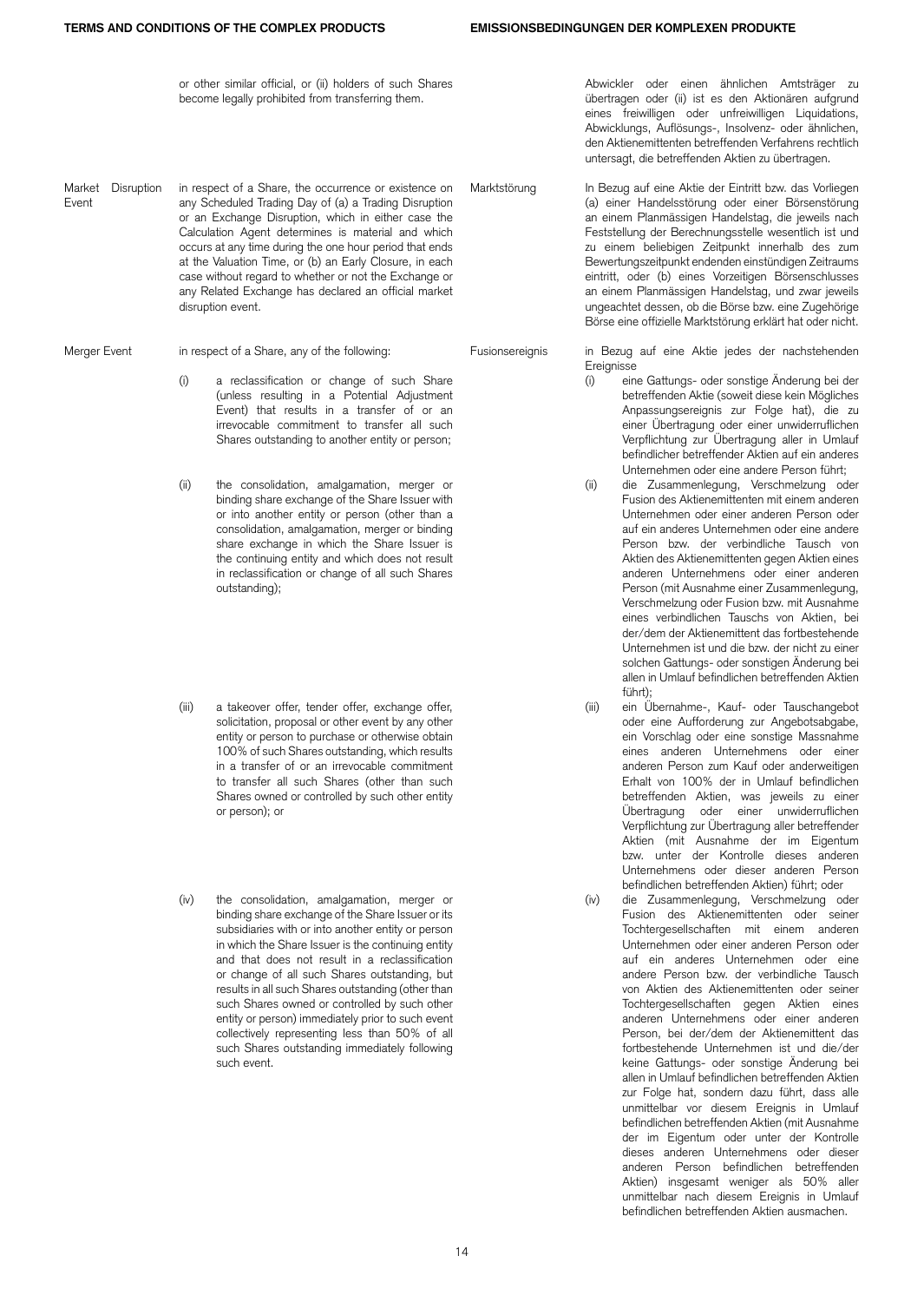or other similar official, or (ii) holders of such Shares become legally prohibited from transferring them.

Abwickler oder einen ähnlichen Amtsträger zu übertragen oder (ii) ist es den Aktionären aufgrund eines freiwilligen oder unfreiwilligen Liquidations, Abwicklungs, Auflösungs-, Insolvenz- oder ähnlichen, den Aktienemittenten betreffenden Verfahrens rechtlich untersagt, die betreffenden Aktien zu übertragen.

**Market Disruption Event**

in respect of a Share, the occurrence or existence on any Scheduled Trading Day of (a) a Trading Disruption or an Exchange Disruption, which in either case the Calculation Agent determines is material and which occurs at any time during the one hour period that ends at the Valuation Time, or (b) an Early Closure, in each case without regard to whether or not the Exchange or any Related Exchange has declared an official market disruption event.

**Marktstörung**

In Bezug auf eine Aktie der Eintritt bzw. das Vorliegen (a) einer Handelsstörung oder einer Börsenstörung an einem Planmässigen Handelstag, die jeweils nach Feststellung der Berechnungsstelle wesentlich ist und zu einem beliebigen Zeitpunkt innerhalb des zum Bewertungszeitpunkt endenden einstündigen Zeitraums eintritt, oder (b) eines Vorzeitigen Börsenschlusses an einem Planmässigen Handelstag, und zwar jeweils ungeachtet dessen, ob die Börse bzw. eine Zugehörige Börse eine offizielle Marktstörung erklärt hat oder nicht.

**Merger Event**

in respect of a Share, any of the following:

(i) a reclassification or change of such Share (unless resulting in a Potential Adjustment Event) that results in a transfer of or an irrevocable commitment to transfer all such Shares outstanding to another entity or person;

(ii) the consolidation, amalgamation, merger or binding share exchange of the Share Issuer with or into another entity or person (other than a consolidation, amalgamation, merger or binding share exchange in which the Share Issuer is the continuing entity and which does not result in reclassification or change of all such Shares outstanding);

(iii) a takeover offer, tender offer, exchange offer, solicitation, proposal or other event by any other entity or person to purchase or otherwise obtain 100% of such Shares outstanding, which results in a transfer of or an irrevocable commitment to transfer all such Shares (other than such Shares owned or controlled by such other entity or person); or

(iv) the consolidation, amalgamation, merger or binding share exchange of the Share Issuer or its subsidiaries with or into another entity or person in which the Share Issuer is the continuing entity and that does not result in a reclassification or change of all such Shares outstanding, but results in all such Shares outstanding (other than such Shares owned or controlled by such other entity or person) immediately prior to such event collectively representing less than 50% of all such Shares outstanding immediately following such event.

**Fusionsereignis**

in Bezug auf eine Aktie jedes der nachstehenden Ereignisse

(i) eine Gattungs- oder sonstige Änderung bei der betreffenden Aktie (soweit diese kein Mögliches Anpassungsereignis zur Folge hat), die zu einer Übertragung oder einer unwiderruflichen Verpflichtung zur Übertragung aller in Umlauf befindlicher betreffender Aktien auf ein anderes Unternehmen oder eine andere Person führt;

(ii) die Zusammenlegung, Verschmelzung oder Fusion des Aktienemittenten mit einem anderen Unternehmen oder einer anderen Person oder auf ein anderes Unternehmen oder eine andere Person bzw. der verbindliche Tausch von Aktien des Aktienemittenten gegen Aktien eines anderen Unternehmens oder einer anderen Person (mit Ausnahme einer Zusammenlegung, Verschmelzung oder Fusion bzw. mit Ausnahme eines verbindlichen Tauschs von Aktien, bei der/dem der Aktienemittent das fortbestehende Unternehmen ist und die bzw. der nicht zu einer solchen Gattungs- oder sonstigen Änderung bei allen in Umlauf befindlichen betreffenden Aktien führt);

(iii) ein Übernahme-, Kauf- oder Tauschangebot oder eine Aufforderung zur Angebotsabgabe, ein Vorschlag oder eine sonstige Massnahme eines anderen Unternehmens oder einer anderen Person zum Kauf oder anderweitigen Erhalt von 100% der in Umlauf befindlichen betreffenden Aktien, was jeweils zu einer Übertragung oder einer unwiderruflichen Verpflichtung zur Übertragung aller betreffender Aktien (mit Ausnahme der im Eigentum bzw. unter der Kontrolle dieses anderen Unternehmens oder dieser anderen Person befindlichen betreffenden Aktien) führt; oder

(iv) die Zusammenlegung, Verschmelzung oder Fusion des Aktienemittenten oder seiner Tochtergesellschaften mit einem anderen Unternehmen oder einer anderen Person oder auf ein anderes Unternehmen oder eine andere Person bzw. der verbindliche Tausch von Aktien des Aktienemittenten oder seiner Tochtergesellschaften gegen Aktien eines anderen Unternehmens oder einer anderen Person, bei der/dem der Aktienemittent das fortbestehende Unternehmen ist und die/der keine Gattungs- oder sonstige Änderung bei allen in Umlauf befindlichen betreffenden Aktien zur Folge hat, sondern dazu führt, dass alle unmittelbar vor diesem Ereignis in Umlauf befindlichen betreffenden Aktien (mit Ausnahme der im Eigentum oder unter der Kontrolle dieses anderen Unternehmens oder dieser anderen Person befindlichen betreffenden Aktien) insgesamt weniger als 50% aller unmittelbar nach diesem Ereignis in Umlauf befindlichen betreffenden Aktien ausmachen.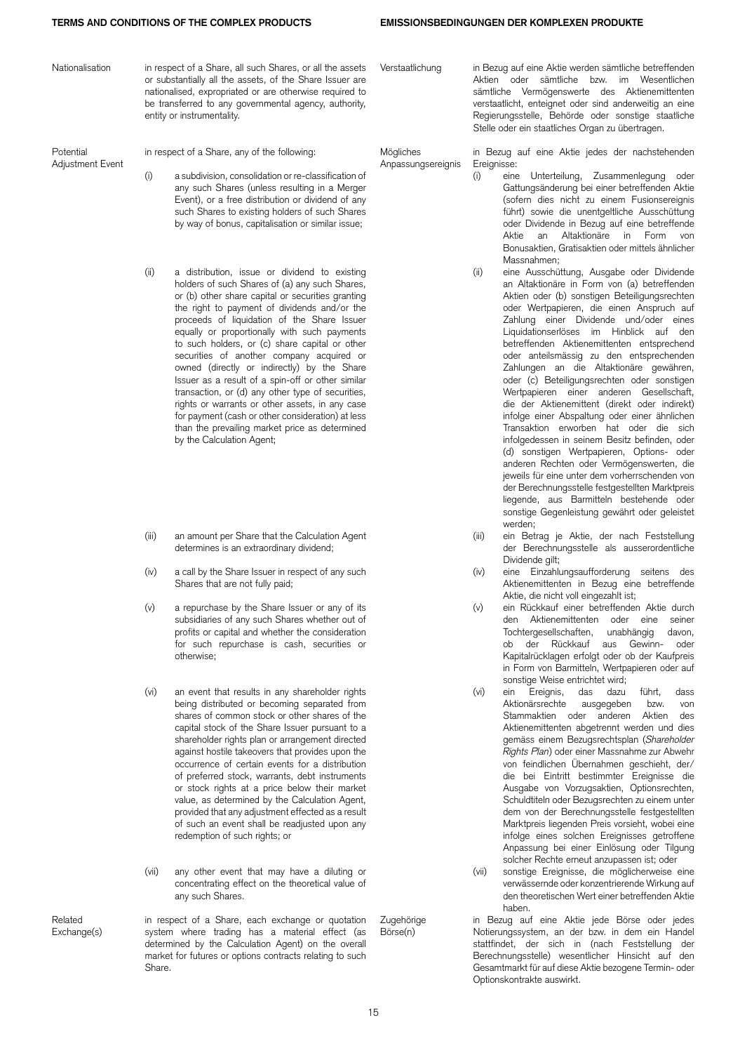| | | | |
|---|---|---|---|
| Nationalisation | in respect of a Share, all such Shares, or all the assets or substantially all the assets, of the Share Issuer are nationalised, expropriated or are otherwise required to be transferred to any governmental agency, authority, entity or instrumentality. | Verstaatlichung | in Bezug auf eine Aktie werden sämtliche betreffenden Aktien oder sämtliche bzw. im Wesentlichen sämtliche Vermögenswerte des Aktienemittenten verstaatlicht, enteignet oder sind anderweitig an eine Regierungsstelle, Behörde oder sonstige staatliche Stelle oder ein staatliches Organ zu übertragen. |
| Potential Adjustment Event | in respect of a Share, any of the following:<br>(i) a subdivision, consolidation or re-classification of any such Shares (unless resulting in a Merger Event), or a free distribution or dividend of any such Shares to existing holders of such Shares by way of bonus, capitalisation or similar issue;<br>(ii) a distribution, issue or dividend to existing holders of such Shares of (a) any such Shares, or (b) other share capital or securities granting the right to payment of dividends and/or the proceeds of liquidation of the Share Issuer equally or proportionally with such payments to such holders, or (c) share capital or other securities of another company acquired or owned (directly or indirectly) by the Share Issuer as a result of a spin-off or other similar transaction, or (d) any other type of securities, rights or warrants or other assets, in any case for payment (cash or other consideration) at less than the prevailing market price as determined by the Calculation Agent;<br>(iii) an amount per Share that the Calculation Agent determines is an extraordinary dividend;<br>(iv) a call by the Share Issuer in respect of any such Shares that are not fully paid;<br>(v) a repurchase by the Share Issuer or any of its subsidiaries of any such Shares whether out of profits or capital and whether the consideration for such repurchase is cash, securities or otherwise;<br>(vi) an event that results in any shareholder rights being distributed or becoming separated from shares of common stock or other shares of the capital stock of the Share Issuer pursuant to a shareholder rights plan or arrangement directed against hostile takeovers that provides upon the occurrence of certain events for a distribution of preferred stock, warrants, debt instruments or stock rights at a price below their market value, as determined by the Calculation Agent, provided that any adjustment effected as a result of such an event shall be readjusted upon any redemption of such rights; or<br>(vii) any other event that may have a diluting or concentrating effect on the theoretical value of any such Shares. | Mögliches Anpassungsereignis | in Bezug auf eine Aktie jedes der nachstehenden Ereignisse:<br>(i) eine Unterteilung, Zusammenlegung oder Gattungsänderung bei einer betreffenden Aktie (sofern dies nicht zu einem Fusionsereignis führt) sowie die unentgeltliche Ausschüttung oder Dividende in Bezug auf eine betreffende Aktie an Altaktionäre in Form von Bonusaktien, Gratisaktien oder mittels ähnlicher Massnahmen;<br>(ii) eine Ausschüttung, Ausgabe oder Dividende an Altaktionäre in Form von (a) betreffenden Aktien oder (b) sonstigen Beteiligungsrechten oder Wertpapieren, die einen Anspruch auf Zahlung einer Dividende und/oder eines Liquidationserlöses im Hinblick auf den betreffenden Aktienemittenten entsprechend oder anteilsmässig zu den entsprechenden Zahlungen an die Altaktionäre gewähren, oder (c) Beteiligungsrechten oder sonstigen Wertpapieren einer anderen Gesellschaft, die der Aktienemittent (direkt oder indirekt) infolge einer Abspaltung oder einer ähnlichen Transaktion erworben hat oder die sich infolgedessen in seinem Besitz befinden, oder (d) sonstigen Wertpapieren, Options- oder anderen Rechten oder Vermögenswerten, die jeweils für eine unter dem vorherrschenden von der Berechnungsstelle festgestellten Marktpreis liegende, aus Barmitteln bestehende oder sonstige Gegenleistung gewährt oder geleistet werden;<br>(iii) ein Betrag je Aktie, der nach Feststellung der Berechnungsstelle als ausserordentliche Dividende gilt;<br>(iv) eine Einzahlungsaufforderung seitens des Aktienemittenten in Bezug eine betreffende Aktie, die nicht voll eingezahlt ist;<br>(v) ein Rückkauf einer betreffenden Aktie durch den Aktienemittenten oder eine seiner Tochtergesellschaften, unabhängig davon, ob der Rückkauf aus Gewinn- oder Kapitalrücklagen erfolgt oder ob der Kaufpreis in Form von Barmitteln, Wertpapieren oder auf sonstige Weise entrichtet wird;<br>(vi) ein Ereignis, das dazu führt, dass Aktionärsrechte ausgegeben bzw. von Stammaktien oder anderen Aktien des Aktienemittenten abgetrennt werden und dies gemäss einem Bezugsrechtsplan (*Shareholder Rights Plan*) oder einer Massnahme zur Abwehr von feindlichen Übernahmen geschieht, der/die bei Eintritt bestimmter Ereignisse die Ausgabe von Vorzugsaktien, Optionsrechten, Schuldtiteln oder Bezugsrechten zu einem unter dem von der Berechnungsstelle festgestellten Marktpreis liegenden Preis vorsieht, wobei eine infolge eines solchen Ereignisses getroffene Anpassung bei einer Einlösung oder Tilgung solcher Rechte erneut anzupassen ist; oder<br>(vii) sonstige Ereignisse, die möglicherweise eine verwässernde oder konzentrierende Wirkung auf den theoretischen Wert einer betreffenden Aktie haben. |
| Related Exchange(s) | in respect of a Share, each exchange or quotation system where trading has a material effect (as determined by the Calculation Agent) on the overall market for futures or options contracts relating to such Share. | Zugehörige Börse(n) | in Bezug auf eine Aktie jede Börse oder jedes Notierungssystem, an der bzw. in dem ein Handel stattfindet, der sich in (nach Feststellung der Berechnungsstelle) wesentlicher Hinsicht auf den Gesamtmarkt für auf diese Aktie bezogene Termin- oder Optionskontrakte auswirkt. |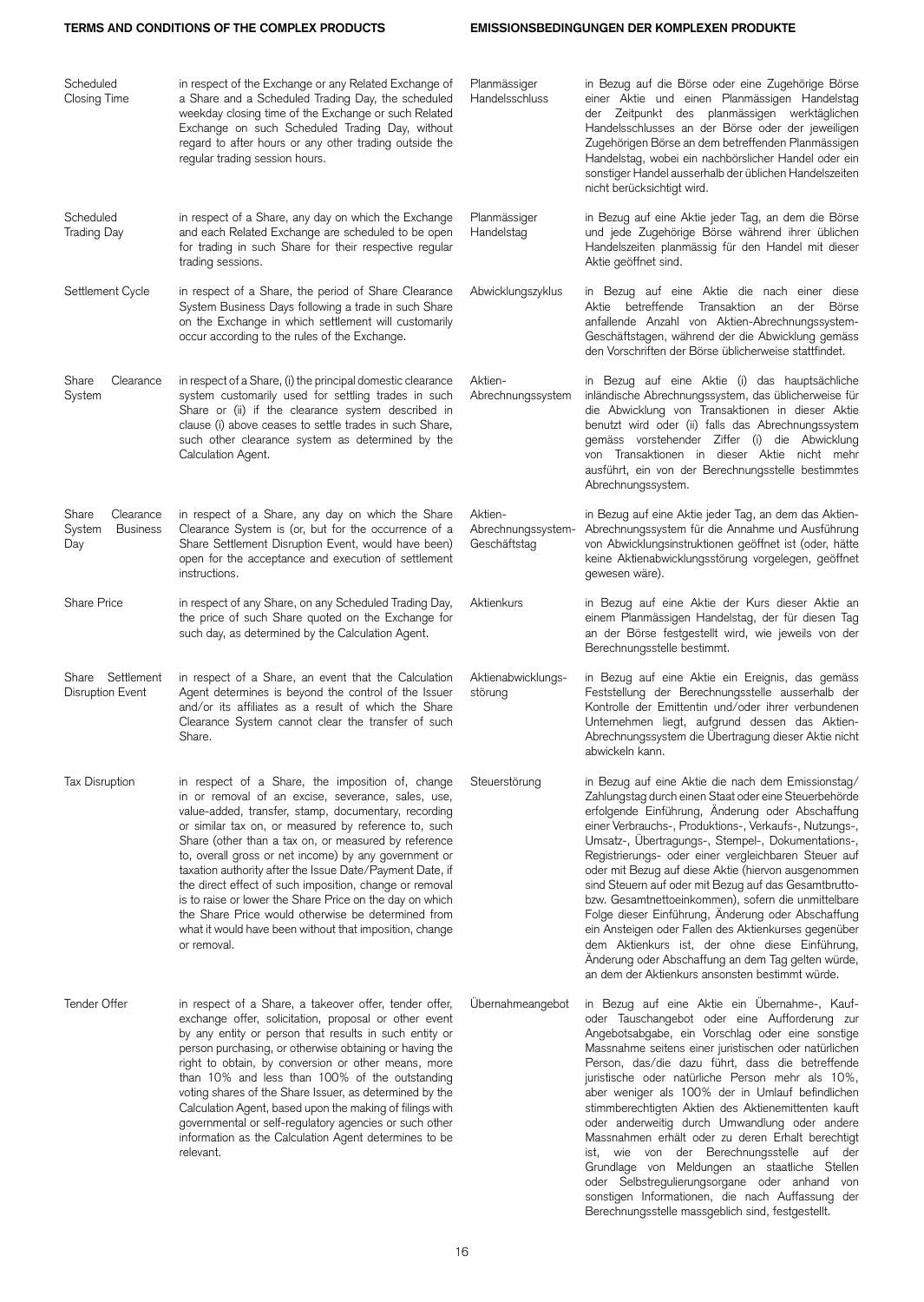| | | | |
|---|---|---|---|
| Scheduled Closing Time | in respect of the Exchange or any Related Exchange of a Share and a Scheduled Trading Day, the scheduled weekday closing time of the Exchange or such Related Exchange on such Scheduled Trading Day, without regard to after hours or any other trading outside the regular trading session hours. | Planmässiger Handelsschluss | in Bezug auf die Börse oder eine Zugehörige Börse einer Aktie und einen Planmässigen Handelstag der Zeitpunkt des planmässigen werktäglichen Handelsschlusses an der Börse oder der jeweiligen Zugehörigen Börse an dem betreffenden Planmässigen Handelstag, wobei ein nachbörslicher Handel oder ein sonstiger Handel ausserhalb der üblichen Handelszeiten nicht berücksichtigt wird. |
| Scheduled Trading Day | in respect of a Share, any day on which the Exchange and each Related Exchange are scheduled to be open for trading in such Share for their respective regular trading sessions. | Planmässiger Handelstag | in Bezug auf eine Aktie jeder Tag, an dem die Börse und jede Zugehörige Börse während ihrer üblichen Handelszeiten planmässig für den Handel mit dieser Aktie geöffnet sind. |
| Settlement Cycle | in respect of a Share, the period of Share Clearance System Business Days following a trade in such Share on the Exchange in which settlement will customarily occur according to the rules of the Exchange. | Abwicklungszyklus | in Bezug auf eine Aktie die nach einer diese Aktie betreffende Transaktion an der Börse anfallende Anzahl von Aktien-Abrechnungssystem-Geschäftstagen, während der die Abwicklung gemäss den Vorschriften der Börse üblicherweise stattfindet. |
| Share Clearance System | in respect of a Share, (i) the principal domestic clearance system customarily used for settling trades in such Share or (ii) if the clearance system described in clause (i) above ceases to settle trades in such Share, such other clearance system as determined by the Calculation Agent. | Aktien-Abrechnungssystem | in Bezug auf eine Aktie (i) das hauptsächliche inländische Abrechnungssystem, das üblicherweise für die Abwicklung von Transaktionen in dieser Aktie benutzt wird oder (ii) falls das Abrechnungssystem gemäss vorstehender Ziffer (i) die Abwicklung von Transaktionen in dieser Aktie nicht mehr ausführt, ein von der Berechnungsstelle bestimmtes Abrechnungssystem. |
| Share Clearance System Business Day | in respect of a Share, any day on which the Share Clearance System is (or, but for the occurrence of a Share Settlement Disruption Event, would have been) open for the acceptance and execution of settlement instructions. | Aktien-Abrechnungssystem-Geschäftstag | in Bezug auf eine Aktie jeder Tag, an dem das Aktien-Abrechnungssystem für die Annahme und Ausführung von Abwicklungsinstruktionen geöffnet ist (oder, hätte keine Aktienabwicklungsstörung vorgelegen, geöffnet gewesen wäre). |
| Share Price | in respect of any Share, on any Scheduled Trading Day, the price of such Share quoted on the Exchange for such day, as determined by the Calculation Agent. | Aktienkurs | in Bezug auf eine Aktie der Kurs dieser Aktie an einem Planmässigen Handelstag, der für diesen Tag an der Börse festgestellt wird, wie jeweils von der Berechnungsstelle bestimmt. |
| Share Settlement Disruption Event | in respect of a Share, an event that the Calculation Agent determines is beyond the control of the Issuer and/or its affiliates as a result of which the Share Clearance System cannot clear the transfer of such Share. | Aktienabwicklungs-störung | in Bezug auf eine Aktie ein Ereignis, das gemäss Feststellung der Berechnungsstelle ausserhalb der Kontrolle der Emittentin und/oder ihrer verbundenen Unternehmen liegt, aufgrund dessen das Aktien-Abrechnungssystem die Übertragung dieser Aktie nicht abwickeln kann. |
| Tax Disruption | in respect of a Share, the imposition of, change in or removal of an excise, severance, sales, use, value-added, transfer, stamp, documentary, recording or similar tax on, or measured by reference to, such Share (other than a tax on, or measured by reference to, overall gross or net income) by any government or taxation authority after the Issue Date/Payment Date, if the direct effect of such imposition, change or removal is to raise or lower the Share Price on the day on which the Share Price would otherwise be determined from what it would have been without that imposition, change or removal. | Steuerstörung | in Bezug auf eine Aktie die nach dem Emissionstag/Zahlungstag durch einen Staat oder eine Steuerbehörde erfolgende Einführung, Änderung oder Abschaffung einer Verbrauchs-, Produktions-, Verkaufs-, Nutzungs-, Umsatz-, Übertragungs-, Stempel-, Dokumentations-, Registrierungs- oder einer vergleichbaren Steuer auf oder mit Bezug auf diese Aktie (hiervon ausgenommen sind Steuern auf oder mit Bezug auf das Gesamtbrutto- bzw. Gesamtnettoeinkommen), sofern die unmittelbare Folge dieser Einführung, Änderung oder Abschaffung ein Ansteigen oder Fallen des Aktienkurses gegenüber dem Aktienkurs ist, der ohne diese Einführung, Änderung oder Abschaffung an dem Tag gelten würde, an dem der Aktienkurs ansonsten bestimmt würde. |
| Tender Offer | in respect of a Share, a takeover offer, tender offer, exchange offer, solicitation, proposal or other event by any entity or person that results in such entity or person purchasing, or otherwise obtaining or having the right to obtain, by conversion or other means, more than 10% and less than 100% of the outstanding voting shares of the Share Issuer, as determined by the Calculation Agent, based upon the making of filings with governmental or self-regulatory agencies or such other information as the Calculation Agent determines to be relevant. | Übernahmeangebot | in Bezug auf eine Aktie ein Übernahme-, Kauf- oder Tauschangebot oder eine Aufforderung zur Angebotsabgabe, ein Vorschlag oder eine sonstige Massnahme seitens einer juristischen oder natürlichen Person, das/die dazu führt, dass die betreffende juristische oder natürliche Person mehr als 10%, aber weniger als 100% der in Umlauf befindlichen stimmberechtigten Aktien des Aktienemittenten kauft oder anderweitig durch Umwandlung oder andere Massnahmen erhält oder zu deren Erhalt berechtigt ist, wie von der Berechnungsstelle auf der Grundlage von Meldungen an staatliche Stellen oder Selbstregulierungsorgane oder anhand von sonstigen Informationen, die nach Auffassung der Berechnungsstelle massgeblich sind, festgestellt. |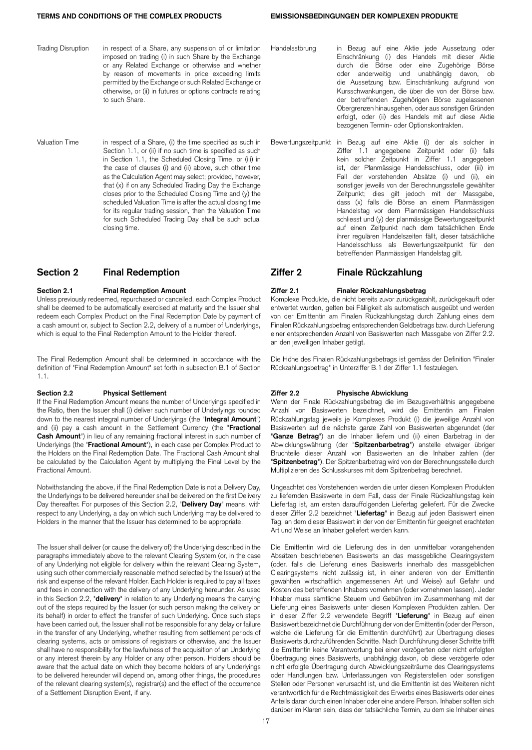| | |
|---|---|
| Trading Disruption | in respect of a Share, any suspension of or limitation imposed on trading (i) in such Share by the Exchange or any Related Exchange or otherwise and whether by reason of movements in price exceeding limits permitted by the Exchange or such Related Exchange or otherwise, or (ii) in futures or options contracts relating to such Share. |
| Valuation Time | in respect of a Share, (i) the time specified as such in Section 1.1, or (ii) if no such time is specified as such in Section 1.1, the Scheduled Closing Time, or (iii) in the case of clauses (i) and (ii) above, such other time as the Calculation Agent may select; provided, however, that (x) if on any Scheduled Trading Day the Exchange closes prior to the Scheduled Closing Time and (y) the scheduled Valuation Time is after the actual closing time for its regular trading session, then the Valuation Time for such Scheduled Trading Day shall be such actual closing time. |

## Section 2 Final Redemption

### Section 2.1 Final Redemption Amount

Unless previously redeemed, repurchased or cancelled, each Complex Product shall be deemed to be automatically exercised at maturity and the Issuer shall redeem each Complex Product on the Final Redemption Date by payment of a cash amount or, subject to Section 2.2, delivery of a number of Underlyings, which is equal to the Final Redemption Amount to the Holder thereof.

The Final Redemption Amount shall be determined in accordance with the definition of "Final Redemption Amount" set forth in subsection B.1 of Section 1.1.

### Section 2.2 Physical Settlement

If the Final Redemption Amount means the number of Underlyings specified in the Ratio, then the Issuer shall (i) deliver such number of Underlyings rounded down to the nearest integral number of Underlyings (the "**Integral Amount**") and (ii) pay a cash amount in the Settlement Currency (the "**Fractional Cash Amount**") in lieu of any remaining fractional interest in such number of Underlyings (the "**Fractional Amount**"), in each case per Complex Product to the Holders on the Final Redemption Date. The Fractional Cash Amount shall be calculated by the Calculation Agent by multiplying the Final Level by the Fractional Amount.

Notwithstanding the above, if the Final Redemption Date is not a Delivery Day, the Underlyings to be delivered hereunder shall be delivered on the first Delivery Day thereafter. For purposes of this Section 2.2, "**Delivery Day**" means, with respect to any Underlying, a day on which such Underlying may be delivered to Holders in the manner that the Issuer has determined to be appropriate.

The Issuer shall deliver (or cause the delivery of) the Underlying described in the paragraphs immediately above to the relevant Clearing System (or, in the case of any Underlying not eligible for delivery within the relevant Clearing System, using such other commercially reasonable method selected by the Issuer) at the risk and expense of the relevant Holder. Each Holder is required to pay all taxes and fees in connection with the delivery of any Underlying hereunder. As used in this Section 2.2, "**delivery**" in relation to any Underlying means the carrying out of the steps required by the Issuer (or such person making the delivery on its behalf) in order to effect the transfer of such Underlying. Once such steps have been carried out, the Issuer shall not be responsible for any delay or failure in the transfer of any Underlying, whether resulting from settlement periods of clearing systems, acts or omissions of registrars or otherwise, and the Issuer shall have no responsibility for the lawfulness of the acquisition of an Underlying or any interest therein by any Holder or any other person. Holders should be aware that the actual date on which they become holders of any Underlyings to be delivered hereunder will depend on, among other things, the procedures of the relevant clearing system(s), registrar(s) and the effect of the occurrence of a Settlement Disruption Event, if any.

| | |
|---|---|
| Handelsstörung | in Bezug auf eine Aktie jede Aussetzung oder Einschränkung (i) des Handels mit dieser Aktie durch die Börse oder eine Zugehörige Börse oder anderweitig und unabhängig davon, ob die Aussetzung bzw. Einschränkung aufgrund von Kursschwankungen, die über die von der Börse bzw. der betreffenden Zugehörigen Börse zugelassenen Obergrenzen hinausgehen, oder aus sonstigen Gründen erfolgt, oder (ii) des Handels mit auf diese Aktie bezogenen Termin- oder Optionskontrakten. |
| Bewertungszeitpunkt | in Bezug auf eine Aktie (i) der als solcher in Ziffer 1.1 angegebene Zeitpunkt oder (ii) falls kein solcher Zeitpunkt in Ziffer 1.1 angegeben ist, der Planmässige Handelsschluss, oder (iii) im Fall der vorstehenden Absätze (i) und (ii), ein sonstiger jeweils von der Berechnungsstelle gewählter Zeitpunkt; dies gilt jedoch mit der Massgabe, dass (x) falls die Börse an einem Planmässigen Handelstag vor dem Planmässigen Handelsschluss schliesst und (y) der planmässige Bewertungszeitpunkt auf einen Zeitpunkt nach dem tatsächlichen Ende ihrer regulären Handelszeiten fällt, dieser tatsächliche Handelsschluss als Bewertungszeitpunkt für den betreffenden Planmässigen Handelstag gilt. |

## Ziffer 2 Finale Rückzahlung

### Ziffer 2.1 Finaler Rückzahlungsbetrag

Komplexe Produkte, die nicht bereits zuvor zurückgezahlt, zurückgekauft oder entwertet wurden, gelten bei Fälligkeit als automatisch ausgeübt und werden von der Emittentin am Finalen Rückzahlungstag durch Zahlung eines dem Finalen Rückzahlungsbetrag entsprechenden Geldbetrags bzw. durch Lieferung einer entsprechenden Anzahl von Basiswerten nach Massgabe von Ziffer 2.2. an den jeweiligen Inhaber getilgt.

Die Höhe des Finalen Rückzahlungsbetrags ist gemäss der Definition "Finaler Rückzahlungsbetrag" in Unterziffer B.1 der Ziffer 1.1 festzulegen.

### Ziffer 2.2 Physische Abwicklung

Wenn der Finale Rückzahlungsbetrag die im Bezugsverhältnis angegebene Anzahl von Basiswerten bezeichnet, wird die Emittentin am Finalen Rückzahlungstag jeweils je Komplexes Produkt (i) die jeweilige Anzahl von Basiswerten auf die nächste ganze Zahl von Basiswerten abgerundet (der "**Ganze Betrag**") an die Inhaber liefern und (ii) einen Barbetrag in der Abwicklungswährung (der "**Spitzenbarbetrag**") anstelle etwaiger übriger Bruchteile dieser Anzahl von Basiswerten an die Inhaber zahlen (der "**Spitzenbetrag**"). Der Spitzenbarbetrag wird von der Berechnungsstelle durch Multiplizieren des Schlusskurses mit dem Spitzenbetrag berechnet.

Ungeachtet des Vorstehenden werden die unter diesen Komplexen Produkten zu liefernden Basiswerte in dem Fall, dass der Finale Rückzahlungstag kein Liefertag ist, am ersten darauffolgenden Liefertag geliefert. Für die Zwecke dieser Ziffer 2.2 bezeichnet "**Liefertag**" in Bezug auf jeden Basiswert einen Tag, an dem dieser Basiswert in der von der Emittentin für geeignet erachteten Art und Weise an Inhaber geliefert werden kann.

Die Emittentin wird die Lieferung des in den unmittelbar vorangehenden Absätzen beschriebenen Basiswerts an das massgebliche Clearingsystem (oder, falls die Lieferung eines Basiswerts innerhalb des massgeblichen Clearingsystems nicht zulässig ist, in einer anderen von der Emittentin gewählten wirtschaftlich angemessenen Art und Weise) auf Gefahr und Kosten des betreffenden Inhabers vornehmen (oder vornehmen lassen). Jeder Inhaber muss sämtliche Steuern und Gebühren im Zusammenhang mit der Lieferung eines Basiswerts unter diesen Komplexen Produkten zahlen. Der in dieser Ziffer 2.2 verwendete Begriff "**Lieferung**" in Bezug auf einen Basiswert bezeichnet die Durchführung der von der Emittentin (oder der Person, welche die Lieferung für die Emittentin durchführt) zur Übertragung dieses Basiswerts durchzuführenden Schritte. Nach Durchführung dieser Schritte trifft die Emittentin keine Verantwortung bei einer verzögerten oder nicht erfolgten Übertragung eines Basiswerts, unabhängig davon, ob diese verzögerte oder nicht erfolgte Übertragung durch Abwicklungszeiträume des Clearingsystems oder Handlungen bzw. Unterlassungen von Registerstellen oder sonstigen Stellen oder Personen verursacht ist, und die Emittentin ist des Weiteren nicht verantwortlich für die Rechtmässigkeit des Erwerbs eines Basiswerts oder eines Anteils daran durch einen Inhaber oder eine andere Person. Inhaber sollten sich darüber im Klaren sein, dass der tatsächliche Termin, zu dem sie Inhaber eines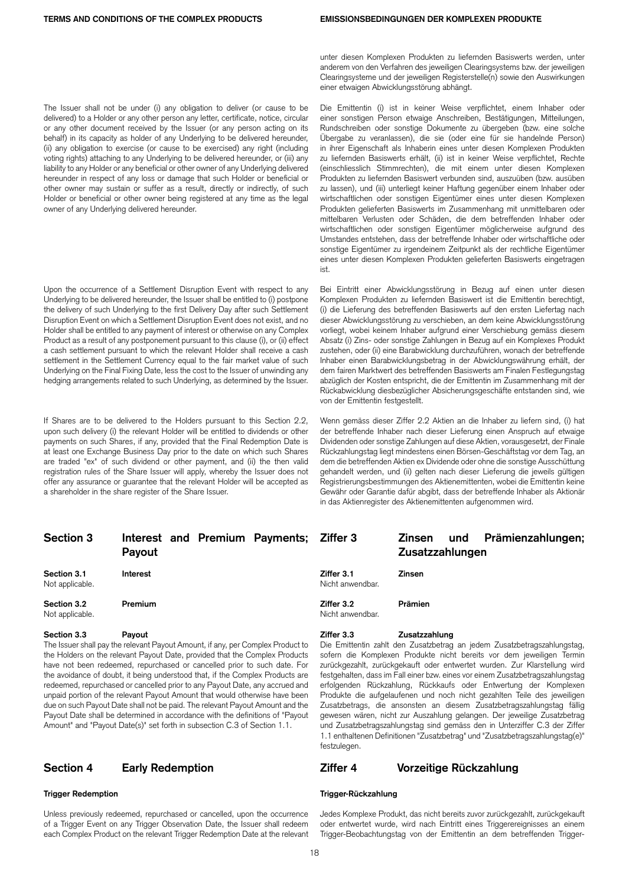unter diesen Komplexen Produkten zu liefernden Basiswerts werden, unter anderem von den Verfahren des jeweiligen Clearingsystems bzw. der jeweiligen Clearingsysteme und der jeweiligen Registerstelle(n) sowie den Auswirkungen einer etwaigen Abwicklungsstörung abhängt.

The Issuer shall not be under (i) any obligation to deliver (or cause to be delivered) to a Holder or any other person any letter, certificate, notice, circular or any other document received by the Issuer (or any person acting on its behalf) in its capacity as holder of any Underlying to be delivered hereunder, (ii) any obligation to exercise (or cause to be exercised) any right (including voting rights) attaching to any Underlying to be delivered hereunder, or (iii) any liability to any Holder or any beneficial or other owner of any Underlying delivered hereunder in respect of any loss or damage that such Holder or beneficial or other owner may sustain or suffer as a result, directly or indirectly, of such Holder or beneficial or other owner being registered at any time as the legal owner of any Underlying delivered hereunder.

Die Emittentin (i) ist in keiner Weise verpflichtet, einem Inhaber oder einer sonstigen Person etwaige Anschreiben, Bestätigungen, Mitteilungen, Rundschreiben oder sonstige Dokumente zu übergeben (bzw. eine solche Übergabe zu veranlassen), die sie (oder eine für sie handelnde Person) in ihrer Eigenschaft als Inhaberin eines unter diesen Komplexen Produkten zu liefernden Basiswerts erhält, (ii) ist in keiner Weise verpflichtet, Rechte (einschliesslich Stimmrechten), die mit einem unter diesen Komplexen Produkten zu liefernden Basiswert verbunden sind, auszuüben (bzw. ausüben zu lassen), und (iii) unterliegt keiner Haftung gegenüber einem Inhaber oder wirtschaftlichen oder sonstigen Eigentümer eines unter diesen Komplexen Produkten gelieferten Basiswerts im Zusammenhang mit unmittelbaren oder mittelbaren Verlusten oder Schäden, die dem betreffenden Inhaber oder wirtschaftlichen oder sonstigen Eigentümer möglicherweise aufgrund des Umstandes entstehen, dass der betreffende Inhaber oder wirtschaftliche oder sonstige Eigentümer zu irgendeinem Zeitpunkt als der rechtliche Eigentümer eines unter diesen Komplexen Produkten gelieferten Basiswerts eingetragen ist.

Upon the occurrence of a Settlement Disruption Event with respect to any Underlying to be delivered hereunder, the Issuer shall be entitled to (i) postpone the delivery of such Underlying to the first Delivery Day after such Settlement Disruption Event on which a Settlement Disruption Event does not exist, and no Holder shall be entitled to any payment of interest or otherwise on any Complex Product as a result of any postponement pursuant to this clause (i), or (ii) effect a cash settlement pursuant to which the relevant Holder shall receive a cash settlement in the Settlement Currency equal to the fair market value of such Underlying on the Final Fixing Date, less the cost to the Issuer of unwinding any hedging arrangements related to such Underlying, as determined by the Issuer.

Bei Eintritt einer Abwicklungsstörung in Bezug auf einen unter diesen Komplexen Produkten zu liefernden Basiswert ist die Emittentin berechtigt, (i) die Lieferung des betreffenden Basiswerts auf den ersten Liefertag nach dieser Abwicklungsstörung zu verschieben, an dem keine Abwicklungsstörung vorliegt, wobei keinem Inhaber aufgrund einer Verschiebung gemäss diesem Absatz (i) Zins- oder sonstige Zahlungen in Bezug auf ein Komplexes Produkt zustehen, oder (ii) eine Barabwicklung durchzuführen, wonach der betreffende Inhaber einen Barabwicklungsbetrag in der Abwicklungswährung erhält, der dem fairen Marktwert des betreffenden Basiswerts am Finalen Festlegungstag abzüglich der Kosten entspricht, die der Emittentin im Zusammenhang mit der Rückabwicklung diesbezüglicher Absicherungsgeschäfte entstanden sind, wie von der Emittentin festgestellt.

If Shares are to be delivered to the Holders pursuant to this Section 2.2, upon such delivery (i) the relevant Holder will be entitled to dividends or other payments on such Shares, if any, provided that the Final Redemption Date is at least one Exchange Business Day prior to the date on which such Shares are traded "ex" of such dividend or other payment, and (ii) the then valid registration rules of the Share Issuer will apply, whereby the Issuer does not offer any assurance or guarantee that the relevant Holder will be accepted as a shareholder in the share register of the Share Issuer.

Wenn gemäss dieser Ziffer 2.2 Aktien an die Inhaber zu liefern sind, (i) hat der betreffende Inhaber nach dieser Lieferung einen Anspruch auf etwaige Dividenden oder sonstige Zahlungen auf diese Aktien, vorausgesetzt, der Finale Rückzahlungstag liegt mindestens einen Börsen-Geschäftstag vor dem Tag, an dem die betreffenden Aktien ex Dividende oder ohne die sonstige Ausschüttung gehandelt werden, und (ii) gelten nach dieser Lieferung die jeweils gültigen Registrierungsbestimmungen des Aktienemittenten, wobei die Emittentin keine Gewähr oder Garantie dafür abgibt, dass der betreffende Inhaber als Aktionär in das Aktienregister des Aktienemittenten aufgenommen wird.

## Section 3 Interest and Premium Payments; Payout

## Ziffer 3 Zinsen und Prämienzahlungen; Zusatzzahlungen

**Section 3.1 Interest**
Not applicable.

**Ziffer 3.1 Zinsen**
Nicht anwendbar.

**Section 3.2 Premium**
Not applicable.

**Ziffer 3.2 Prämien**
Nicht anwendbar.

**Section 3.3 Payout**
The Issuer shall pay the relevant Payout Amount, if any, per Complex Product to the Holders on the relevant Payout Date, provided that the Complex Products have not been redeemed, repurchased or cancelled prior to such date. For the avoidance of doubt, it being understood that, if the Complex Products are redeemed, repurchased or cancelled prior to any Payout Date, any accrued and unpaid portion of the relevant Payout Amount that would otherwise have been due on such Payout Date shall not be paid. The relevant Payout Amount and the Payout Date shall be determined in accordance with the definitions of "Payout Amount" and "Payout Date(s)" set forth in subsection C.3 of Section 1.1.

**Ziffer 3.3 Zusatzzahlung**
Die Emittentin zahlt den Zusatzbetrag an jedem Zusatzbetragszahlungstag, sofern die Komplexen Produkte nicht bereits vor dem jeweiligen Termin zurückgezahlt, zurückgekauft oder entwertet wurden. Zur Klarstellung wird festgehalten, dass im Fall einer bzw. eines vor einem Zusatzbetragszahlungstag erfolgenden Rückzahlung, Rückkaufs oder Entwertung der Komplexen Produkte die aufgelaufenen und noch nicht gezahlten Teile des jeweiligen Zusatzbetrags, die ansonsten an diesem Zusatzbetragszahlungstag fällig gewesen wären, nicht zur Auszahlung gelangen. Der jeweilige Zusatzbetrag und Zusatzbetragszahlungstag sind gemäss den in der Unterziffer C.3 der Ziffer 1.1 enthaltenen Definitionen "Zusatzbetrag" und "Zusatzbetragszahlungstag(e)" festzulegen.

## Section 4 Early Redemption

## Ziffer 4 Vorzeitige Rückzahlung

**Trigger Redemption**

Unless previously redeemed, repurchased or cancelled, upon the occurrence of a Trigger Event on any Trigger Observation Date, the Issuer shall redeem each Complex Product on the relevant Trigger Redemption Date at the relevant

**Trigger-Rückzahlung**

Jedes Komplexe Produkt, das nicht bereits zuvor zurückgezahlt, zurückgekauft oder entwertet wurde, wird nach Eintritt eines Triggerereignisses an einem Trigger-Beobachtungstag von der Emittentin an dem betreffenden Trigger-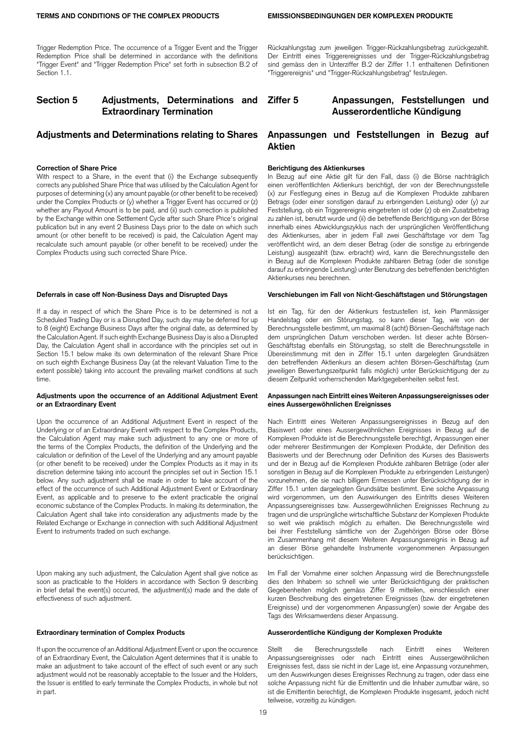Trigger Redemption Price. The occurrence of a Trigger Event and the Trigger Redemption Price shall be determined in accordance with the definitions "Trigger Event" and "Trigger Redemption Price" set forth in subsection B.2 of Section 1.1.

Rückzahlungstag zum jeweiligen Trigger-Rückzahlungsbetrag zurückgezahlt. Der Eintritt eines Triggerereignisses und der Trigger-Rückzahlungsbetrag sind gemäss den in Unterziffer B.2 der Ziffer 1.1 enthaltenen Definitionen "Triggerereignis" und "Trigger-Rückzahlungsbetrag" festzulegen.

## Section 5 Adjustments, Determinations and Extraordinary Termination

## Ziffer 5 Anpassungen, Feststellungen und Ausserordentliche Kündigung

### Adjustments and Determinations relating to Shares

### Anpassungen und Feststellungen in Bezug auf Aktien

**Correction of Share Price**

With respect to a Share, in the event that (i) the Exchange subsequently corrects any published Share Price that was utilised by the Calculation Agent for purposes of determining (x) any amount payable (or other benefit to be received) under the Complex Products or (y) whether a Trigger Event has occurred or (z) whether any Payout Amount is to be paid, and (ii) such correction is published by the Exchange within one Settlement Cycle after such Share Price's original publication but in any event 2 Business Days prior to the date on which such amount (or other benefit to be received) is paid, the Calculation Agent may recalculate such amount payable (or other benefit to be received) under the Complex Products using such corrected Share Price.

**Berichtigung des Aktienkurses**

In Bezug auf eine Aktie gilt für den Fall, dass (i) die Börse nachträglich einen veröffentlichten Aktienkurs berichtigt, der von der Berechnungsstelle (x) zur Festlegung eines in Bezug auf die Komplexen Produkte zahlbaren Betrags (oder einer sonstigen darauf zu erbringenden Leistung) oder (y) zur Feststellung, ob ein Triggerereignis eingetreten ist oder (z) ob ein Zusatzbetrag zu zahlen ist, benutzt wurde und (ii) die betreffende Berichtigung von der Börse innerhalb eines Abwicklungszyklus nach der ursprünglichen Veröffentlichung des Aktienkurses, aber in jedem Fall zwei Geschäftstage vor dem Tag veröffentlicht wird, an dem dieser Betrag (oder die sonstige zu erbringende Leistung) ausgezahlt (bzw. erbracht) wird, kann die Berechnungsstelle den in Bezug auf die Komplexen Produkte zahlbaren Betrag (oder die sonstige darauf zu erbringende Leistung) unter Benutzung des betreffenden berichtigten Aktienkurses neu berechnen.

**Deferrals in case off Non-Business Days and Disrupted Days**

If a day in respect of which the Share Price is to be determined is not a Scheduled Trading Day or is a Disrupted Day, such day may be deferred for up to 8 (eight) Exchange Business Days after the original date, as determined by the Calculation Agent. If such eighth Exchange Business Day is also a Disrupted Day, the Calculation Agent shall in accordance with the principles set out in Section 15.1 below make its own determination of the relevant Share Price on such eighth Exchange Business Day (at the relevant Valuation Time to the extent possible) taking into account the prevailing market conditions at such time.

**Verschiebungen im Fall von Nicht-Geschäftstagen und Störungstagen**

Ist ein Tag, für den der Aktienkurs festzustellen ist, kein Planmässiger Handelstag oder ein Störungstag, so kann dieser Tag, wie von der Berechnungsstelle bestimmt, um maximal 8 (acht) Börsen-Geschäftstage nach dem ursprünglichen Datum verschoben werden. Ist dieser achte Börsen-Geschäftstag ebenfalls ein Störungstag, so stellt die Berechnungsstelle in Übereinstimmung mit den in Ziffer 15.1 unten dargelegten Grundsätzen den betreffenden Aktienkurs an diesem achten Börsen-Geschäftstag (zum jeweiligen Bewertungszeitpunkt falls möglich) unter Berücksichtigung der zu diesem Zeitpunkt vorherrschenden Marktgegebenheiten selbst fest.

**Adjustments upon the occurrence of an Additional Adjustment Event or an Extraordinary Event**

Upon the occurrence of an Additional Adjustment Event in respect of the Underlying or of an Extraordinary Event with respect to the Complex Products, the Calculation Agent may make such adjustment to any one or more of the terms of the Complex Products, the definition of the Underlying and the calculation or definition of the Level of the Underlying and any amount payable (or other benefit to be received) under the Complex Products as it may in its discretion determine taking into account the principles set out in Section 15.1 below. Any such adjustment shall be made in order to take account of the effect of the occurrence of such Additional Adjustment Event or Extraordinary Event, as applicable and to preserve to the extent practicable the original economic substance of the Complex Products. In making its determination, the Calculation Agent shall take into consideration any adjustments made by the Related Exchange or Exchange in connection with such Additional Adjustment Event to instruments traded on such exchange.

**Anpassungen nach Eintritt eines Weiteren Anpassungsereignisses oder eines Aussergewöhnlichen Ereignisses**

Nach Eintritt eines Weiteren Anpassungsereignisses in Bezug auf den Basiswert oder eines Aussergewöhnlichen Ereignisses in Bezug auf die Komplexen Produkte ist die Berechnungsstelle berechtigt, Anpassungen einer oder mehrerer Bestimmungen der Komplexen Produkte, der Definition des Basiswerts und der Berechnung oder Definition des Kurses des Basiswerts und der in Bezug auf die Komplexen Produkte zahlbaren Beträge (oder aller sonstigen in Bezug auf die Komplexen Produkte zu erbringenden Leistungen) vorzunehmen, die sie nach billigem Ermessen unter Berücksichtigung der in Ziffer 15.1 unten dargelegten Grundsätze bestimmt. Eine solche Anpassung wird vorgenommen, um den Auswirkungen des Eintritts dieses Weiteren Anpassungsereignisses bzw. Aussergewöhnlichen Ereignisses Rechnung zu tragen und die ursprüngliche wirtschaftliche Substanz der Komplexen Produkte so weit wie praktisch möglich zu erhalten. Die Berechnungsstelle wird bei ihrer Feststellung sämtliche von der Zugehörigen Börse oder Börse im Zusammenhang mit diesem Weiteren Anpassungsereignis in Bezug auf an dieser Börse gehandelte Instrumente vorgenommenen Anpassungen berücksichtigen.

Upon making any such adjustment, the Calculation Agent shall give notice as soon as practicable to the Holders in accordance with Section 9 describing in brief detail the event(s) occurred, the adjustment(s) made and the date of effectiveness of such adjustment.

Im Fall der Vornahme einer solchen Anpassung wird die Berechnungsstelle dies den Inhabern so schnell wie unter Berücksichtigung der praktischen Gegebenheiten möglich gemäss Ziffer 9 mitteilen, einschliesslich einer kurzen Beschreibung des eingetretenen Ereignisses (bzw. der eingetretenen Ereignisse) und der vorgenommenen Anpassung(en) sowie der Angabe des Tags des Wirksamwerdens dieser Anpassung.

**Extraordinary termination of Complex Products**

If upon the occurrence of an Additional Adjustment Event or upon the occurence of an Extraordinary Event, the Calculation Agent determines that it is unable to make an adjustment to take account of the effect of such event or any such adjustment would not be reasonably acceptable to the Issuer and the Holders, the Issuer is entitled to early terminate the Complex Products, in whole but not in part.

**Ausserordentliche Kündigung der Komplexen Produkte**

Stellt die Berechnungsstelle nach Eintritt eines Weiteren Anpassungsereignisses oder nach Eintritt eines Aussergewöhnlichen Ereignisses fest, dass sie nicht in der Lage ist, eine Anpassung vorzunehmen, um den Auswirkungen dieses Ereignisses Rechnung zu tragen, oder dass eine solche Anpassung nicht für die Emittentin und die Inhaber zumutbar wäre, so ist die Emittentin berechtigt, die Komplexen Produkte insgesamt, jedoch nicht teilweise, vorzeitig zu kündigen.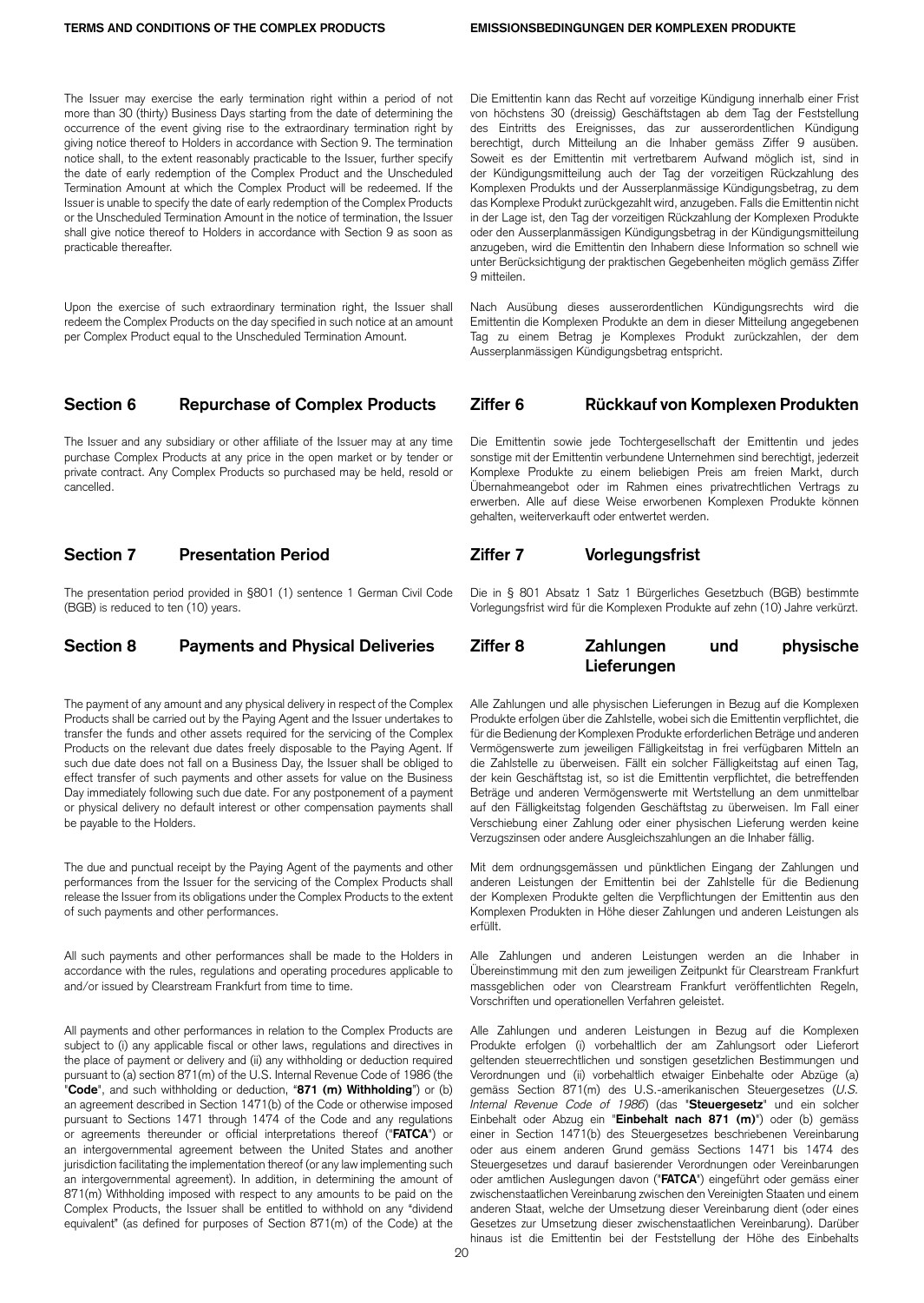The Issuer may exercise the early termination right within a period of not more than 30 (thirty) Business Days starting from the date of determining the occurrence of the event giving rise to the extraordinary termination right by giving notice thereof to Holders in accordance with Section 9. The termination notice shall, to the extent reasonably practicable to the Issuer, further specify the date of early redemption of the Complex Product and the Unscheduled Termination Amount at which the Complex Product will be redeemed. If the Issuer is unable to specify the date of early redemption of the Complex Products or the Unscheduled Termination Amount in the notice of termination, the Issuer shall give notice thereof to Holders in accordance with Section 9 as soon as practicable thereafter.

Die Emittentin kann das Recht auf vorzeitige Kündigung innerhalb einer Frist von höchstens 30 (dreissig) Geschäftstagen ab dem Tag der Feststellung des Eintritts des Ereignisses, das zur ausserordentlichen Kündigung berechtigt, durch Mitteilung an die Inhaber gemäss Ziffer 9 ausüben. Soweit es der Emittentin mit vertretbarem Aufwand möglich ist, sind in der Kündigungsmitteilung auch der Tag der vorzeitigen Rückzahlung des Komplexen Produkts und der Ausserplanmässige Kündigungsbetrag, zu dem das Komplexe Produkt zurückgezahlt wird, anzugeben. Falls die Emittentin nicht in der Lage ist, den Tag der vorzeitigen Rückzahlung der Komplexen Produkte oder den Ausserplanmässigen Kündigungsbetrag in der Kündigungsmitteilung anzugeben, wird die Emittentin den Inhabern diese Information so schnell wie unter Berücksichtigung der praktischen Gegebenheiten möglich gemäss Ziffer 9 mitteilen.

Upon the exercise of such extraordinary termination right, the Issuer shall redeem the Complex Products on the day specified in such notice at an amount per Complex Product equal to the Unscheduled Termination Amount.

Nach Ausübung dieses ausserordentlichen Kündigungsrechts wird die Emittentin die Komplexen Produkte an dem in dieser Mitteilung angegebenen Tag zu einem Betrag je Komplexes Produkt zurückzahlen, der dem Ausserplanmässigen Kündigungsbetrag entspricht.

## Section 6 Repurchase of Complex Products

The Issuer and any subsidiary or other affiliate of the Issuer may at any time purchase Complex Products at any price in the open market or by tender or private contract. Any Complex Products so purchased may be held, resold or cancelled.

## Ziffer 6 Rückkauf von Komplexen Produkten

Die Emittentin sowie jede Tochtergesellschaft der Emittentin und jedes sonstige mit der Emittentin verbundene Unternehmen sind berechtigt, jederzeit Komplexe Produkte zu einem beliebigen Preis am freien Markt, durch Übernahmeangebot oder im Rahmen eines privatrechtlichen Vertrags zu erwerben. Alle auf diese Weise erworbenen Komplexen Produkte können gehalten, weiterverkauft oder entwertet werden.

## Section 7 Presentation Period

The presentation period provided in §801 (1) sentence 1 German Civil Code (BGB) is reduced to ten (10) years.

## Ziffer 7 Vorlegungsfrist

Die in § 801 Absatz 1 Satz 1 Bürgerliches Gesetzbuch (BGB) bestimmte Vorlegungsfrist wird für die Komplexen Produkte auf zehn (10) Jahre verkürzt.

## Section 8 Payments and Physical Deliveries

The payment of any amount and any physical delivery in respect of the Complex Products shall be carried out by the Paying Agent and the Issuer undertakes to transfer the funds and other assets required for the servicing of the Complex Products on the relevant due dates freely disposable to the Paying Agent. If such due date does not fall on a Business Day, the Issuer shall be obliged to effect transfer of such payments and other assets for value on the Business Day immediately following such due date. For any postponement of a payment or physical delivery no default interest or other compensation payments shall be payable to the Holders.

The due and punctual receipt by the Paying Agent of the payments and other performances from the Issuer for the servicing of the Complex Products shall release the Issuer from its obligations under the Complex Products to the extent of such payments and other performances.

All such payments and other performances shall be made to the Holders in accordance with the rules, regulations and operating procedures applicable to and/or issued by Clearstream Frankfurt from time to time.

All payments and other performances in relation to the Complex Products are subject to (i) any applicable fiscal or other laws, regulations and directives in the place of payment or delivery and (ii) any withholding or deduction required pursuant to (a) section 871(m) of the U.S. Internal Revenue Code of 1986 (the "**Code**", and such withholding or deduction, "**871 (m) Withholding**") or (b) an agreement described in Section 1471(b) of the Code or otherwise imposed pursuant to Sections 1471 through 1474 of the Code and any regulations or agreements thereunder or official interpretations thereof ("**FATCA**") or an intergovernmental agreement between the United States and another jurisdiction facilitating the implementation thereof (or any law implementing such an intergovernmental agreement). In addition, in determining the amount of 871(m) Withholding imposed with respect to any amounts to be paid on the Complex Products, the Issuer shall be entitled to withhold on any "dividend equivalent" (as defined for purposes of Section 871(m) of the Code) at the

## Ziffer 8 Zahlungen und physische Lieferungen

Alle Zahlungen und alle physischen Lieferungen in Bezug auf die Komplexen Produkte erfolgen über die Zahlstelle, wobei sich die Emittentin verpflichtet, die für die Bedienung der Komplexen Produkte erforderlichen Beträge und anderen Vermögenswerte zum jeweiligen Fälligkeitstag in frei verfügbaren Mitteln an die Zahlstelle zu überweisen. Fällt ein solcher Fälligkeitstag auf einen Tag, der kein Geschäftstag ist, so ist die Emittentin verpflichtet, die betreffenden Beträge und anderen Vermögenswerte mit Wertstellung an dem unmittelbar auf den Fälligkeitstag folgenden Geschäftstag zu überweisen. Im Fall einer Verschiebung einer Zahlung oder einer physischen Lieferung werden keine Verzugszinsen oder andere Ausgleichszahlungen an die Inhaber fällig.

Mit dem ordnungsgemässen und pünktlichen Eingang der Zahlungen und anderen Leistungen der Emittentin bei der Zahlstelle für die Bedienung der Komplexen Produkte gelten die Verpflichtungen der Emittentin aus den Komplexen Produkten in Höhe dieser Zahlungen und anderen Leistungen als erfüllt.

Alle Zahlungen und anderen Leistungen werden an die Inhaber in Übereinstimmung mit den zum jeweiligen Zeitpunkt für Clearstream Frankfurt massgeblichen oder von Clearstream Frankfurt veröffentlichten Regeln, Vorschriften und operationellen Verfahren geleistet.

Alle Zahlungen und anderen Leistungen in Bezug auf die Komplexen Produkte erfolgen (i) vorbehaltlich der am Zahlungsort oder Lieferort geltenden steuerrechtlichen und sonstigen gesetzlichen Bestimmungen und Verordnungen und (ii) vorbehaltlich etwaiger Einbehalte oder Abzüge (a) gemäss Section 871(m) des U.S.-amerikanischen Steuergesetzes (*U.S. Internal Revenue Code of 1986*) (das "**Steuergesetz**" und ein solcher Einbehalt oder Abzug ein "**Einbehalt nach 871 (m)**") oder (b) gemäss einer in Section 1471(b) des Steuergesetzes beschriebenen Vereinbarung oder aus einem anderen Grund gemäss Sections 1471 bis 1474 des Steuergesetzes und darauf basierender Verordnungen oder Vereinbarungen oder amtlichen Auslegungen davon ("**FATCA**") eingeführt oder gemäss einer zwischenstaatlichen Vereinbarung zwischen den Vereinigten Staaten und einem anderen Staat, welche der Umsetzung dieser Vereinbarung dient (oder eines Gesetzes zur Umsetzung dieser zwischenstaatlichen Vereinbarung). Darüber hinaus ist die Emittentin bei der Feststellung der Höhe des Einbehalts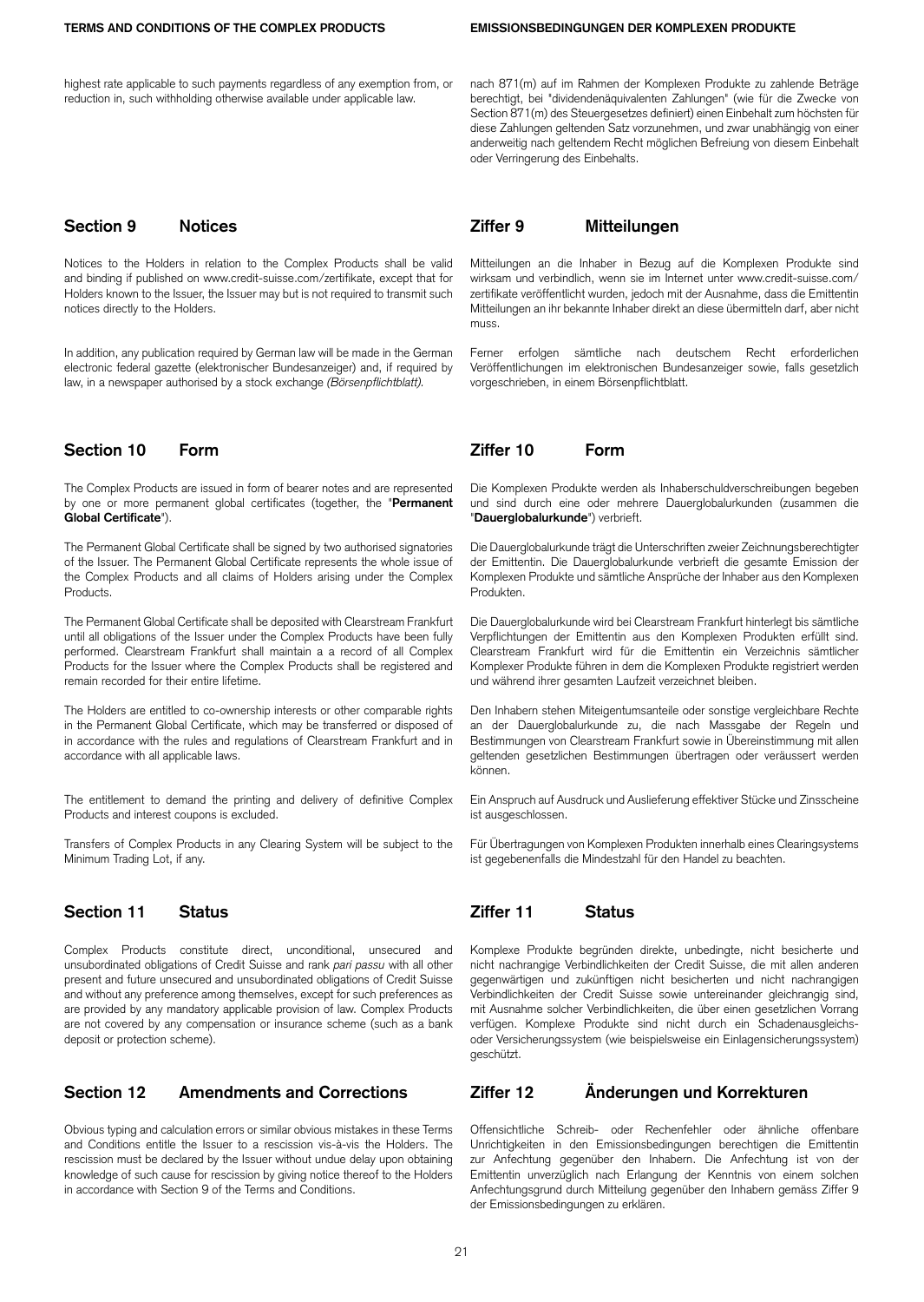highest rate applicable to such payments regardless of any exemption from, or reduction in, such withholding otherwise available under applicable law.

nach 871(m) auf im Rahmen der Komplexen Produkte zu zahlende Beträge berechtigt, bei "dividendenäquivalenten Zahlungen" (wie für die Zwecke von Section 871(m) des Steuergesetzes definiert) einen Einbehalt zum höchsten für diese Zahlungen geltenden Satz vorzunehmen, und zwar unabhängig von einer anderweitig nach geltendem Recht möglichen Befreiung von diesem Einbehalt oder Verringerung des Einbehalts.

## Section 9 Notices

Notices to the Holders in relation to the Complex Products shall be valid and binding if published on www.credit-suisse.com/zertifikate, except that for Holders known to the Issuer, the Issuer may but is not required to transmit such notices directly to the Holders.

In addition, any publication required by German law will be made in the German electronic federal gazette (elektronischer Bundesanzeiger) and, if required by law, in a newspaper authorised by a stock exchange *(Börsenpflichtblatt)*.

## Ziffer 9 Mitteilungen

Mitteilungen an die Inhaber in Bezug auf die Komplexen Produkte sind wirksam und verbindlich, wenn sie im Internet unter www.credit-suisse.com/zertifikate veröffentlicht wurden, jedoch mit der Ausnahme, dass die Emittentin Mitteilungen an ihr bekannte Inhaber direkt an diese übermitteln darf, aber nicht muss.

Ferner erfolgen sämtliche nach deutschem Recht erforderlichen Veröffentlichungen im elektronischen Bundesanzeiger sowie, falls gesetzlich vorgeschrieben, in einem Börsenpflichtblatt.

## Section 10 Form

The Complex Products are issued in form of bearer notes and are represented by one or more permanent global certificates (together, the "**Permanent Global Certificate**").

The Permanent Global Certificate shall be signed by two authorised signatories of the Issuer. The Permanent Global Certificate represents the whole issue of the Complex Products and all claims of Holders arising under the Complex Products.

The Permanent Global Certificate shall be deposited with Clearstream Frankfurt until all obligations of the Issuer under the Complex Products have been fully performed. Clearstream Frankfurt shall maintain a a record of all Complex Products for the Issuer where the Complex Products shall be registered and remain recorded for their entire lifetime.

The Holders are entitled to co-ownership interests or other comparable rights in the Permanent Global Certificate, which may be transferred or disposed of in accordance with the rules and regulations of Clearstream Frankfurt and in accordance with all applicable laws.

The entitlement to demand the printing and delivery of definitive Complex Products and interest coupons is excluded.

Transfers of Complex Products in any Clearing System will be subject to the Minimum Trading Lot, if any.

## Ziffer 10 Form

Die Komplexen Produkte werden als Inhaberschuldverschreibungen begeben und sind durch eine oder mehrere Dauerglobalurkunden (zusammen die "**Dauerglobalurkunde**") verbrieft.

Die Dauerglobalurkunde trägt die Unterschriften zweier Zeichnungsberechtigter der Emittentin. Die Dauerglobalurkunde verbrieft die gesamte Emission der Komplexen Produkte und sämtliche Ansprüche der Inhaber aus den Komplexen Produkten.

Die Dauerglobalurkunde wird bei Clearstream Frankfurt hinterlegt bis sämtliche Verpflichtungen der Emittentin aus den Komplexen Produkten erfüllt sind. Clearstream Frankfurt wird für die Emittentin ein Verzeichnis sämtlicher Komplexer Produkte führen in dem die Komplexen Produkte registriert werden und während ihrer gesamten Laufzeit verzeichnet bleiben.

Den Inhabern stehen Miteigentumsanteile oder sonstige vergleichbare Rechte an der Dauerglobalurkunde zu, die nach Massgabe der Regeln und Bestimmungen von Clearstream Frankfurt sowie in Übereinstimmung mit allen geltenden gesetzlichen Bestimmungen übertragen oder veräussert werden können.

Ein Anspruch auf Ausdruck und Auslieferung effektiver Stücke und Zinsscheine ist ausgeschlossen.

Für Übertragungen von Komplexen Produkten innerhalb eines Clearingsystems ist gegebenenfalls die Mindestzahl für den Handel zu beachten.

## Section 11 Status

Complex Products constitute direct, unconditional, unsecured and unsubordinated obligations of Credit Suisse and rank *pari passu* with all other present and future unsecured and unsubordinated obligations of Credit Suisse and without any preference among themselves, except for such preferences as are provided by any mandatory applicable provision of law. Complex Products are not covered by any compensation or insurance scheme (such as a bank deposit or protection scheme).

## Ziffer 11 Status

Komplexe Produkte begründen direkte, unbedingte, nicht besicherte und nicht nachrangige Verbindlichkeiten der Credit Suisse, die mit allen anderen gegenwärtigen und zukünftigen nicht besicherten und nicht nachrangigen Verbindlichkeiten der Credit Suisse sowie untereinander gleichrangig sind, mit Ausnahme solcher Verbindlichkeiten, die über einen gesetzlichen Vorrang verfügen. Komplexe Produkte sind nicht durch ein Schadenausgleichs- oder Versicherungssystem (wie beispielsweise ein Einlagensicherungssystem) geschützt.

## Section 12 Amendments and Corrections

Obvious typing and calculation errors or similar obvious mistakes in these Terms and Conditions entitle the Issuer to a rescission vis-à-vis the Holders. The rescission must be declared by the Issuer without undue delay upon obtaining knowledge of such cause for rescission by giving notice thereof to the Holders in accordance with Section 9 of the Terms and Conditions.

## Ziffer 12 Änderungen und Korrekturen

Offensichtliche Schreib- oder Rechenfehler oder ähnliche offenbare Unrichtigkeiten in den Emissionsbedingungen berechtigen die Emittentin zur Anfechtung gegenüber den Inhabern. Die Anfechtung ist von der Emittentin unverzüglich nach Erlangung der Kenntnis von einem solchen Anfechtungsgrund durch Mitteilung gegenüber den Inhabern gemäss Ziffer 9 der Emissionsbedingungen zu erklären.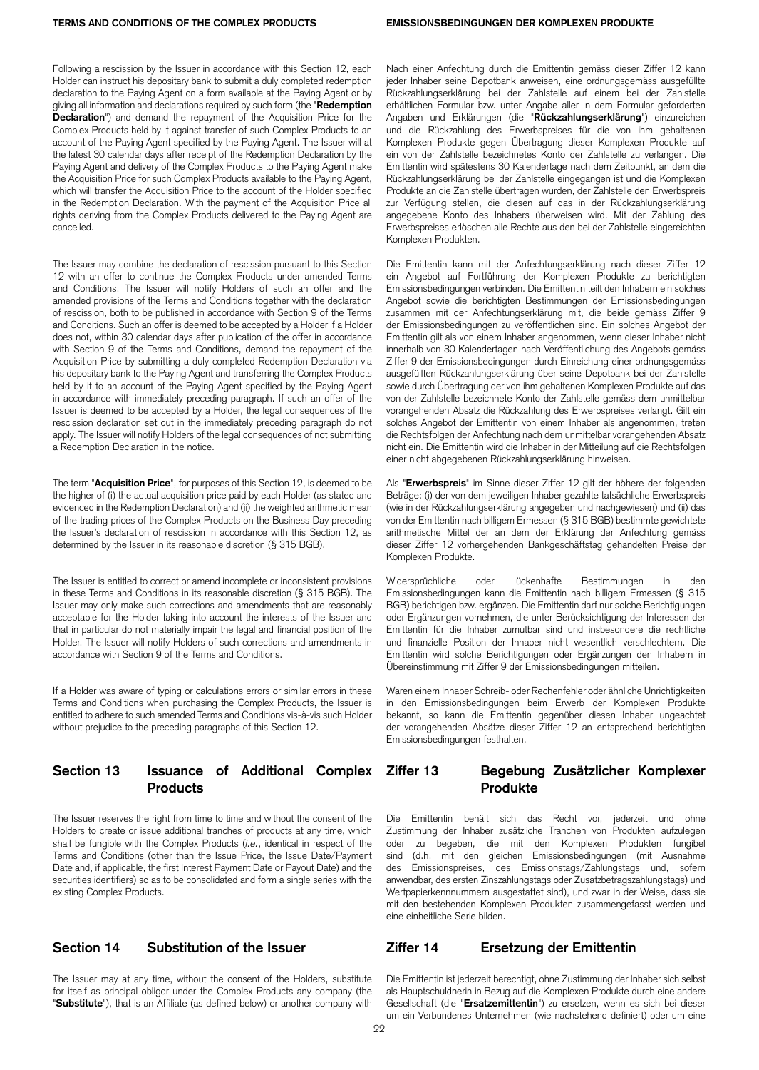Following a rescission by the Issuer in accordance with this Section 12, each Holder can instruct his depositary bank to submit a duly completed redemption declaration to the Paying Agent on a form available at the Paying Agent or by giving all information and declarations required by such form (the "**Redemption Declaration**") and demand the repayment of the Acquisition Price for the Complex Products held by it against transfer of such Complex Products to an account of the Paying Agent specified by the Paying Agent. The Issuer will at the latest 30 calendar days after receipt of the Redemption Declaration by the Paying Agent and delivery of the Complex Products to the Paying Agent make the Acquisition Price for such Complex Products available to the Paying Agent, which will transfer the Acquisition Price to the account of the Holder specified in the Redemption Declaration. With the payment of the Acquisition Price all rights deriving from the Complex Products delivered to the Paying Agent are cancelled.

The Issuer may combine the declaration of rescission pursuant to this Section 12 with an offer to continue the Complex Products under amended Terms and Conditions. The Issuer will notify Holders of such an offer and the amended provisions of the Terms and Conditions together with the declaration of rescission, both to be published in accordance with Section 9 of the Terms and Conditions. Such an offer is deemed to be accepted by a Holder if a Holder does not, within 30 calendar days after publication of the offer in accordance with Section 9 of the Terms and Conditions, demand the repayment of the Acquisition Price by submitting a duly completed Redemption Declaration via his depositary bank to the Paying Agent and transferring the Complex Products held by it to an account of the Paying Agent specified by the Paying Agent in accordance with immediately preceding paragraph. If such an offer of the Issuer is deemed to be accepted by a Holder, the legal consequences of the rescission declaration set out in the immediately preceding paragraph do not apply. The Issuer will notify Holders of the legal consequences of not submitting a Redemption Declaration in the notice.

The term "**Acquisition Price**", for purposes of this Section 12, is deemed to be the higher of (i) the actual acquisition price paid by each Holder (as stated and evidenced in the Redemption Declaration) and (ii) the weighted arithmetic mean of the trading prices of the Complex Products on the Business Day preceding the Issuer's declaration of rescission in accordance with this Section 12, as determined by the Issuer in its reasonable discretion (§ 315 BGB).

The Issuer is entitled to correct or amend incomplete or inconsistent provisions in these Terms and Conditions in its reasonable discretion (§ 315 BGB). The Issuer may only make such corrections and amendments that are reasonably acceptable for the Holder taking into account the interests of the Issuer and that in particular do not materially impair the legal and financial position of the Holder. The Issuer will notify Holders of such corrections and amendments in accordance with Section 9 of the Terms and Conditions.

If a Holder was aware of typing or calculations errors or similar errors in these Terms and Conditions when purchasing the Complex Products, the Issuer is entitled to adhere to such amended Terms and Conditions vis-à-vis such Holder without prejudice to the preceding paragraphs of this Section 12.

## Section 13 Issuance of Additional Complex Products

The Issuer reserves the right from time to time and without the consent of the Holders to create or issue additional tranches of products at any time, which shall be fungible with the Complex Products (*i.e.*, identical in respect of the Terms and Conditions (other than the Issue Price, the Issue Date/Payment Date and, if applicable, the first Interest Payment Date or Payout Date) and the securities identifiers) so as to be consolidated and form a single series with the existing Complex Products.

## Section 14 Substitution of the Issuer

The Issuer may at any time, without the consent of the Holders, substitute for itself as principal obligor under the Complex Products any company (the "**Substitute**"), that is an Affiliate (as defined below) or another company with

Nach einer Anfechtung durch die Emittentin gemäss dieser Ziffer 12 kann jeder Inhaber seine Depotbank anweisen, eine ordnungsgemäss ausgefüllte Rückzahlungserklärung bei der Zahlstelle auf einem bei der Zahlstelle erhältlichen Formular bzw. unter Angabe aller in dem Formular geforderten Angaben und Erklärungen (die "**Rückzahlungserklärung**") einzureichen und die Rückzahlung des Erwerbspreises für die von ihm gehaltenen Komplexen Produkte gegen Übertragung dieser Komplexen Produkte auf ein von der Zahlstelle bezeichnetes Konto der Zahlstelle zu verlangen. Die Emittentin wird spätestens 30 Kalendertage nach dem Zeitpunkt, an dem die Rückzahlungserklärung bei der Zahlstelle eingegangen ist und die Komplexen Produkte an die Zahlstelle übertragen wurden, der Zahlstelle den Erwerbspreis zur Verfügung stellen, die diesen auf das in der Rückzahlungserklärung angegebene Konto des Inhabers überweisen wird. Mit der Zahlung des Erwerbspreises erlöschen alle Rechte aus den bei der Zahlstelle eingereichten Komplexen Produkten.

Die Emittentin kann mit der Anfechtungserklärung nach dieser Ziffer 12 ein Angebot auf Fortführung der Komplexen Produkte zu berichtigten Emissionsbedingungen verbinden. Die Emittentin teilt den Inhabern ein solches Angebot sowie die berichtigten Bestimmungen der Emissionsbedingungen zusammen mit der Anfechtungserklärung mit, die beide gemäss Ziffer 9 der Emissionsbedingungen zu veröffentlichen sind. Ein solches Angebot der Emittentin gilt als von einem Inhaber angenommen, wenn dieser Inhaber nicht innerhalb von 30 Kalendertagen nach Veröffentlichung des Angebots gemäss Ziffer 9 der Emissionsbedingungen durch Einreichung einer ordnungsgemäss ausgefüllten Rückzahlungserklärung über seine Depotbank bei der Zahlstelle sowie durch Übertragung der von ihm gehaltenen Komplexen Produkte auf das von der Zahlstelle bezeichnete Konto der Zahlstelle gemäss dem unmittelbar vorangehenden Absatz die Rückzahlung des Erwerbspreises verlangt. Gilt ein solches Angebot der Emittentin von einem Inhaber als angenommen, treten die Rechtsfolgen der Anfechtung nach dem unmittelbar vorangehenden Absatz nicht ein. Die Emittentin wird die Inhaber in der Mitteilung auf die Rechtsfolgen einer nicht abgegebenen Rückzahlungserklärung hinweisen.

Als "**Erwerbspreis**" im Sinne dieser Ziffer 12 gilt der höhere der folgenden Beträge: (i) der von dem jeweiligen Inhaber gezahlte tatsächliche Erwerbspreis (wie in der Rückzahlungserklärung angegeben und nachgewiesen) und (ii) das von der Emittentin nach billigem Ermessen (§ 315 BGB) bestimmte gewichtete arithmetische Mittel der an dem der Erklärung der Anfechtung gemäss dieser Ziffer 12 vorhergehenden Bankgeschäftstag gehandelten Preise der Komplexen Produkte.

Widersprüchliche oder lückenhafte Bestimmungen in den Emissionsbedingungen kann die Emittentin nach billigem Ermessen (§ 315 BGB) berichtigen bzw. ergänzen. Die Emittentin darf nur solche Berichtigungen oder Ergänzungen vornehmen, die unter Berücksichtigung der Interessen der Emittentin für die Inhaber zumutbar sind und insbesondere die rechtliche und finanzielle Position der Inhaber nicht wesentlich verschlechtern. Die Emittentin wird solche Berichtigungen oder Ergänzungen den Inhabern in Übereinstimmung mit Ziffer 9 der Emissionsbedingungen mitteilen.

Waren einem Inhaber Schreib- oder Rechenfehler oder ähnliche Unrichtigkeiten in den Emissionsbedingungen beim Erwerb der Komplexen Produkte bekannt, so kann die Emittentin gegenüber diesen Inhaber ungeachtet der vorangehenden Absätze dieser Ziffer 12 an entsprechend berichtigten Emissionsbedingungen festhalten.

## Ziffer 13 Begebung Zusätzlicher Komplexer Produkte

Die Emittentin behält sich das Recht vor, jederzeit und ohne Zustimmung der Inhaber zusätzliche Tranchen von Produkten aufzulegen oder zu begeben, die mit den Komplexen Produkten fungibel sind (d.h. mit den gleichen Emissionsbedingungen (mit Ausnahme des Emissionspreises, des Emissionstags/Zahlungstags und, sofern anwendbar, des ersten Zinszahlungstags oder Zusatzbetragszahlungstag) und Wertpapierkennnummern ausgestattet sind), und zwar in der Weise, dass sie mit den bestehenden Komplexen Produkten zusammengefasst werden und eine einheitliche Serie bilden.

## Ziffer 14 Ersetzung der Emittentin

Die Emittentin ist jederzeit berechtigt, ohne Zustimmung der Inhaber sich selbst als Hauptschuldnerin in Bezug auf die Komplexen Produkte durch eine andere Gesellschaft (die "**Ersatzemittentin**") zu ersetzen, wenn es sich bei dieser um ein Verbundenes Unternehmen (wie nachstehend definiert) oder um eine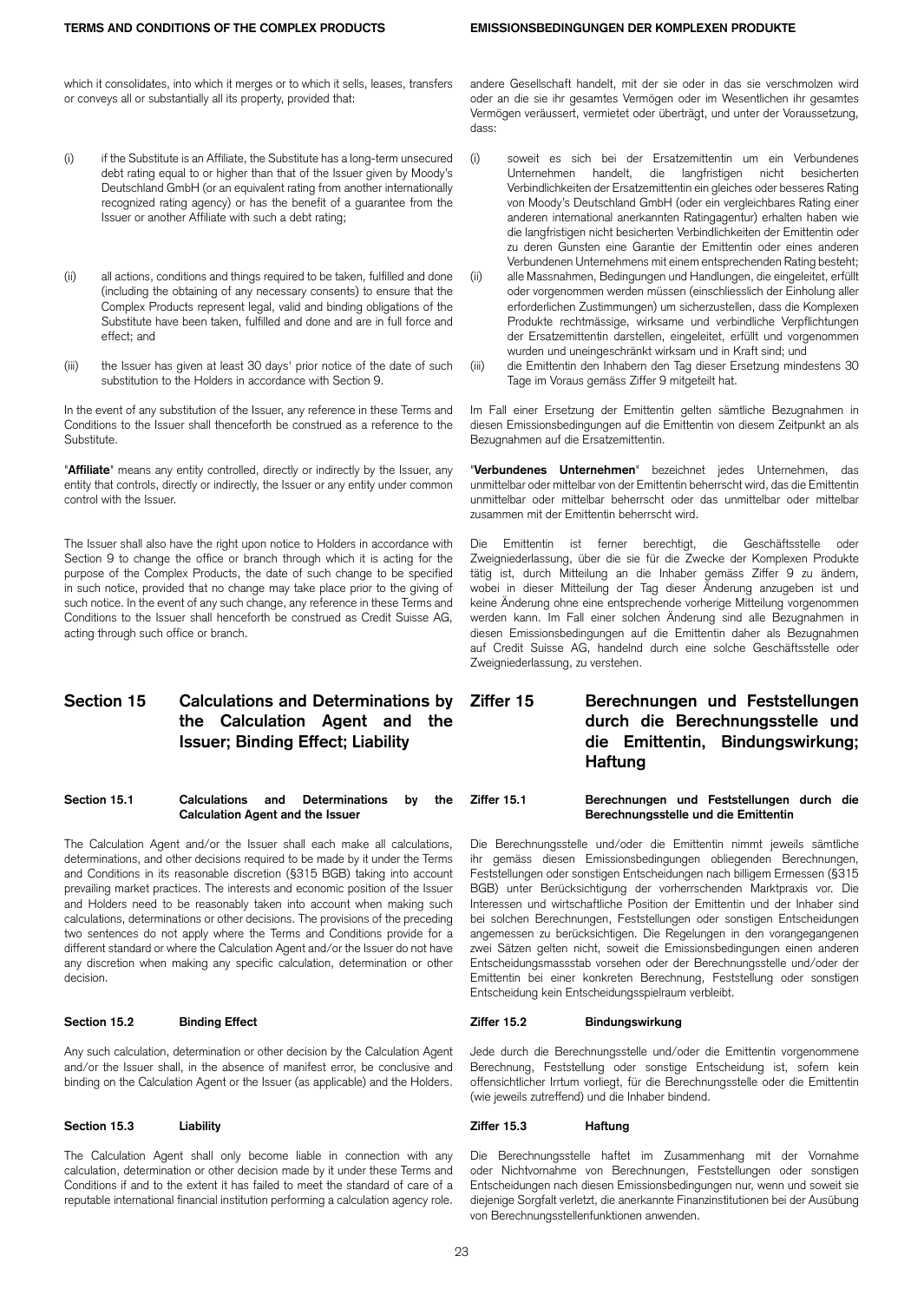which it consolidates, into which it merges or to which it sells, leases, transfers or conveys all or substantially all its property, provided that:

(i) if the Substitute is an Affiliate, the Substitute has a long-term unsecured debt rating equal to or higher than that of the Issuer given by Moody's Deutschland GmbH (or an equivalent rating from another internationally recognized rating agency) or has the benefit of a guarantee from the Issuer or another Affiliate with such a debt rating;

(ii) all actions, conditions and things required to be taken, fulfilled and done (including the obtaining of any necessary consents) to ensure that the Complex Products represent legal, valid and binding obligations of the Substitute have been taken, fulfilled and done and are in full force and effect; and

(iii) the Issuer has given at least 30 days' prior notice of the date of such substitution to the Holders in accordance with Section 9.

In the event of any substitution of the Issuer, any reference in these Terms and Conditions to the Issuer shall thenceforth be construed as a reference to the Substitute.

"**Affiliate**" means any entity controlled, directly or indirectly by the Issuer, any entity that controls, directly or indirectly, the Issuer or any entity under common control with the Issuer.

The Issuer shall also have the right upon notice to Holders in accordance with Section 9 to change the office or branch through which it is acting for the purpose of the Complex Products, the date of such change to be specified in such notice, provided that no change may take place prior to the giving of such notice. In the event of any such change, any reference in these Terms and Conditions to the Issuer shall henceforth be construed as Credit Suisse AG, acting through such office or branch.

andere Gesellschaft handelt, mit der sie oder in das sie verschmolzen wird oder an die sie ihr gesamtes Vermögen oder im Wesentlichen ihr gesamtes Vermögen veräussert, vermietet oder überträgt, und unter der Voraussetzung, dass:

(i) soweit es sich bei der Ersatzemittentin um ein Verbundenes Unternehmen handelt, die langfristigen nicht besicherten Verbindlichkeiten der Ersatzemittentin ein gleiches oder besseres Rating von Moody's Deutschland GmbH (oder ein vergleichbares Rating einer anderen international anerkannten Ratingagentur) erhalten haben wie die langfristigen nicht besicherten Verbindlichkeiten der Emittentin oder zu deren Gunsten eine Garantie der Emittentin oder eines anderen Verbundenen Unternehmens mit einem entsprechenden Rating besteht;

(ii) alle Massnahmen, Bedingungen und Handlungen, die eingeleitet, erfüllt oder vorgenommen werden müssen (einschliesslich der Einholung aller erforderlichen Zustimmungen) um sicherzustellen, dass die Komplexen Produkte rechtmässige, wirksame und verbindliche Verpflichtungen der Ersatzemittentin darstellen, eingeleitet, erfüllt und vorgenommen wurden und uneingeschränkt wirksam und in Kraft sind; und

(iii) die Emittentin den Inhabern den Tag dieser Ersetzung mindestens 30 Tage im Voraus gemäss Ziffer 9 mitgeteilt hat.

Im Fall einer Ersetzung der Emittentin gelten sämtliche Bezugnahmen in diesen Emissionsbedingungen auf die Emittentin von diesem Zeitpunkt an als Bezugnahmen auf die Ersatzemittentin.

"**Verbundenes Unternehmen**" bezeichnet jedes Unternehmen, das unmittelbar oder mittelbar von der Emittentin beherrscht wird, das die Emittentin unmittelbar oder mittelbar beherrscht oder das unmittelbar oder mittelbar zusammen mit der Emittentin beherrscht wird.

Die Emittentin ist ferner berechtigt, die Geschäftsstelle oder Zweigniederlassung, über die sie für die Zwecke der Komplexen Produkte tätig ist, durch Mitteilung an die Inhaber gemäss Ziffer 9 zu ändern, wobei in dieser Mitteilung der Tag dieser Änderung anzugeben ist und keine Änderung ohne eine entsprechende vorherige Mitteilung vorgenommen werden kann. Im Fall einer solchen Änderung sind alle Bezugnahmen in diesen Emissionsbedingungen auf die Emittentin daher als Bezugnahmen auf Credit Suisse AG, handelnd durch eine solche Geschäftsstelle oder Zweigniederlassung, zu verstehen.

## Section 15 Calculations and Determinations by the Calculation Agent and the Issuer; Binding Effect; Liability

### Section 15.1 Calculations and Determinations by the Calculation Agent and the Issuer

The Calculation Agent and/or the Issuer shall each make all calculations, determinations, and other decisions required to be made by it under the Terms and Conditions in its reasonable discretion (§315 BGB) taking into account prevailing market practices. The interests and economic position of the Issuer and Holders need to be reasonably taken into account when making such calculations, determinations or other decisions. The provisions of the preceding two sentences do not apply where the Terms and Conditions provide for a different standard or where the Calculation Agent and/or the Issuer do not have any discretion when making any specific calculation, determination or other decision.

### Section 15.2 Binding Effect

Any such calculation, determination or other decision by the Calculation Agent and/or the Issuer shall, in the absence of manifest error, be conclusive and binding on the Calculation Agent or the Issuer (as applicable) and the Holders.

### Section 15.3 Liability

The Calculation Agent shall only become liable in connection with any calculation, determination or other decision made by it under these Terms and Conditions if and to the extent it has failed to meet the standard of care of a reputable international financial institution performing a calculation agency role.

## Ziffer 15 Berechnungen und Feststellungen durch die Berechnungsstelle und die Emittentin, Bindungswirkung; Haftung

### Ziffer 15.1 Berechnungen und Feststellungen durch die Berechnungsstelle und die Emittentin

Die Berechnungsstelle und/oder die Emittentin nimmt jeweils sämtliche ihr gemäss diesen Emissionsbedingungen obliegenden Berechnungen, Feststellungen oder sonstigen Entscheidungen nach billigem Ermessen (§315 BGB) unter Berücksichtigung der vorherrschenden Marktpraxis vor. Die Interessen und wirtschaftliche Position der Emittentin und der Inhaber sind bei solchen Berechnungen, Feststellungen oder sonstigen Entscheidungen angemessen zu berücksichtigen. Die Regelungen in den vorangegangenen zwei Sätzen gelten nicht, soweit die Emissionsbedingungen einen anderen Entscheidungsmassstab vorsehen oder der Berechnungsstelle und/oder der Emittentin bei einer konkreten Berechnung, Feststellung oder sonstigen Entscheidung kein Entscheidungsspielraum verbleibt.

### Ziffer 15.2 Bindungswirkung

Jede durch die Berechnungsstelle und/oder die Emittentin vorgenommene Berechnung, Feststellung oder sonstige Entscheidung ist, sofern kein offensichtlicher Irrtum vorliegt, für die Berechnungsstelle oder die Emittentin (wie jeweils zutreffend) und die Inhaber bindend.

### Ziffer 15.3 Haftung

Die Berechnungsstelle haftet im Zusammenhang mit der Vornahme oder Nichtvornahme von Berechnungen, Feststellungen oder sonstigen Entscheidungen nach diesen Emissionsbedingungen nur, wenn und soweit sie diejenige Sorgfalt verletzt, die anerkannte Finanzinstitutionen bei der Ausübung von Berechnungsstellenfunktionen anwenden.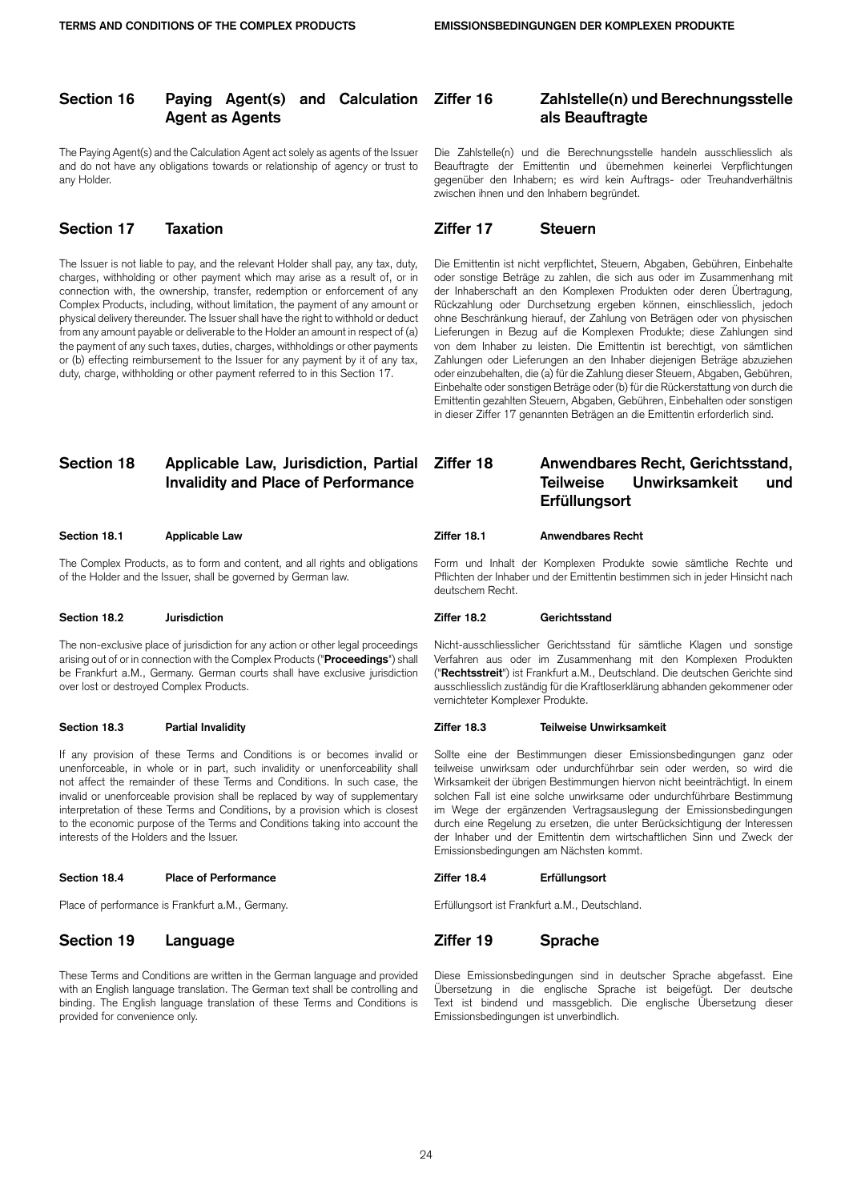## Section 16 Paying Agent(s) and Calculation Agent as Agents

The Paying Agent(s) and the Calculation Agent act solely as agents of the Issuer and do not have any obligations towards or relationship of agency or trust to any Holder.

## Section 17 Taxation

The Issuer is not liable to pay, and the relevant Holder shall pay, any tax, duty, charges, withholding or other payment which may arise as a result of, or in connection with, the ownership, transfer, redemption or enforcement of any Complex Products, including, without limitation, the payment of any amount or physical delivery thereunder. The Issuer shall have the right to withhold or deduct from any amount payable or deliverable to the Holder an amount in respect of (a) the payment of any such taxes, duties, charges, withholdings or other payments or (b) effecting reimbursement to the Issuer for any payment by it of any tax, duty, charge, withholding or other payment referred to in this Section 17.

## Section 18 Applicable Law, Jurisdiction, Partial Invalidity and Place of Performance

### Section 18.1 Applicable Law

The Complex Products, as to form and content, and all rights and obligations of the Holder and the Issuer, shall be governed by German law.

### Section 18.2 Jurisdiction

The non-exclusive place of jurisdiction for any action or other legal proceedings arising out of or in connection with the Complex Products ("**Proceedings**") shall be Frankfurt a.M., Germany. German courts shall have exclusive jurisdiction over lost or destroyed Complex Products.

### Section 18.3 Partial Invalidity

If any provision of these Terms and Conditions is or becomes invalid or unenforceable, in whole or in part, such invalidity or unenforceability shall not affect the remainder of these Terms and Conditions. In such case, the invalid or unenforceable provision shall be replaced by way of supplementary interpretation of these Terms and Conditions, by a provision which is closest to the economic purpose of the Terms and Conditions taking into account the interests of the Holders and the Issuer.

### Section 18.4 Place of Performance

Place of performance is Frankfurt a.M., Germany.

## Section 19 Language

These Terms and Conditions are written in the German language and provided with an English language translation. The German text shall be controlling and binding. The English language translation of these Terms and Conditions is provided for convenience only.

## Ziffer 16 Zahlstelle(n) und Berechnungsstelle als Beauftragte

Die Zahlstelle(n) und die Berechnungsstelle handeln ausschliesslich als Beauftragte der Emittentin und übernehmen keinerlei Verpflichtungen gegenüber den Inhabern; es wird kein Auftrags- oder Treuhandverhältnis zwischen ihnen und den Inhabern begründet.

## Ziffer 17 Steuern

Die Emittentin ist nicht verpflichtet, Steuern, Abgaben, Gebühren, Einbehalte oder sonstige Beträge zu zahlen, die sich aus oder im Zusammenhang mit der Inhaberschaft an den Komplexen Produkten oder deren Übertragung, Rückzahlung oder Durchsetzung ergeben können, einschliesslich, jedoch ohne Beschränkung hierauf, der Zahlung von Beträgen oder von physischen Lieferungen in Bezug auf die Komplexen Produkte; diese Zahlungen sind von dem Inhaber zu leisten. Die Emittentin ist berechtigt, von sämtlichen Zahlungen oder Lieferungen an den Inhaber diejenigen Beträge abzuziehen oder einzubehalten, die (a) für die Zahlung dieser Steuern, Abgaben, Gebühren, Einbehalte oder sonstigen Beträge oder (b) für die Rückerstattung von durch die Emittentin gezahlten Steuern, Abgaben, Gebühren, Einbehalten oder sonstigen in dieser Ziffer 17 genannten Beträgen an die Emittentin erforderlich sind.

## Ziffer 18 Anwendbares Recht, Gerichtsstand, Teilweise Unwirksamkeit und Erfüllungsort

### Ziffer 18.1 Anwendbares Recht

Form und Inhalt der Komplexen Produkte sowie sämtliche Rechte und Pflichten der Inhaber und der Emittentin bestimmen sich in jeder Hinsicht nach deutschem Recht.

### Ziffer 18.2 Gerichtsstand

Nicht-ausschliesslicher Gerichtsstand für sämtliche Klagen und sonstige Verfahren aus oder im Zusammenhang mit den Komplexen Produkten ("**Rechtsstreit**") ist Frankfurt a.M., Deutschland. Die deutschen Gerichte sind ausschliesslich zuständig für die Kraftloserklärung abhanden gekommener oder vernichteter Komplexer Produkte.

### Ziffer 18.3 Teilweise Unwirksamkeit

Sollte eine der Bestimmungen dieser Emissionsbedingungen ganz oder teilweise unwirksam oder undurchführbar sein oder werden, so wird die Wirksamkeit der übrigen Bestimmungen hiervon nicht beeinträchtigt. In einem solchen Fall ist eine solche unwirksame oder undurchführbare Bestimmung im Wege der ergänzenden Vertragsauslegung der Emissionsbedingungen durch eine Regelung zu ersetzen, die unter Berücksichtigung der Interessen der Inhaber und der Emittentin dem wirtschaftlichen Sinn und Zweck der Emissionsbedingungen am Nächsten kommt.

### Ziffer 18.4 Erfüllungsort

Erfüllungsort ist Frankfurt a.M., Deutschland.

## Ziffer 19 Sprache

Diese Emissionsbedingungen sind in deutscher Sprache abgefasst. Eine Übersetzung in die englische Sprache ist beigefügt. Der deutsche Text ist bindend und massgeblich. Die englische Übersetzung dieser Emissionsbedingungen ist unverbindlich.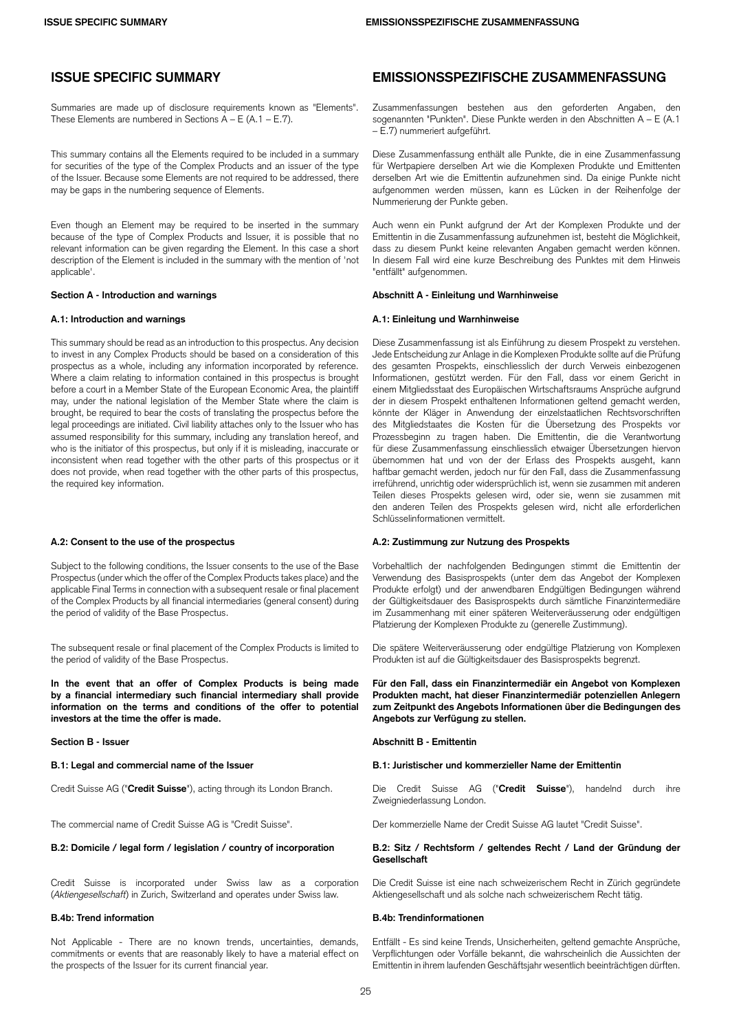## ISSUE SPECIFIC SUMMARY

Summaries are made up of disclosure requirements known as "Elements". These Elements are numbered in Sections A – E (A.1 – E.7).

This summary contains all the Elements required to be included in a summary for securities of the type of the Complex Products and an issuer of the type of the Issuer. Because some Elements are not required to be addressed, there may be gaps in the numbering sequence of Elements.

Even though an Element may be required to be inserted in the summary because of the type of Complex Products and Issuer, it is possible that no relevant information can be given regarding the Element. In this case a short description of the Element is included in the summary with the mention of 'not applicable'.

### Section A - Introduction and warnings

#### A.1: Introduction and warnings

This summary should be read as an introduction to this prospectus. Any decision to invest in any Complex Products should be based on a consideration of this prospectus as a whole, including any information incorporated by reference. Where a claim relating to information contained in this prospectus is brought before a court in a Member State of the European Economic Area, the plaintiff may, under the national legislation of the Member State where the claim is brought, be required to bear the costs of translating the prospectus before the legal proceedings are initiated. Civil liability attaches only to the Issuer who has assumed responsibility for this summary, including any translation hereof, and who is the initiator of this prospectus, but only if it is misleading, inaccurate or inconsistent when read together with the other parts of this prospectus or it does not provide, when read together with the other parts of this prospectus, the required key information.

#### A.2: Consent to the use of the prospectus

Subject to the following conditions, the Issuer consents to the use of the Base Prospectus (under which the offer of the Complex Products takes place) and the applicable Final Terms in connection with a subsequent resale or final placement of the Complex Products by all financial intermediaries (general consent) during the period of validity of the Base Prospectus.

The subsequent resale or final placement of the Complex Products is limited to the period of validity of the Base Prospectus.

**In the event that an offer of Complex Products is being made by a financial intermediary such financial intermediary shall provide information on the terms and conditions of the offer to potential investors at the time the offer is made.**

### Section B - Issuer

#### B.1: Legal and commercial name of the Issuer

Credit Suisse AG ("**Credit Suisse**"), acting through its London Branch.

The commercial name of Credit Suisse AG is "Credit Suisse".

#### B.2: Domicile / legal form / legislation / country of incorporation

Credit Suisse is incorporated under Swiss law as a corporation (*Aktiengesellschaft*) in Zurich, Switzerland and operates under Swiss law.

#### B.4b: Trend information

Not Applicable - There are no known trends, uncertainties, demands, commitments or events that are reasonably likely to have a material effect on the prospects of the Issuer for its current financial year.

## EMISSIONSSPEZIFISCHE ZUSAMMENFASSUNG

Zusammenfassungen bestehen aus den geforderten Angaben, den sogenannten "Punkten". Diese Punkte werden in den Abschnitten A – E (A.1 – E.7) nummeriert aufgeführt.

Diese Zusammenfassung enthält alle Punkte, die in eine Zusammenfassung für Wertpapiere derselben Art wie die Komplexen Produkte und Emittenten derselben Art wie die Emittentin aufzunehmen sind. Da einige Punkte nicht aufgenommen werden müssen, kann es Lücken in der Reihenfolge der Nummerierung der Punkte geben.

Auch wenn ein Punkt aufgrund der Art der Komplexen Produkte und der Emittentin in die Zusammenfassung aufzunehmen ist, besteht die Möglichkeit, dass zu diesem Punkt keine relevanten Angaben gemacht werden können. In diesem Fall wird eine kurze Beschreibung des Punktes mit dem Hinweis "entfällt" aufgenommen.

### Abschnitt A - Einleitung und Warnhinweise

#### A.1: Einleitung und Warnhinweise

Diese Zusammenfassung ist als Einführung zu diesem Prospekt zu verstehen. Jede Entscheidung zur Anlage in die Komplexen Produkte sollte auf die Prüfung des gesamten Prospekts, einschliesslich der durch Verweis einbezogenen Informationen, gestützt werden. Für den Fall, dass vor einem Gericht in einem Mitgliedsstaat des Europäischen Wirtschaftsraums Ansprüche aufgrund der in diesem Prospekt enthaltenen Informationen geltend gemacht werden, könnte der Kläger in Anwendung der einzelstaatlichen Rechtsvorschriften des Mitgliedstaates die Kosten für die Übersetzung des Prospekts vor Prozessbeginn zu tragen haben. Die Emittentin, die die Verantwortung für diese Zusammenfassung einschliesslich etwaiger Übersetzungen hiervon übernommen hat und von der der Erlass des Prospekts ausgeht, kann haftbar gemacht werden, jedoch nur für den Fall, dass die Zusammenfassung irreführend, unrichtig oder widersprüchlich ist, wenn sie zusammen mit anderen Teilen dieses Prospekts gelesen wird, oder sie, wenn sie zusammen mit den anderen Teilen des Prospekts gelesen wird, nicht alle erforderlichen Schlüsselinformationen vermittelt.

#### A.2: Zustimmung zur Nutzung des Prospekts

Vorbehaltlich der nachfolgenden Bedingungen stimmt die Emittentin der Verwendung des Basisprospekts (unter dem das Angebot der Komplexen Produkte erfolgt) und der anwendbaren Endgültigen Bedingungen während der Gültigkeitsdauer des Basisprospekts durch sämtliche Finanzintermediäre im Zusammenhang mit einer späteren Weiterveräusserung oder endgültigen Platzierung der Komplexen Produkte zu (generelle Zustimmung).

Die spätere Weiterveräusserung oder endgültige Platzierung von Komplexen Produkten ist auf die Gültigkeitsdauer des Basisprospekts begrenzt.

**Für den Fall, dass ein Finanzintermediär ein Angebot von Komplexen Produkten macht, hat dieser Finanzintermediär potenziellen Anlegern zum Zeitpunkt des Angebots Informationen über die Bedingungen des Angebots zur Verfügung zu stellen.**

### Abschnitt B - Emittentin

#### B.1: Juristischer und kommerzieller Name der Emittentin

Die Credit Suisse AG ("**Credit Suisse**"), handelnd durch ihre Zweigniederlassung London.

Der kommerzielle Name der Credit Suisse AG lautet "Credit Suisse".

#### B.2: Sitz / Rechtsform / geltendes Recht / Land der Gründung der Gesellschaft

Die Credit Suisse ist eine nach schweizerischem Recht in Zürich gegründete Aktiengesellschaft und als solche nach schweizerischem Recht tätig.

#### B.4b: Trendinformationen

Entfällt - Es sind keine Trends, Unsicherheiten, geltend gemachte Ansprüche, Verpflichtungen oder Vorfälle bekannt, die wahrscheinlich die Aussichten der Emittentin in ihrem laufenden Geschäftsjahr wesentlich beeinträchtigen dürften.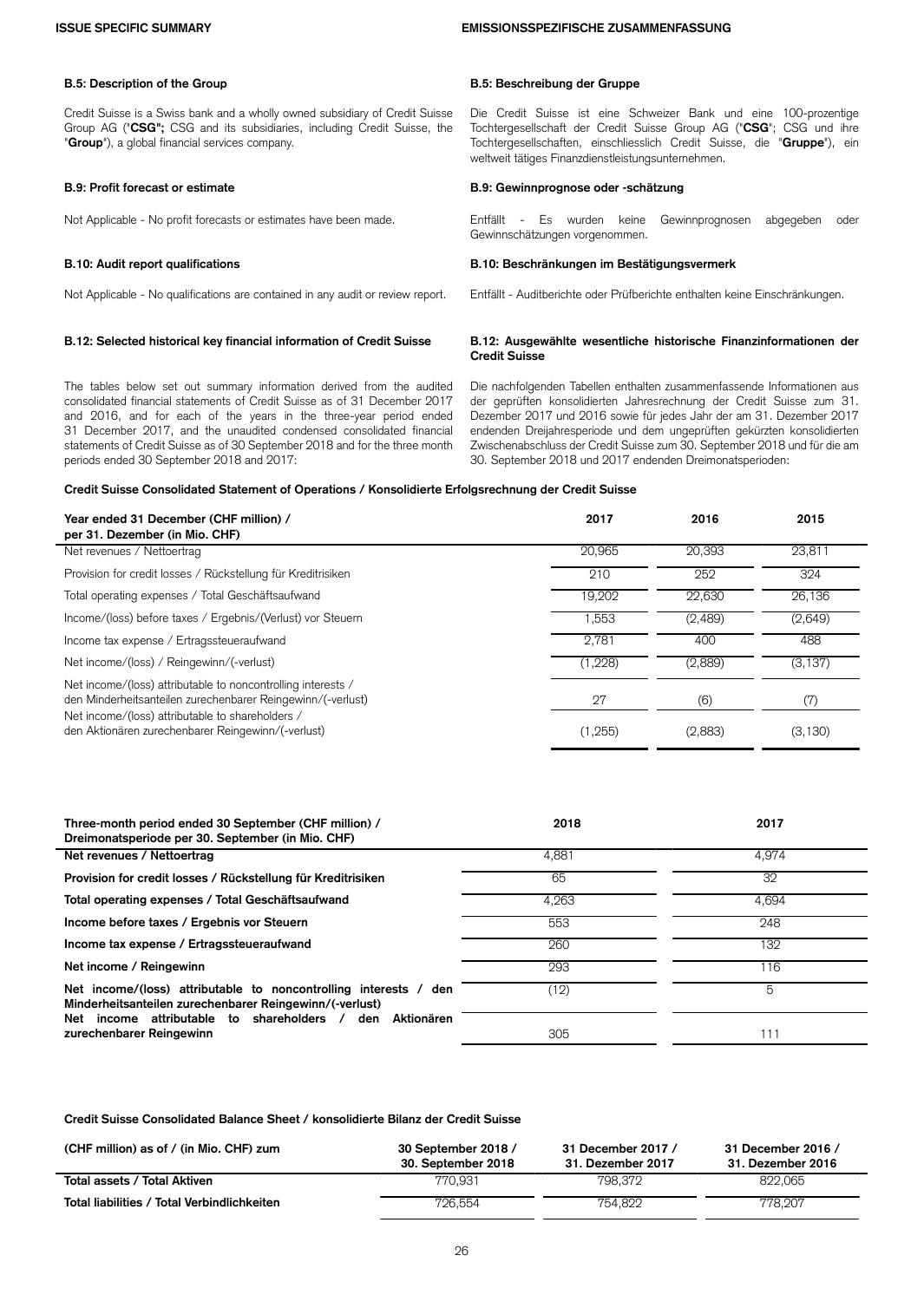### B.5: Description of the Group

Credit Suisse is a Swiss bank and a wholly owned subsidiary of Credit Suisse Group AG ("**CSG**"; CSG and its subsidiaries, including Credit Suisse, the "**Group**"), a global financial services company.

### B.5: Beschreibung der Gruppe

Die Credit Suisse ist eine Schweizer Bank und eine 100-prozentige Tochtergesellschaft der Credit Suisse Group AG ("**CSG**"; CSG und ihre Tochtergesellschaften, einschliesslich Credit Suisse, die "**Gruppe**"), ein weltweit tätiges Finanzdienstleistungsunternehmen.

### B.9: Profit forecast or estimate

Not Applicable - No profit forecasts or estimates have been made.

### B.9: Gewinnprognose oder -schätzung

Entfällt - Es wurden keine Gewinnprognosen abgegeben oder Gewinnschätzungen vorgenommen.

### B.10: Audit report qualifications

Not Applicable - No qualifications are contained in any audit or review report.

### B.10: Beschränkungen im Bestätigungsvermerk

Entfällt - Auditberichte oder Prüfberichte enthalten keine Einschränkungen.

### B.12: Selected historical key financial information of Credit Suisse

The tables below set out summary information derived from the audited consolidated financial statements of Credit Suisse as of 31 December 2017 and 2016, and for each of the years in the three-year period ended 31 December 2017, and the unaudited condensed consolidated financial statements of Credit Suisse as of 30 September 2018 and for the three month periods ended 30 September 2018 and 2017:

### B.12: Ausgewählte wesentliche historische Finanzinformationen der Credit Suisse

Die nachfolgenden Tabellen enthalten zusammenfassende Informationen aus der geprüften konsolidierten Jahresrechnung der Credit Suisse zum 31. Dezember 2017 und 2016 sowie für jedes Jahr der am 31. Dezember 2017 endenden Dreijahresperiode und dem ungeprüften gekürzten konsolidierten Zwischenabschluss der Credit Suisse zum 30. September 2018 und für die am 30. September 2018 und 2017 endenden Dreimonatsperioden:

**Credit Suisse Consolidated Statement of Operations / Konsolidierte Erfolgsrechnung der Credit Suisse**

| Year ended 31 December (CHF million) / per 31. Dezember (in Mio. CHF) | 2017 | 2016 | 2015 |
|---|---|---|---|
| Net revenues / Nettoertrag | 20,965 | 20,393 | 23,811 |
| Provision for credit losses / Rückstellung für Kreditrisiken | 210 | 252 | 324 |
| Total operating expenses / Total Geschäftsaufwand | 19,202 | 22,630 | 26,136 |
| Income/(loss) before taxes / Ergebnis/(Verlust) vor Steuern | 1,553 | (2,489) | (2,649) |
| Income tax expense / Ertragssteueraufwand | 2,781 | 400 | 488 |
| Net income/(loss) / Reingewinn/(-verlust) | (1,228) | (2,889) | (3,137) |
| Net income/(loss) attributable to noncontrolling interests / den Minderheitsanteilen zurechenbarer Reingewinn/(-verlust) | 27 | (6) | (7) |
| Net income/(loss) attributable to shareholders / den Aktionären zurechenbarer Reingewinn/(-verlust) | (1,255) | (2,883) | (3,130) |

| Three-month period ended 30 September (CHF million) / Dreimonatsperiode per 30. September (in Mio. CHF) | 2018 | 2017 |
|---|---|---|
| **Net revenues / Nettoertrag** | 4,881 | 4,974 |
| **Provision for credit losses / Rückstellung für Kreditrisiken** | 65 | 32 |
| **Total operating expenses / Total Geschäftsaufwand** | 4,263 | 4,694 |
| **Income before taxes / Ergebnis vor Steuern** | 553 | 248 |
| **Income tax expense / Ertragssteueraufwand** | 260 | 132 |
| **Net income / Reingewinn** | 293 | 116 |
| **Net income/(loss) attributable to noncontrolling interests / den Minderheitsanteilen zurechenbarer Reingewinn/(-verlust)** | (12) | 5 |
| **Net income attributable to shareholders / den Aktionären zurechenbarer Reingewinn** | 305 | 111 |

**Credit Suisse Consolidated Balance Sheet / konsolidierte Bilanz der Credit Suisse**

| (CHF million) as of / (in Mio. CHF) zum | 30 September 2018 / 30. September 2018 | 31 December 2017 / 31. Dezember 2017 | 31 December 2016 / 31. Dezember 2016 |
|---|---|---|---|
| **Total assets / Total Aktiven** | 770,931 | 798,372 | 822,065 |
| **Total liabilities / Total Verbindlichkeiten** | 726,554 | 754,822 | 778,207 |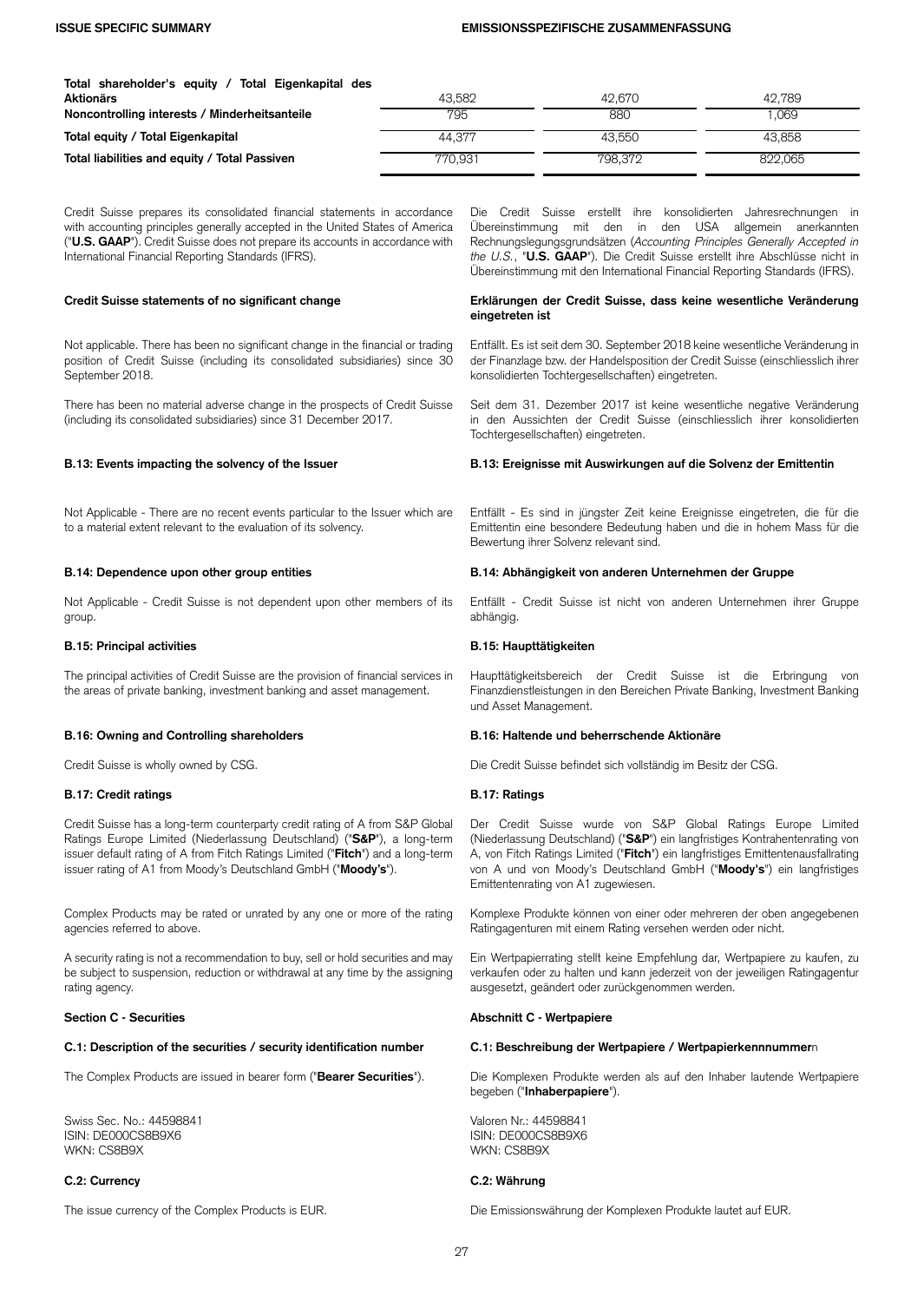| | | | |
|---|---|---|---|
| **Total shareholder's equity / Total Eigenkapital des Aktionärs** | 43,582 | 42,670 | 42,789 |
| **Noncontrolling interests / Minderheitsanteile** | 795 | 880 | 1,069 |
| **Total equity / Total Eigenkapital** | 44,377 | 43,550 | 43,858 |
| **Total liabilities and equity / Total Passiven** | 770,931 | 798,372 | 822,065 |

Credit Suisse prepares its consolidated financial statements in accordance with accounting principles generally accepted in the United States of America ("**U.S. GAAP**"). Credit Suisse does not prepare its accounts in accordance with International Financial Reporting Standards (IFRS).

Die Credit Suisse erstellt ihre konsolidierten Jahresrechnungen in Übereinstimmung mit den in den USA allgemein anerkannten Rechnungslegungsgrundsätzen (*Accounting Principles Generally Accepted in the U.S.*, "**U.S. GAAP**"). Die Credit Suisse erstellt ihre Abschlüsse nicht in Übereinstimmung mit den International Financial Reporting Standards (IFRS).

**Credit Suisse statements of no significant change**

Not applicable. There has been no significant change in the financial or trading position of Credit Suisse (including its consolidated subsidiaries) since 30 September 2018.

There has been no material adverse change in the prospects of Credit Suisse (including its consolidated subsidiaries) since 31 December 2017.

**Erklärungen der Credit Suisse, dass keine wesentliche Veränderung eingetreten ist**

Entfällt. Es ist seit dem 30. September 2018 keine wesentliche Veränderung in der Finanzlage bzw. der Handelsposition der Credit Suisse (einschliesslich ihrer konsolidierten Tochtergesellschaften) eingetreten.

Seit dem 31. Dezember 2017 ist keine wesentliche negative Veränderung in den Aussichten der Credit Suisse (einschliesslich ihrer konsolidierten Tochtergesellschaften) eingetreten.

**B.13: Events impacting the solvency of the Issuer**

Not Applicable - There are no recent events particular to the Issuer which are to a material extent relevant to the evaluation of its solvency.

**B.13: Ereignisse mit Auswirkungen auf die Solvenz der Emittentin**

Entfällt - Es sind in jüngster Zeit keine Ereignisse eingetreten, die für die Emittentin eine besondere Bedeutung haben und die in hohem Mass für die Bewertung ihrer Solvenz relevant sind.

**B.14: Dependence upon other group entities**

Not Applicable - Credit Suisse is not dependent upon other members of its group.

**B.14: Abhängigkeit von anderen Unternehmen der Gruppe**

Entfällt - Credit Suisse ist nicht von anderen Unternehmen ihrer Gruppe abhängig.

**B.15: Principal activities**

The principal activities of Credit Suisse are the provision of financial services in the areas of private banking, investment banking and asset management.

**B.15: Haupttätigkeiten**

Haupttätigkeitsbereich der Credit Suisse ist die Erbringung von Finanzdienstleistungen in den Bereichen Private Banking, Investment Banking und Asset Management.

**B.16: Owning and Controlling shareholders**

Credit Suisse is wholly owned by CSG.

**B.16: Haltende und beherrschende Aktionäre**

Die Credit Suisse befindet sich vollständig im Besitz der CSG.

**B.17: Credit ratings**

Credit Suisse has a long-term counterparty credit rating of A from S&P Global Ratings Europe Limited (Niederlassung Deutschland) ("**S&P**"), a long-term issuer default rating of A from Fitch Ratings Limited ("**Fitch**") and a long-term issuer rating of A1 from Moody's Deutschland GmbH ("**Moody's**").

Complex Products may be rated or unrated by any one or more of the rating agencies referred to above.

A security rating is not a recommendation to buy, sell or hold securities and may be subject to suspension, reduction or withdrawal at any time by the assigning rating agency.

**B.17: Ratings**

Der Credit Suisse wurde von S&P Global Ratings Europe Limited (Niederlassung Deutschland) ("**S&P**") ein langfristiges Kontrahentenrating von A, von Fitch Ratings Limited ("**Fitch**") ein langfristiges Emittentenausfallrating von A und von Moody's Deutschland GmbH ("**Moody's**") ein langfristiges Emittentenrating von A1 zugewiesen.

Komplexe Produkte können von einer oder mehreren der oben angegebenen Ratingagenturen mit einem Rating versehen werden oder nicht.

Ein Wertpapierrating stellt keine Empfehlung dar, Wertpapiere zu kaufen, zu verkaufen oder zu halten und kann jederzeit von der jeweiligen Ratingagentur ausgesetzt, geändert oder zurückgenommen werden.

**Section C - Securities**

**C.1: Description of the securities / security identification number**

The Complex Products are issued in bearer form ("**Bearer Securities**").

Swiss Sec. No.: 44598841
ISIN: DE000CS8B9X6
WKN: CS8B9X

**Abschnitt C - Wertpapiere**

**C.1: Beschreibung der Wertpapiere / Wertpapierkennnummer**n

Die Komplexen Produkte werden als auf den Inhaber lautende Wertpapiere begeben ("**Inhaberpapiere**").

Valoren Nr.: 44598841
ISIN: DE000CS8B9X6
WKN: CS8B9X

**C.2: Currency**

The issue currency of the Complex Products is EUR.

**C.2: Währung**

Die Emissionswährung der Komplexen Produkte lautet auf EUR.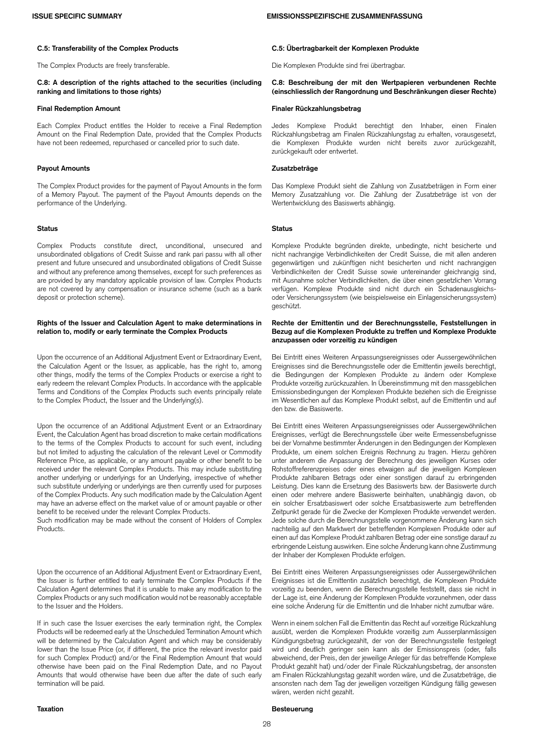#### C.5: Transferability of the Complex Products

The Complex Products are freely transferable.

#### C.8: A description of the rights attached to the securities (including ranking and limitations to those rights)

**Final Redemption Amount**

Each Complex Product entitles the Holder to receive a Final Redemption Amount on the Final Redemption Date, provided that the Complex Products have not been redeemed, repurchased or cancelled prior to such date.

**Payout Amounts**

The Complex Product provides for the payment of Payout Amounts in the form of a Memory Payout. The payment of the Payout Amounts depends on the performance of the Underlying.

**Status**

Complex Products constitute direct, unconditional, unsecured and unsubordinated obligations of Credit Suisse and rank pari passu with all other present and future unsecured and unsubordinated obligations of Credit Suisse and without any preference among themselves, except for such preferences as are provided by any mandatory applicable provision of law. Complex Products are not covered by any compensation or insurance scheme (such as a bank deposit or protection scheme).

**Rights of the Issuer and Calculation Agent to make determinations in relation to, modify or early terminate the Complex Products**

Upon the occurrence of an Additional Adjustment Event or Extraordinary Event, the Calculation Agent or the Issuer, as applicable, has the right to, among other things, modify the terms of the Complex Products or exercise a right to early redeem the relevant Complex Products. In accordance with the applicable Terms and Conditions of the Complex Products such events principally relate to the Complex Product, the Issuer and the Underlying(s).

Upon the occurrence of an Additional Adjustment Event or an Extraordinary Event, the Calculation Agent has broad discretion to make certain modifications to the terms of the Complex Products to account for such event, including but not limited to adjusting the calculation of the relevant Level or Commodity Reference Price, as applicable, or any amount payable or other benefit to be received under the relevant Complex Products. This may include substituting another underlying or underlyings for an Underlying, irrespective of whether such substitute underlying or underlyings are then currently used for purposes of the Complex Products. Any such modification made by the Calculation Agent may have an adverse effect on the market value of or amount payable or other benefit to be received under the relevant Complex Products.
Such modification may be made without the consent of Holders of Complex Products.

Upon the occurrence of an Additional Adjustment Event or Extraordinary Event, the Issuer is further entitled to early terminate the Complex Products if the Calculation Agent determines that it is unable to make any modification to the Complex Products or any such modification would not be reasonably acceptable to the Issuer and the Holders.

If in such case the Issuer exercises the early termination right, the Complex Products will be redeemed early at the Unscheduled Termination Amount which will be determined by the Calculation Agent and which may be considerably lower than the Issue Price (or, if different, the price the relevant investor paid for such Complex Product) and/or the Final Redemption Amount that would otherwise have been paid on the Final Redemption Date, and no Payout Amounts that would otherwise have been due after the date of such early termination will be paid.

**Taxation**

#### C.5: Übertragbarkeit der Komplexen Produkte

Die Komplexen Produkte sind frei übertragbar.

#### C.8: Beschreibung der mit den Wertpapieren verbundenen Rechte (einschliesslich der Rangordnung und Beschränkungen dieser Rechte)

**Finaler Rückzahlungsbetrag**

Jedes Komplexe Produkt berechtigt den Inhaber, einen Finalen Rückzahlungsbetrag am Finalen Rückzahlungstag zu erhalten, vorausgesetzt, die Komplexen Produkte wurden nicht bereits zuvor zurückgezahlt, zurückgekauft oder entwertet.

**Zusatzbeträge**

Das Komplexe Produkt sieht die Zahlung von Zusatzbeträgen in Form einer Memory Zusatzzahlung vor. Die Zahlung der Zusatzbeträge ist von der Wertentwicklung des Basiswerts abhängig.

**Status**

Komplexe Produkte begründen direkte, unbedingte, nicht besicherte und nicht nachrangige Verbindlichkeiten der Credit Suisse, die mit allen anderen gegenwärtigen und zukünftigen nicht besicherten und nicht nachrangigen Verbindlichkeiten der Credit Suisse sowie untereinander gleichrangig sind, mit Ausnahme solcher Verbindlichkeiten, die über einen gesetzlichen Vorrang verfügen. Komplexe Produkte sind nicht durch ein Schadenausgleichs- oder Versicherungssystem (wie beispielsweise ein Einlagensicherungssystem) geschützt.

**Rechte der Emittentin und der Berechnungsstelle, Feststellungen in Bezug auf die Komplexen Produkte zu treffen und Komplexe Produkte anzupassen oder vorzeitig zu kündigen**

Bei Eintritt eines Weiteren Anpassungsereignisses oder Aussergewöhnlichen Ereignisses sind die Berechnungsstelle oder die Emittentin jeweils berechtigt, die Bedingungen der Komplexen Produkte zu ändern oder Komplexe Produkte vorzeitig zurückzuzahlen. In Übereinstimmung mit den massgeblichen Emissionsbedingungen der Komplexen Produkte beziehen sich die Ereignisse im Wesentlichen auf das Komplexe Produkt selbst, auf die Emittentin und auf den bzw. die Basiswerte.

Bei Eintritt eines Weiteren Anpassungsereignisses oder Aussergewöhnlichen Ereignisses, verfügt die Berechnungsstelle über weite Ermessensbefugnisse bei der Vornahme bestimmter Änderungen in den Bedingungen der Komplexen Produkte, um einem solchen Ereignis Rechnung zu tragen. Hierzu gehören unter anderem die Anpassung der Berechnung des jeweiligen Kurses oder Rohstoffreferenzpreises oder eines etwaigen auf die jeweiligen Komplexen Produkte zahlbaren Betrags oder einer sonstigen darauf zu erbringenden Leistung. Dies kann die Ersetzung des Basiswerts bzw. der Basiswerte durch einen oder mehrere andere Basiswerte beinhalten, unabhängig davon, ob ein solcher Ersatzbasiswert oder solche Ersatzbasiswerte zum betreffenden Zeitpunkt gerade für die Zwecke der Komplexen Produkte verwendet werden. Jede solche durch die Berechnungsstelle vorgenommene Änderung kann sich nachteilig auf den Marktwert der betreffenden Komplexen Produkte oder auf einen auf das Komplexe Produkt zahlbaren Betrag oder eine sonstige darauf zu erbringende Leistung auswirken. Eine solche Änderung kann ohne Zustimmung der Inhaber der Komplexen Produkte erfolgen.

Bei Eintritt eines Weiteren Anpassungsereignisses oder Aussergewöhnlichen Ereignisses ist die Emittentin zusätzlich berechtigt, die Komplexen Produkte vorzeitig zu beenden, wenn die Berechnungsstelle feststellt, dass sie nicht in der Lage ist, eine Änderung der Komplexen Produkte vorzunehmen, oder dass eine solche Änderung für die Emittentin und die Inhaber nicht zumutbar wäre.

Wenn in einem solchen Fall die Emittentin das Recht auf vorzeitige Rückzahlung ausübt, werden die Komplexen Produkte vorzeitig zum Ausserplanmässigen Kündigungsbetrag zurückgezahlt, der von der Berechnungsstelle festgelegt wird und deutlich geringer sein kann als der Emissionspreis (oder, falls abweichend, der Preis, den der jeweilige Anleger für das betreffende Komplexe Produkt gezahlt hat) und/oder der Finale Rückzahlungsbetrag, der ansonsten am Finalen Rückzahlungstag gezahlt worden wäre, und die Zusatzbeträge, die ansonsten nach dem Tag der jeweiligen vorzeitigen Kündigung fällig gewesen wären, werden nicht gezahlt.

**Besteuerung**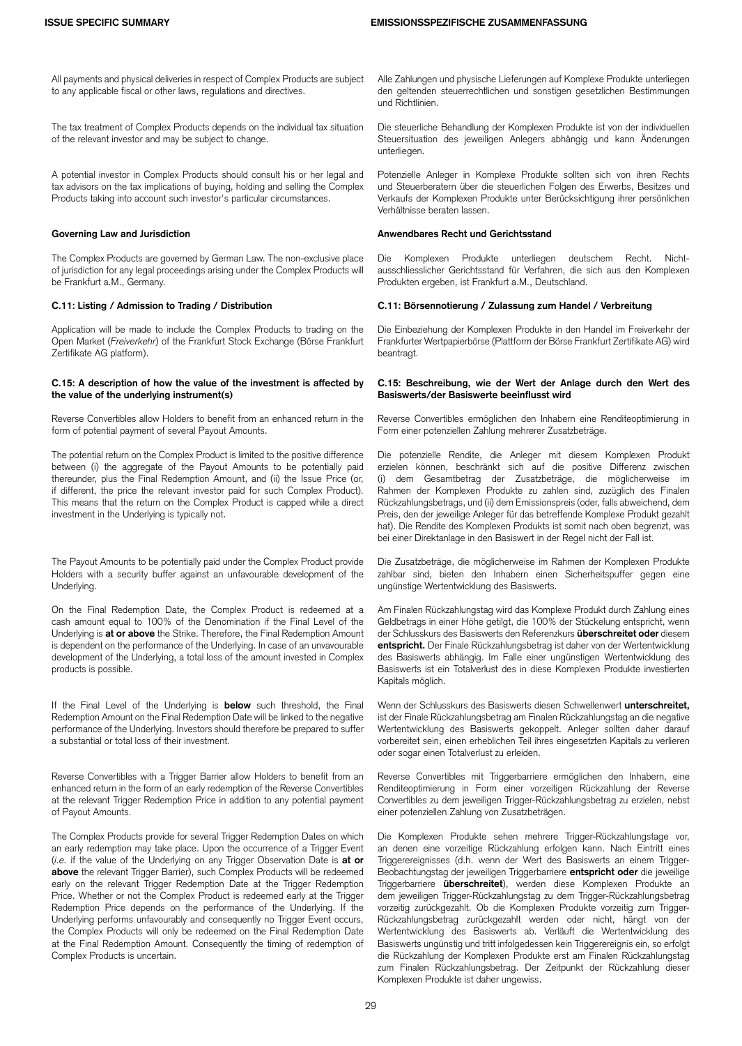All payments and physical deliveries in respect of Complex Products are subject to any applicable fiscal or other laws, regulations and directives.

Alle Zahlungen und physische Lieferungen auf Komplexe Produkte unterliegen den geltenden steuerrechtlichen und sonstigen gesetzlichen Bestimmungen und Richtlinien.

The tax treatment of Complex Products depends on the individual tax situation of the relevant investor and may be subject to change.

Die steuerliche Behandlung der Komplexen Produkte ist von der individuellen Steuersituation des jeweiligen Anlegers abhängig und kann Änderungen unterliegen.

A potential investor in Complex Products should consult his or her legal and tax advisors on the tax implications of buying, holding and selling the Complex Products taking into account such investor's particular circumstances.

Potenzielle Anleger in Komplexe Produkte sollten sich von ihren Rechts und Steuerberatern über die steuerlichen Folgen des Erwerbs, Besitzes und Verkaufs der Komplexen Produkte unter Berücksichtigung ihrer persönlichen Verhältnisse beraten lassen.

**Governing Law and Jurisdiction**

**Anwendbares Recht und Gerichtsstand**

The Complex Products are governed by German Law. The non-exclusive place of jurisdiction for any legal proceedings arising under the Complex Products will be Frankfurt a.M., Germany.

Die Komplexen Produkte unterliegen deutschem Recht. Nicht-ausschliesslicher Gerichtsstand für Verfahren, die sich aus den Komplexen Produkten ergeben, ist Frankfurt a.M., Deutschland.

**C.11: Listing / Admission to Trading / Distribution**

**C.11: Börsennotierung / Zulassung zum Handel / Verbreitung**

Application will be made to include the Complex Products to trading on the Open Market (*Freiverkehr*) of the Frankfurt Stock Exchange (Börse Frankfurt Zertifikate AG platform).

Die Einbeziehung der Komplexen Produkte in den Handel im Freiverkehr der Frankfurter Wertpapierbörse (Plattform der Börse Frankfurt Zertifikate AG) wird beantragt.

**C.15: A description of how the value of the investment is affected by the value of the underlying instrument(s)**

**C.15: Beschreibung, wie der Wert der Anlage durch den Wert des Basiswerts/der Basiswerte beeinflusst wird**

Reverse Convertibles allow Holders to benefit from an enhanced return in the form of potential payment of several Payout Amounts.

Reverse Convertibles ermöglichen den Inhabern eine Renditeoptimierung in Form einer potenziellen Zahlung mehrerer Zusatzbeträge.

The potential return on the Complex Product is limited to the positive difference between (i) the aggregate of the Payout Amounts to be potentially paid thereunder, plus the Final Redemption Amount, and (ii) the Issue Price (or, if different, the price the relevant investor paid for such Complex Product). This means that the return on the Complex Product is capped while a direct investment in the Underlying is typically not.

Die potenzielle Rendite, die Anleger mit diesem Komplexen Produkt erzielen können, beschränkt sich auf die positive Differenz zwischen (i) dem Gesamtbetrag der Zusatzbeträge, die möglicherweise im Rahmen der Komplexen Produkte zu zahlen sind, zuzüglich des Finalen Rückzahlungsbetrags, und (ii) dem Emissionspreis (oder, falls abweichend, dem Preis, den der jeweilige Anleger für das betreffende Komplexe Produkt gezahlt hat). Die Rendite des Komplexen Produkts ist somit nach oben begrenzt, was bei einer Direktanlage in den Basiswert in der Regel nicht der Fall ist.

The Payout Amounts to be potentially paid under the Complex Product provide Holders with a security buffer against an unfavourable development of the Underlying.

Die Zusatzbeträge, die möglicherweise im Rahmen der Komplexen Produkte zahlbar sind, bieten den Inhabern einen Sicherheitspuffer gegen eine ungünstige Wertentwicklung des Basiswerts.

On the Final Redemption Date, the Complex Product is redeemed at a cash amount equal to 100% of the Denomination if the Final Level of the Underlying is **at or above** the Strike. Therefore, the Final Redemption Amount is dependent on the performance of the Underlying. In case of an unfavourable development of the Underlying, a total loss of the amount invested in Complex products is possible.

Am Finalen Rückzahlungstag wird das Komplexe Produkt durch Zahlung eines Geldbetrags in einer Höhe getilgt, die 100% der Stückelung entspricht, wenn der Schlusskurs des Basiswerts den Referenzkurs **überschreitet oder** diesem **entspricht.** Der Finale Rückzahlungsbetrag ist daher von der Wertentwicklung des Basiswerts abhängig. Im Falle einer ungünstigen Wertentwicklung des Basiswerts ist ein Totalverlust des in diese Komplexen Produkte investierten Kapitals möglich.

If the Final Level of the Underlying is **below** such threshold, the Final Redemption Amount on the Final Redemption Date will be linked to the negative performance of the Underlying. Investors should therefore be prepared to suffer a substantial or total loss of their investment.

Wenn der Schlusskurs des Basiswerts diesen Schwellenwert **unterschreitet,** ist der Finale Rückzahlungsbetrag am Finalen Rückzahlungstag an die negative Wertentwicklung des Basiswerts gekoppelt. Anleger sollten daher darauf vorbereitet sein, einen erheblichen Teil ihres eingesetzten Kapitals zu verlieren oder sogar einen Totalverlust zu erleiden.

Reverse Convertibles with a Trigger Barrier allow Holders to benefit from an enhanced return in the form of an early redemption of the Reverse Convertibles at the relevant Trigger Redemption Price in addition to any potential payment of Payout Amounts.

Reverse Convertibles mit Triggerbarriere ermöglichen den Inhabern, eine Renditeoptimierung in Form einer vorzeitigen Rückzahlung der Reverse Convertibles zu dem jeweiligen Trigger-Rückzahlungsbetrag zu erzielen, nebst einer potenziellen Zahlung von Zusatzbeträgen.

The Complex Products provide for several Trigger Redemption Dates on which an early redemption may take place. Upon the occurrence of a Trigger Event (*i.e.* if the value of the Underlying on any Trigger Observation Date is **at or above** the relevant Trigger Barrier), such Complex Products will be redeemed early on the relevant Trigger Redemption Date at the Trigger Redemption Price. Whether or not the Complex Product is redeemed early at the Trigger Redemption Price depends on the performance of the Underlying. If the Underlying performs unfavourably and consequently no Trigger Event occurs, the Complex Products will only be redeemed on the Final Redemption Date at the Final Redemption Amount. Consequently the timing of redemption of Complex Products is uncertain.

Die Komplexen Produkte sehen mehrere Trigger-Rückzahlungstage vor, an denen eine vorzeitige Rückzahlung erfolgen kann. Nach Eintritt eines Triggerereignisses (d.h. wenn der Wert des Basiswerts an einem Trigger-Beobachtungstag der jeweiligen Triggerbarriere **entspricht oder** die jeweilige Triggerbarriere **überschreitet**), werden diese Komplexen Produkte an dem jeweiligen Trigger-Rückzahlungstag zu dem Trigger-Rückzahlungsbetrag vorzeitig zurückgezahlt. Ob die Komplexen Produkte vorzeitig zum Trigger-Rückzahlungsbetrag zurückgezahlt werden oder nicht, hängt von der Wertentwicklung des Basiswerts ab. Verläuft die Wertentwicklung des Basiswerts ungünstig und tritt infolgedessen kein Triggerereignis ein, so erfolgt die Rückzahlung der Komplexen Produkte erst am Finalen Rückzahlungstag zum Finalen Rückzahlungsbetrag. Der Zeitpunkt der Rückzahlung dieser Komplexen Produkte ist daher ungewiss.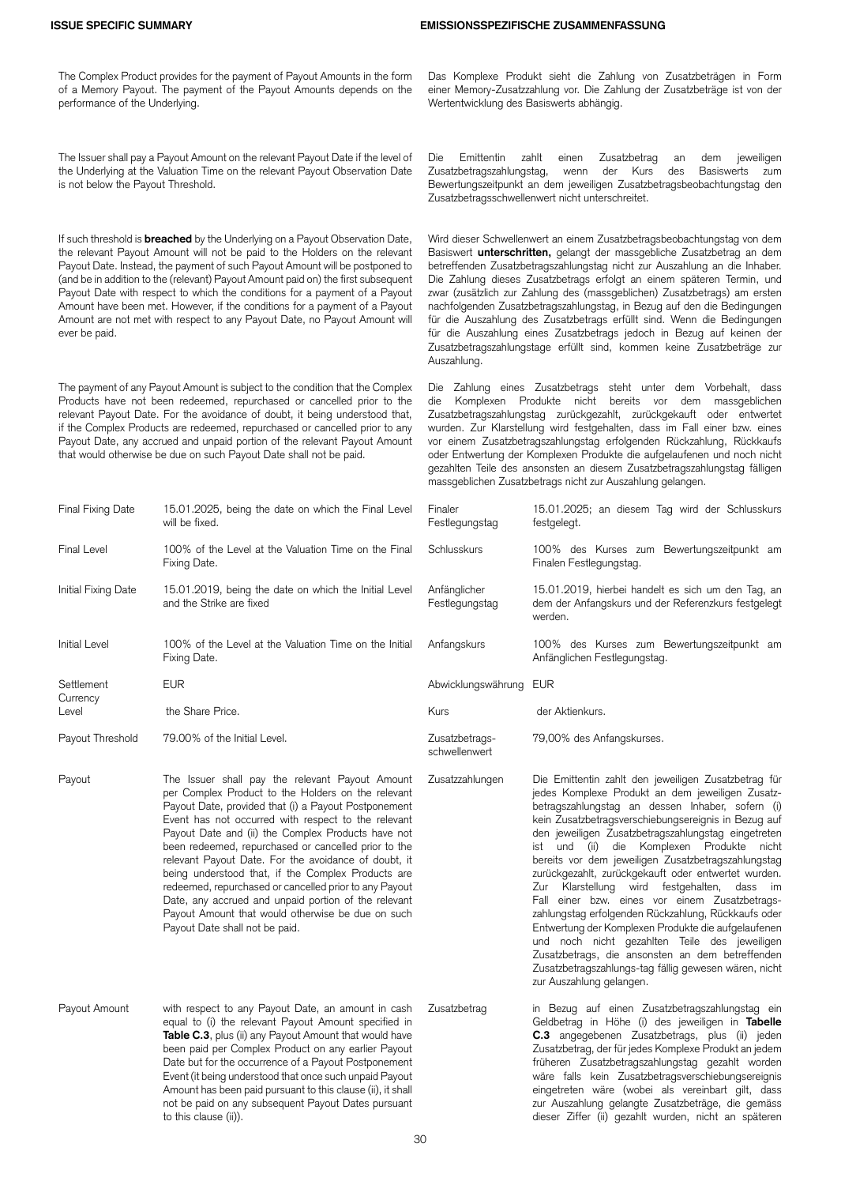The Complex Product provides for the payment of Payout Amounts in the form of a Memory Payout. The payment of the Payout Amounts depends on the performance of the Underlying.

Das Komplexe Produkt sieht die Zahlung von Zusatzbeträgen in Form einer Memory-Zusatzzahlung vor. Die Zahlung der Zusatzbeträge ist von der Wertentwicklung des Basiswerts abhängig.

The Issuer shall pay a Payout Amount on the relevant Payout Date if the level of the Underlying at the Valuation Time on the relevant Payout Observation Date is not below the Payout Threshold.

Die Emittentin zahlt einen Zusatzbetrag an dem jeweiligen Zusatzbetragszahlungstag, wenn der Kurs des Basiswerts zum Bewertungszeitpunkt an dem jeweiligen Zusatzbetragsbeobachtungstag den Zusatzbetragsschwellenwert nicht unterschreitet.

If such threshold is **breached** by the Underlying on a Payout Observation Date, the relevant Payout Amount will not be paid to the Holders on the relevant Payout Date. Instead, the payment of such Payout Amount will be postponed to (and be in addition to the (relevant) Payout Amount paid on) the first subsequent Payout Date with respect to which the conditions for a payment of a Payout Amount have been met. However, if the conditions for a payment of a Payout Amount are not met with respect to any Payout Date, no Payout Amount will ever be paid.

Wird dieser Schwellenwert an einem Zusatzbetragsbeobachtungstag von dem Basiswert **unterschritten,** gelangt der massgebliche Zusatzbetrag an dem betreffenden Zusatzbetragszahlungstag nicht zur Auszahlung an die Inhaber. Die Zahlung dieses Zusatzbetrags erfolgt an einem späteren Termin, und zwar (zusätzlich zur Zahlung des (massgeblichen) Zusatzbetrags) am ersten nachfolgenden Zusatzbetragszahlungstag, in Bezug auf den die Bedingungen für die Auszahlung des Zusatzbetrags erfüllt sind. Wenn die Bedingungen für die Auszahlung eines Zusatzbetrags jedoch in Bezug auf keinen der Zusatzbetragszahlungstage erfüllt sind, kommen keine Zusatzbeträge zur Auszahlung.

The payment of any Payout Amount is subject to the condition that the Complex Products have not been redeemed, repurchased or cancelled prior to the relevant Payout Date. For the avoidance of doubt, it being understood that, if the Complex Products are redeemed, repurchased or cancelled prior to any Payout Date, any accrued and unpaid portion of the relevant Payout Amount that would otherwise be due on such Payout Date shall not be paid.

Die Zahlung eines Zusatzbetrags steht unter dem Vorbehalt, dass die Komplexen Produkte nicht bereits vor dem massgeblichen Zusatzbetragszahlungstag zurückgezahlt, zurückgekauft oder entwertet wurden. Zur Klarstellung wird festgehalten, dass im Fall einer bzw. eines vor einem Zusatzbetragszahlungstag erfolgenden Rückzahlung, Rückkaufs oder Entwertung der Komplexen Produkte die aufgelaufenen und noch nicht gezahlten Teile des ansonsten an diesem Zusatzbetragszahlungstag fälligen massgeblichen Zusatzbetrags nicht zur Auszahlung gelangen.

| | | | |
|---|---|---|---|
| Final Fixing Date | 15.01.2025, being the date on which the Final Level will be fixed. | Finaler Festlegungstag | 15.01.2025; an diesem Tag wird der Schlusskurs festgelegt. |
| Final Level | 100% of the Level at the Valuation Time on the Final Fixing Date. | Schlusskurs | 100% des Kurses zum Bewertungszeitpunkt am Finalen Festlegungstag. |
| Initial Fixing Date | 15.01.2019, being the date on which the Initial Level and the Strike are fixed | Anfänglicher Festlegungstag | 15.01.2019, hierbei handelt es sich um den Tag, an dem der Anfangskurs und der Referenzkurs festgelegt werden. |
| Initial Level | 100% of the Level at the Valuation Time on the Initial Fixing Date. | Anfangskurs | 100% des Kurses zum Bewertungszeitpunkt am Anfänglichen Festlegungstag. |
| Settlement Currency | EUR | Abwicklungswährung | EUR |
| Level | the Share Price. | Kurs | der Aktienkurs. |
| Payout Threshold | 79.00% of the Initial Level. | Zusatzbetrags-schwellenwert | 79,00% des Anfangskurses. |
| Payout | The Issuer shall pay the relevant Payout Amount per Complex Product to the Holders on the relevant Payout Date, provided that (i) a Payout Postponement Event has not occurred with respect to the relevant Payout Date and (ii) the Complex Products have not been redeemed, repurchased or cancelled prior to the relevant Payout Date. For the avoidance of doubt, it being understood that, if the Complex Products are redeemed, repurchased or cancelled prior to any Payout Date, any accrued and unpaid portion of the relevant Payout Amount that would otherwise be due on such Payout Date shall not be paid. | Zusatzzahlungen | Die Emittentin zahlt den jeweiligen Zusatzbetrag für jedes Komplexe Produkt an dem jeweiligen Zusatzbetragszahlungstag an dessen Inhaber, sofern (i) kein Zusatzbetragsverschiebungsereignis in Bezug auf den jeweiligen Zusatzbetragszahlungstag eingetreten ist und (ii) die Komplexen Produkte nicht bereits vor dem jeweiligen Zusatzbetragszahlungstag zurückgezahlt, zurückgekauft oder entwertet wurden. Zur Klarstellung wird festgehalten, dass im Fall einer bzw. eines vor einem Zusatzbetragszahlungstag erfolgenden Rückzahlung, Rückkaufs oder Entwertung der Komplexen Produkte die aufgelaufenen und noch nicht gezahlten Teile des jeweiligen Zusatzbetrags, die ansonsten an dem betreffenden Zusatzbetragszahlungs-tag fällig gewesen wären, nicht zur Auszahlung gelangen. |
| Payout Amount | with respect to any Payout Date, an amount in cash equal to (i) the relevant Payout Amount specified in **Table C.3**, plus (ii) any Payout Amount that would have been paid per Complex Product on any earlier Payout Date but for the occurrence of a Payout Postponement Event (it being understood that once such unpaid Payout Amount has been paid pursuant to this clause (ii), it shall not be paid on any subsequent Payout Dates pursuant to this clause (ii)). | Zusatzbetrag | in Bezug auf einen Zusatzbetragszahlungstag ein Geldbetrag in Höhe (i) des jeweiligen in **Tabelle C.3** angegebenen Zusatzbetrags, plus (ii) jeden Zusatzbetrag, der für jedes Komplexe Produkt an jedem früheren Zusatzbetragszahlungstag gezahlt worden wäre falls kein Zusatzbetragsverschiebungsereignis eingetreten wäre (wobei als vereinbart gilt, dass zur Auszahlung gelangte Zusatzbeträge, die gemäss dieser Ziffer (ii) gezahlt wurden, nicht an späteren |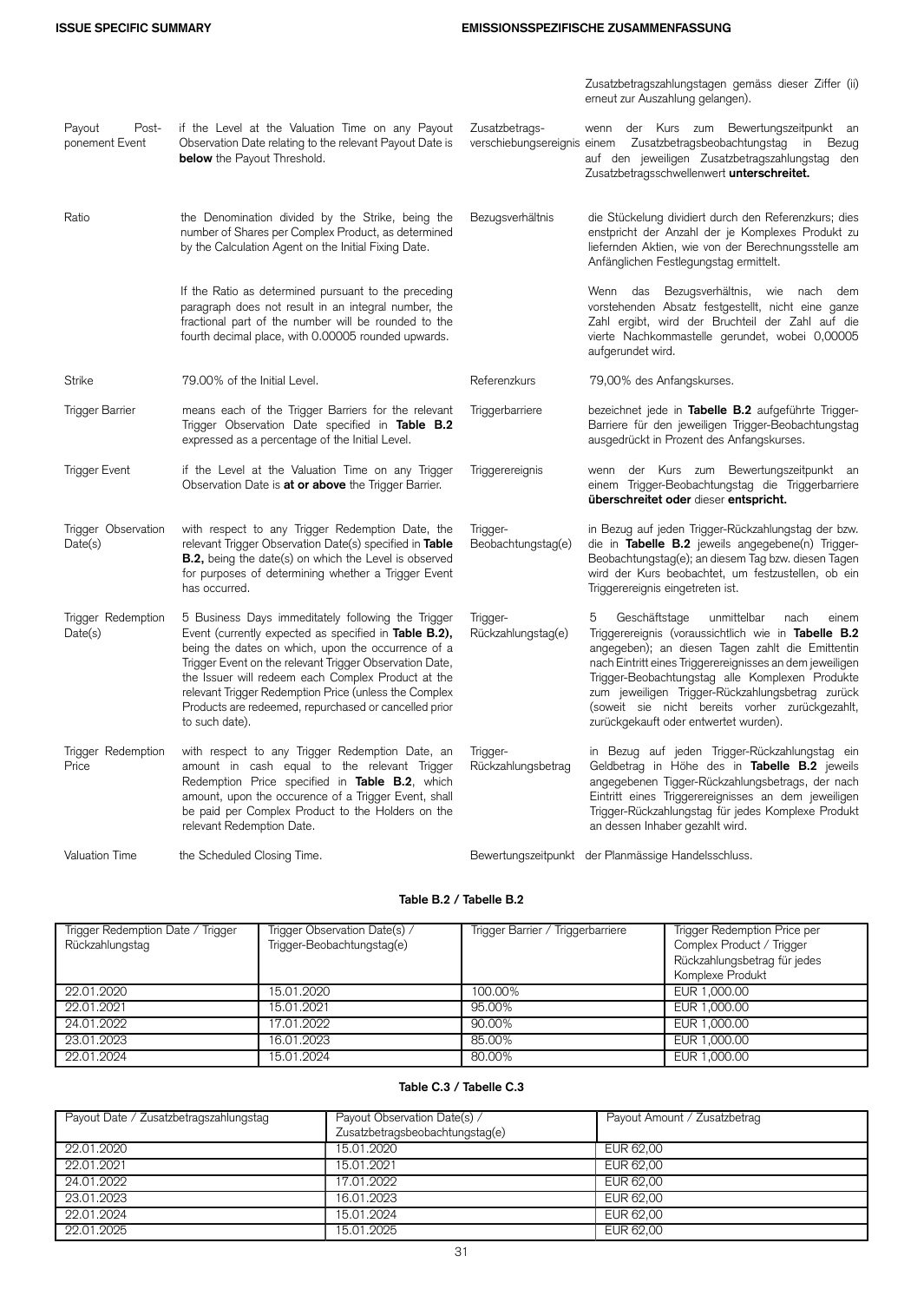| | | | |
|---|---|---|---|
| | | | Zusatzbetragszahlungstagen gemäss dieser Ziffer (ii) erneut zur Auszahlung gelangen). |
| Payout Postponement Event | if the Level at the Valuation Time on any Payout Observation Date relating to the relevant Payout Date is **below** the Payout Threshold. | Zusatzbetrags­verschiebungsereignis | wenn der Kurs zum Bewertungszeitpunkt an einem Zusatzbetragsbeobachtungstag in Bezug auf den jeweiligen Zusatzbetragszahlungstag den Zusatzbetragsschwellenwert **unterschreitet.** |
| Ratio | the Denomination divided by the Strike, being the number of Shares per Complex Product, as determined by the Calculation Agent on the Initial Fixing Date. | Bezugsverhältnis | die Stückelung dividiert durch den Referenzkurs; dies enstpricht der Anzahl der je Komplexes Produkt zu liefernden Aktien, wie von der Berechnungsstelle am Anfänglichen Festlegungstag ermittelt. |
| | If the Ratio as determined pursuant to the preceding paragraph does not result in an integral number, the fractional part of the number will be rounded to the fourth decimal place, with 0.00005 rounded upwards. | | Wenn das Bezugsverhältnis, wie nach dem vorstehenden Absatz festgestellt, nicht eine ganze Zahl ergibt, wird der Bruchteil der Zahl auf die vierte Nachkommastelle gerundet, wobei 0,00005 aufgerundet wird. |
| Strike | 79.00% of the Initial Level. | Referenzkurs | 79,00% des Anfangskurses. |
| Trigger Barrier | means each of the Trigger Barriers for the relevant Trigger Observation Date specified in **Table B.2** expressed as a percentage of the Initial Level. | Triggerbarriere | bezeichnet jede in **Tabelle B.2** aufgeführte Trigger-Barriere für den jeweiligen Trigger-Beobachtungstag ausgedrückt in Prozent des Anfangskurses. |
| Trigger Event | if the Level at the Valuation Time on any Trigger Observation Date is **at or above** the Trigger Barrier. | Triggerereignis | wenn der Kurs zum Bewertungszeitpunkt an einem Trigger-Beobachtungstag die Triggerbarriere **überschreitet oder** dieser **entspricht.** |
| Trigger Observation Date(s) | with respect to any Trigger Redemption Date, the relevant Trigger Observation Date(s) specified in **Table B.2,** being the date(s) on which the Level is observed for purposes of determining whether a Trigger Event has occurred. | Trigger-Beobachtungstag(e) | in Bezug auf jeden Trigger-Rückzahlungstag der bzw. die in **Tabelle B.2** jeweils angegebene(n) Trigger-Beobachtungstag(e); an diesem Tag bzw. diesen Tagen wird der Kurs beobachtet, um festzustellen, ob ein Triggerereignis eingetreten ist. |
| Trigger Redemption Date(s) | 5 Business Days immeditately following the Trigger Event (currently expected as specified in **Table B.2),** being the dates on which, upon the occurrence of a Trigger Event on the relevant Trigger Observation Date, the Issuer will redeem each Complex Product at the relevant Trigger Redemption Price (unless the Complex Products are redeemed, repurchased or cancelled prior to such date). | Trigger-Rückzahlungstag(e) | 5 Geschäftstage unmittelbar nach einem Triggerereignis (voraussichtlich wie in **Tabelle B.2** angegeben); an diesen Tagen zahlt die Emittentin nach Eintritt eines Triggerereignisses an dem jeweiligen Trigger-Beobachtungstag alle Komplexen Produkte zum jeweiligen Trigger-Rückzahlungsbetrag zurück (soweit sie nicht bereits vorher zurückgezahlt, zurückgekauft oder entwertet wurden). |
| Trigger Redemption Price | with respect to any Trigger Redemption Date, an amount in cash equal to the relevant Trigger Redemption Price specified in **Table B.2**, which amount, upon the occurence of a Trigger Event, shall be paid per Complex Product to the Holders on the relevant Redemption Date. | Trigger-Rückzahlungsbetrag | in Bezug auf jeden Trigger-Rückzahlungstag ein Geldbetrag in Höhe des in **Tabelle B.2** jeweils angegebenen Tigger-Rückzahlungsbetrags, der nach Eintritt eines Triggerereignisses an dem jeweiligen Trigger-Rückzahlungstag für jedes Komplexe Produkt an dessen Inhaber gezahlt wird. |
| Valuation Time | the Scheduled Closing Time. | Bewertungszeitpunkt | der Planmässige Handelsschluss. |

**Table B.2 / Tabelle B.2**

| Trigger Redemption Date / Trigger Rückzahlungstag | Trigger Observation Date(s) / Trigger-Beobachtungstag(e) | Trigger Barrier / Triggerbarriere | Trigger Redemption Price per Complex Product / Trigger Rückzahlungsbetrag für jedes Komplexe Produkt |
|---|---|---|---|
| 22.01.2020 | 15.01.2020 | 100.00% | EUR 1,000.00 |
| 22.01.2021 | 15.01.2021 | 95.00% | EUR 1,000.00 |
| 24.01.2022 | 17.01.2022 | 90.00% | EUR 1,000.00 |
| 23.01.2023 | 16.01.2023 | 85.00% | EUR 1,000.00 |
| 22.01.2024 | 15.01.2024 | 80.00% | EUR 1,000.00 |

**Table C.3 / Tabelle C.3**

| Payout Date / Zusatzbetragszahlungstag | Payout Observation Date(s) / Zusatzbetragsbeobachtungstag(e) | Payout Amount / Zusatzbetrag |
|---|---|---|
| 22.01.2020 | 15.01.2020 | EUR 62,00 |
| 22.01.2021 | 15.01.2021 | EUR 62,00 |
| 24.01.2022 | 17.01.2022 | EUR 62,00 |
| 23.01.2023 | 16.01.2023 | EUR 62,00 |
| 22.01.2024 | 15.01.2024 | EUR 62,00 |
| 22.01.2025 | 15.01.2025 | EUR 62,00 |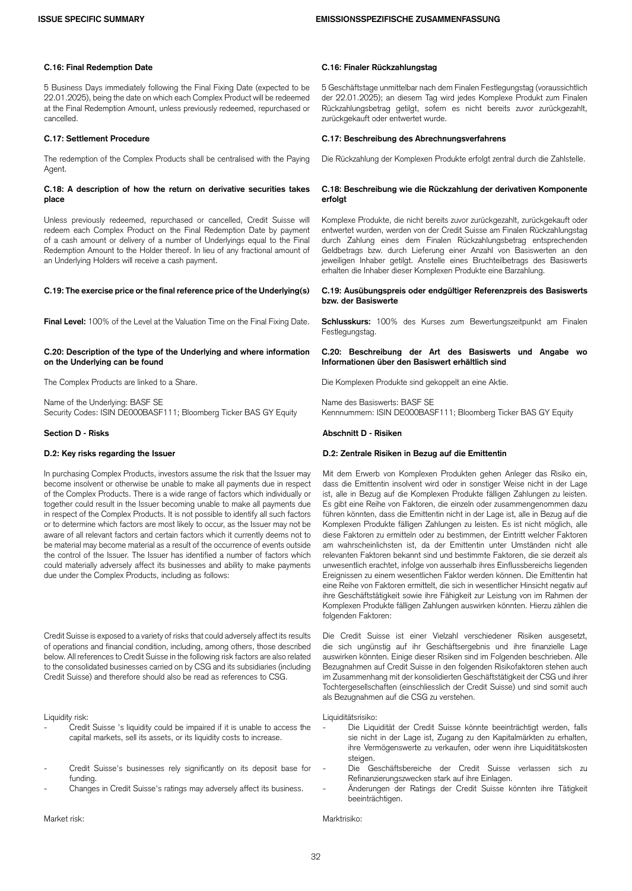#### C.16: Final Redemption Date

5 Business Days immediately following the Final Fixing Date (expected to be 22.01.2025), being the date on which each Complex Product will be redeemed at the Final Redemption Amount, unless previously redeemed, repurchased or cancelled.

#### C.16: Finaler Rückzahlungstag

5 Geschäftstage unmittelbar nach dem Finalen Festlegungstag (voraussichtlich der 22.01.2025); an diesem Tag wird jedes Komplexe Produkt zum Finalen Rückzahlungsbetrag getilgt, sofern es nicht bereits zuvor zurückgezahlt, zurückgekauft oder entwertet wurde.

#### C.17: Settlement Procedure

The redemption of the Complex Products shall be centralised with the Paying Agent.

#### C.17: Beschreibung des Abrechnungsverfahrens

Die Rückzahlung der Komplexen Produkte erfolgt zentral durch die Zahlstelle.

#### C.18: A description of how the return on derivative securities takes place

Unless previously redeemed, repurchased or cancelled, Credit Suisse will redeem each Complex Product on the Final Redemption Date by payment of a cash amount or delivery of a number of Underlyings equal to the Final Redemption Amount to the Holder thereof. In lieu of any fractional amount of an Underlying Holders will receive a cash payment.

#### C.18: Beschreibung wie die Rückzahlung der derivativen Komponente erfolgt

Komplexe Produkte, die nicht bereits zuvor zurückgezahlt, zurückgekauft oder entwertet wurden, werden von der Credit Suisse am Finalen Rückzahlungstag durch Zahlung eines dem Finalen Rückzahlungsbetrag entsprechenden Geldbetrags bzw. durch Lieferung einer Anzahl von Basiswerten an den jeweiligen Inhaber getilgt. Anstelle eines Bruchteilbetrags des Basiswerts erhalten die Inhaber dieser Komplexen Produkte eine Barzahlung.

#### C.19: The exercise price or the final reference price of the Underlying(s)

**Final Level:** 100% of the Level at the Valuation Time on the Final Fixing Date.

#### C.19: Ausübungspreis oder endgültiger Referenzpreis des Basiswerts bzw. der Basiswerte

**Schlusskurs:** 100% des Kurses zum Bewertungszeitpunkt am Finalen Festlegungstag.

#### C.20: Description of the type of the Underlying and where information on the Underlying can be found

The Complex Products are linked to a Share.

Name of the Underlying: BASF SE
Security Codes: ISIN DE000BASF111; Bloomberg Ticker BAS GY Equity

#### C.20: Beschreibung der Art des Basiswerts und Angabe wo Informationen über den Basiswert erhältlich sind

Die Komplexen Produkte sind gekoppelt an eine Aktie.

Name des Basiswerts: BASF SE
Kennnummern: ISIN DE000BASF111; Bloomberg Ticker BAS GY Equity

### Section D - Risks

#### D.2: Key risks regarding the Issuer

In purchasing Complex Products, investors assume the risk that the Issuer may become insolvent or otherwise be unable to make all payments due in respect of the Complex Products. There is a wide range of factors which individually or together could result in the Issuer becoming unable to make all payments due in respect of the Complex Products. It is not possible to identify all such factors or to determine which factors are most likely to occur, as the Issuer may not be aware of all relevant factors and certain factors which it currently deems not to be material may become material as a result of the occurrence of events outside the control of the Issuer. The Issuer has identified a number of factors which could materially adversely affect its businesses and ability to make payments due under the Complex Products, including as follows:

Credit Suisse is exposed to a variety of risks that could adversely affect its results of operations and financial condition, including, among others, those described below. All references to Credit Suisse in the following risk factors are also related to the consolidated businesses carried on by CSG and its subsidiaries (including Credit Suisse) and therefore should also be read as references to CSG.

Liquidity risk:

- Credit Suisse 's liquidity could be impaired if it is unable to access the capital markets, sell its assets, or its liquidity costs to increase.
- Credit Suisse's businesses rely significantly on its deposit base for funding.
- Changes in Credit Suisse's ratings may adversely affect its business.

Market risk:

### Abschnitt D - Risiken

#### D.2: Zentrale Risiken in Bezug auf die Emittentin

Mit dem Erwerb von Komplexen Produkten gehen Anleger das Risiko ein, dass die Emittentin insolvent wird oder in sonstiger Weise nicht in der Lage ist, alle in Bezug auf die Komplexen Produkte fälligen Zahlungen zu leisten. Es gibt eine Reihe von Faktoren, die einzeln oder zusammengenommen dazu führen könnten, dass die Emittentin nicht in der Lage ist, alle in Bezug auf die Komplexen Produkte fälligen Zahlungen zu leisten. Es ist nicht möglich, alle diese Faktoren zu ermitteln oder zu bestimmen, der Eintritt welcher Faktoren am wahrscheinlichsten ist, da der Emittentin unter Umständen nicht alle relevanten Faktoren bekannt sind und bestimmte Faktoren, die sie derzeit als unwesentlich erachtet, infolge von ausserhalb ihres Einflussbereichs liegenden Ereignissen zu einem wesentlichen Faktor werden können. Die Emittentin hat eine Reihe von Faktoren ermittelt, die sich in wesentlicher Hinsicht negativ auf ihre Geschäftstätigkeit sowie ihre Fähigkeit zur Leistung von im Rahmen der Komplexen Produkte fälligen Zahlungen auswirken könnten. Hierzu zählen die folgenden Faktoren:

Die Credit Suisse ist einer Vielzahl verschiedener Risiken ausgesetzt, die sich ungünstig auf ihr Geschäftsergebnis und ihre finanzielle Lage auswirken könnten. Einige dieser Risiken sind im Folgenden beschrieben. Alle Bezugnahmen auf Credit Suisse in den folgenden Risikofaktoren sind auch im Zusammenhang mit der konsolidierten Geschäftstätigkeit der CSG und ihrer Tochtergesellschaften (einschliesslich der Credit Suisse) und sind somit auch als Bezugnahmen auf die CSG zu verstehen.

Liquiditätsrisiko:

- Die Liquidität der Credit Suisse könnte beeinträchtigt werden, falls sie nicht in der Lage ist, Zugang zu den Kapitalmärkten zu erhalten, ihre Vermögenswerte zu verkaufen, oder wenn ihre Liquiditätskosten steigen.
- Die Geschäftsbereiche der Credit Suisse verlassen sich zu Refinanzierungszwecken stark auf ihre Einlagen.
- Änderungen der Ratings der Credit Suisse könnten ihre Tätigkeit beeinträchtigen.

Marktrisiko: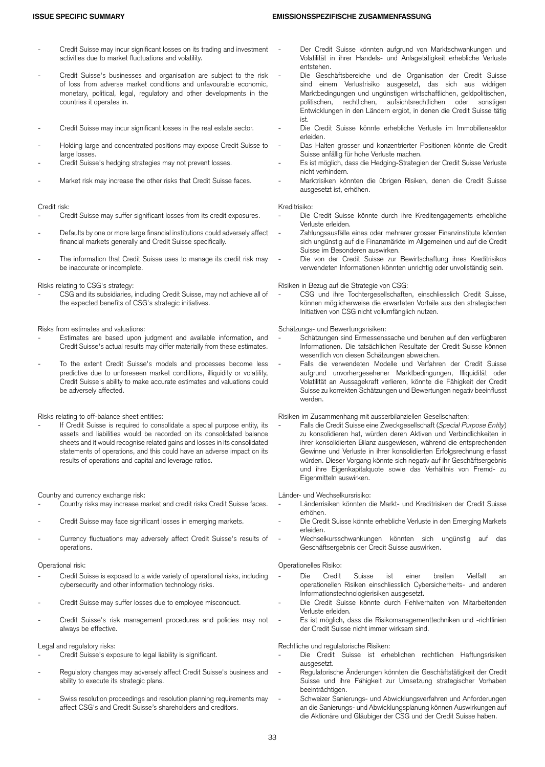- Credit Suisse may incur significant losses on its trading and investment activities due to market fluctuations and volatility.
- Credit Suisse's businesses and organisation are subject to the risk of loss from adverse market conditions and unfavourable economic, monetary, political, legal, regulatory and other developments in the countries it operates in.
- Credit Suisse may incur significant losses in the real estate sector.
- Holding large and concentrated positions may expose Credit Suisse to large losses.
- Credit Suisse's hedging strategies may not prevent losses.
- Market risk may increase the other risks that Credit Suisse faces.

Credit risk:

- Credit Suisse may suffer significant losses from its credit exposures.
- Defaults by one or more large financial institutions could adversely affect financial markets generally and Credit Suisse specifically.
- The information that Credit Suisse uses to manage its credit risk may be inaccurate or incomplete.

Risks relating to CSG's strategy:

- CSG and its subsidiaries, including Credit Suisse, may not achieve all of the expected benefits of CSG's strategic initiatives.

Risks from estimates and valuations:

- Estimates are based upon judgment and available information, and Credit Suisse's actual results may differ materially from these estimates.
- To the extent Credit Suisse's models and processes become less predictive due to unforeseen market conditions, illiquidity or volatility, Credit Suisse's ability to make accurate estimates and valuations could be adversely affected.

Risks relating to off-balance sheet entities:

- If Credit Suisse is required to consolidate a special purpose entity, its assets and liabilities would be recorded on its consolidated balance sheets and it would recognise related gains and losses in its consolidated statements of operations, and this could have an adverse impact on its results of operations and capital and leverage ratios.

Country and currency exchange risk:

- Country risks may increase market and credit risks Credit Suisse faces.
- Credit Suisse may face significant losses in emerging markets.
- Currency fluctuations may adversely affect Credit Suisse's results of operations.

Operational risk:

- Credit Suisse is exposed to a wide variety of operational risks, including cybersecurity and other information technology risks.
- Credit Suisse may suffer losses due to employee misconduct.
- Credit Suisse's risk management procedures and policies may not always be effective.

Legal and regulatory risks:

- Credit Suisse's exposure to legal liability is significant.
- Regulatory changes may adversely affect Credit Suisse's business and ability to execute its strategic plans.
- Swiss resolution proceedings and resolution planning requirements may affect CSG's and Credit Suisse's shareholders and creditors.

- Der Credit Suisse könnten aufgrund von Marktschwankungen und Volatilität in ihrer Handels- und Anlagetätigkeit erhebliche Verluste entstehen.
- Die Geschäftsbereiche und die Organisation der Credit Suisse sind einem Verlustrisiko ausgesetzt, das sich aus widrigen Marktbedingungen und ungünstigen wirtschaftlichen, geldpolitischen, politischen, rechtlichen, aufsichtsrechtlichen oder sonstigen Entwicklungen in den Ländern ergibt, in denen die Credit Suisse tätig ist.
- Die Credit Suisse könnte erhebliche Verluste im Immobiliensektor erleiden.
- Das Halten grosser und konzentrierter Positionen könnte die Credit Suisse anfällig für hohe Verluste machen.
- Es ist möglich, dass die Hedging-Strategien der Credit Suisse Verluste nicht verhindern.
- Marktrisiken könnten die übrigen Risiken, denen die Credit Suisse ausgesetzt ist, erhöhen.

Kreditrisiko:

- Die Credit Suisse könnte durch ihre Kreditengagements erhebliche Verluste erleiden.
- Zahlungsausfälle eines oder mehrerer grosser Finanzinstitute könnten sich ungünstig auf die Finanzmärkte im Allgemeinen und auf die Credit Suisse im Besonderen auswirken.
- Die von der Credit Suisse zur Bewirtschaftung ihres Kreditrisikos verwendeten Informationen könnten unrichtig oder unvollständig sein.

Risiken in Bezug auf die Strategie von CSG:

- CSG und ihre Tochtergesellschaften, einschliesslich Credit Suisse, können möglicherweise die erwarteten Vorteile aus den strategischen Initiativen von CSG nicht vollumfänglich nutzen.

Schätzungs- und Bewertungsrisiken:

- Schätzungen sind Ermessenssache und beruhen auf den verfügbaren Informationen. Die tatsächlichen Resultate der Credit Suisse können wesentlich von diesen Schätzungen abweichen.
- Falls die verwendeten Modelle und Verfahren der Credit Suisse aufgrund unvorhergesehener Marktbedingungen, Illiquidität oder Volatilität an Aussagekraft verlieren, könnte die Fähigkeit der Credit Suisse zu korrekten Schätzungen und Bewertungen negativ beeinflusst werden.

Risiken im Zusammenhang mit ausserbilanziellen Gesellschaften:

- Falls die Credit Suisse eine Zweckgesellschaft (*Special Purpose Entity*) zu konsolidieren hat, würden deren Aktiven und Verbindlichkeiten in ihrer konsolidierten Bilanz ausgewiesen, während die entsprechenden Gewinne und Verluste in ihrer konsolidierten Erfolgsrechnung erfasst würden. Dieser Vorgang könnte sich negativ auf ihr Geschäftsergebnis und ihre Eigenkapitalquote sowie das Verhältnis von Fremd- zu Eigenmitteln auswirken.

Länder- und Wechselkursrisiko:

- Länderrisiken könnten die Markt- und Kreditrisiken der Credit Suisse erhöhen.
- Die Credit Suisse könnte erhebliche Verluste in den Emerging Markets erleiden.
- Wechselkursschwankungen könnten sich ungünstig auf das Geschäftsergebnis der Credit Suisse auswirken.

Operationelles Risiko:

- Die Credit Suisse ist einer breiten Vielfalt an operationellen Risiken einschliesslich Cybersicherheits- und anderen Informationstechnologierisiken ausgesetzt.
- Die Credit Suisse könnte durch Fehlverhalten von Mitarbeitenden Verluste erleiden.
- Es ist möglich, dass die Risikomanagementtechniken und -richtlinien der Credit Suisse nicht immer wirksam sind.

Rechtliche und regulatorische Risiken:

- Die Credit Suisse ist erheblichen rechtlichen Haftungsrisiken ausgesetzt.
- Regulatorische Änderungen könnten die Geschäftstätigkeit der Credit Suisse und ihre Fähigkeit zur Umsetzung strategischer Vorhaben beeinträchtigen.
- Schweizer Sanierungs- und Abwicklungsverfahren und Anforderungen an die Sanierungs- und Abwicklungsplanung können Auswirkungen auf die Aktionäre und Gläubiger der CSG und der Credit Suisse haben.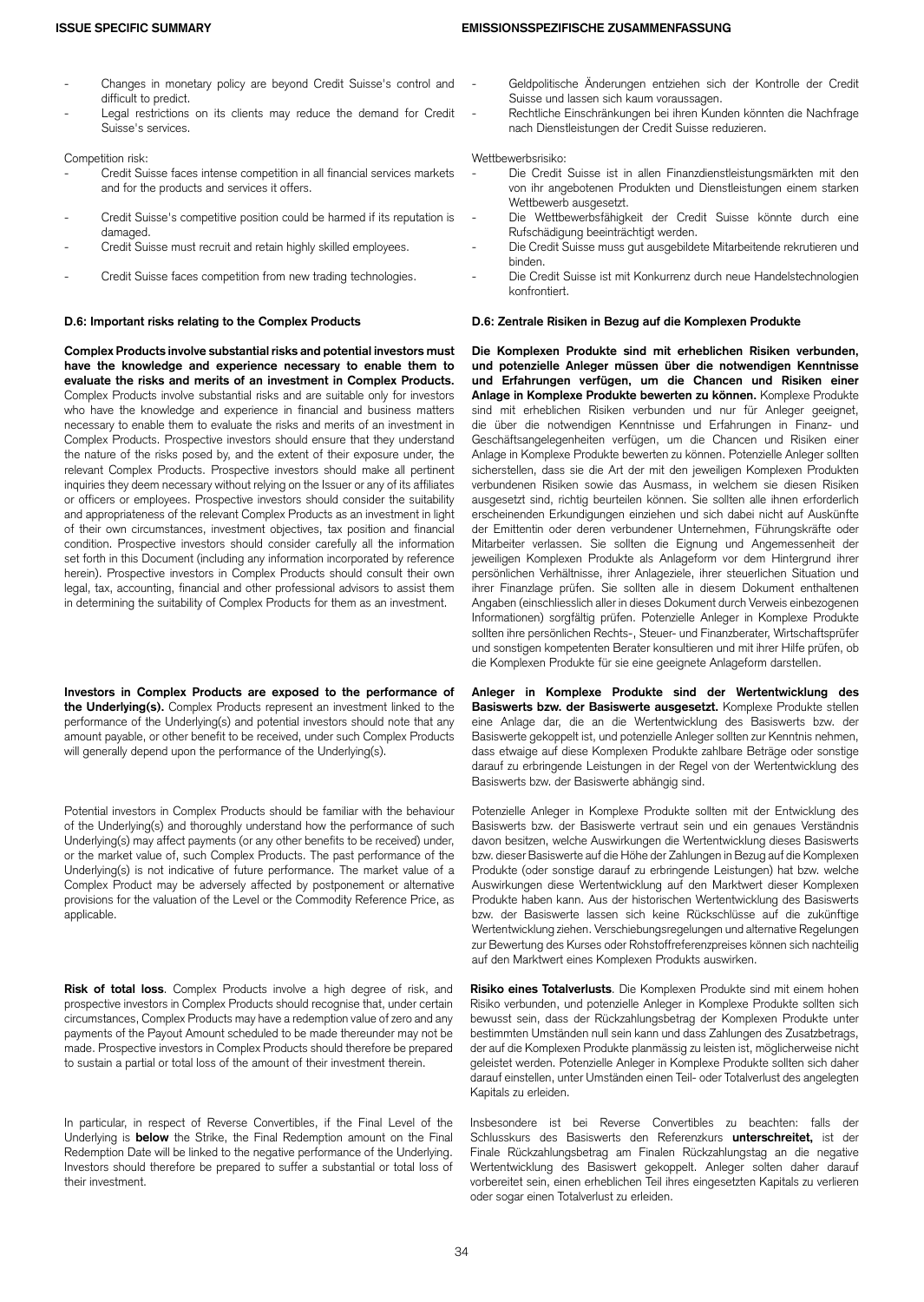- Changes in monetary policy are beyond Credit Suisse's control and difficult to predict.
- Legal restrictions on its clients may reduce the demand for Credit Suisse's services.

Competition risk:

- Credit Suisse faces intense competition in all financial services markets and for the products and services it offers.
- Credit Suisse's competitive position could be harmed if its reputation is damaged.
- Credit Suisse must recruit and retain highly skilled employees.
- Credit Suisse faces competition from new trading technologies.

**D.6: Important risks relating to the Complex Products**

**Complex Products involve substantial risks and potential investors must have the knowledge and experience necessary to enable them to evaluate the risks and merits of an investment in Complex Products.** Complex Products involve substantial risks and are suitable only for investors who have the knowledge and experience in financial and business matters necessary to enable them to evaluate the risks and merits of an investment in Complex Products. Prospective investors should ensure that they understand the nature of the risks posed by, and the extent of their exposure under, the relevant Complex Products. Prospective investors should make all pertinent inquiries they deem necessary without relying on the Issuer or any of its affiliates or officers or employees. Prospective investors should consider the suitability and appropriateness of the relevant Complex Products as an investment in light of their own circumstances, investment objectives, tax position and financial condition. Prospective investors should consider carefully all the information set forth in this Document (including any information incorporated by reference herein). Prospective investors in Complex Products should consult their own legal, tax, accounting, financial and other professional advisors to assist them in determining the suitability of Complex Products for them as an investment.

**Investors in Complex Products are exposed to the performance of the Underlying(s).** Complex Products represent an investment linked to the performance of the Underlying(s) and potential investors should note that any amount payable, or other benefit to be received, under such Complex Products will generally depend upon the performance of the Underlying(s).

Potential investors in Complex Products should be familiar with the behaviour of the Underlying(s) and thoroughly understand how the performance of such Underlying(s) may affect payments (or any other benefits to be received) under, or the market value of, such Complex Products. The past performance of the Underlying(s) is not indicative of future performance. The market value of a Complex Product may be adversely affected by postponement or alternative provisions for the valuation of the Level or the Commodity Reference Price, as applicable.

**Risk of total loss**. Complex Products involve a high degree of risk, and prospective investors in Complex Products should recognise that, under certain circumstances, Complex Products may have a redemption value of zero and any payments of the Payout Amount scheduled to be made thereunder may not be made. Prospective investors in Complex Products should therefore be prepared to sustain a partial or total loss of the amount of their investment therein.

In particular, in respect of Reverse Convertibles, if the Final Level of the Underlying is **below** the Strike, the Final Redemption amount on the Final Redemption Date will be linked to the negative performance of the Underlying. Investors should therefore be prepared to suffer a substantial or total loss of their investment.

- Geldpolitische Änderungen entziehen sich der Kontrolle der Credit Suisse und lassen sich kaum voraussagen.
- Rechtliche Einschränkungen bei ihren Kunden könnten die Nachfrage nach Dienstleistungen der Credit Suisse reduzieren.

Wettbewerbsrisiko:

- Die Credit Suisse ist in allen Finanzdienstleistungsmärkten mit den von ihr angebotenen Produkten und Dienstleistungen einem starken Wettbewerb ausgesetzt.
- Die Wettbewerbsfähigkeit der Credit Suisse könnte durch eine Rufschädigung beeinträchtigt werden.
- Die Credit Suisse muss gut ausgebildete Mitarbeitende rekrutieren und binden.
- Die Credit Suisse ist mit Konkurrenz durch neue Handelstechnologien konfrontiert.

**D.6: Zentrale Risiken in Bezug auf die Komplexen Produkte**

**Die Komplexen Produkte sind mit erheblichen Risiken verbunden, und potenzielle Anleger müssen über die notwendigen Kenntnisse und Erfahrungen verfügen, um die Chancen und Risiken einer Anlage in Komplexe Produkte bewerten zu können.** Komplexe Produkte sind mit erheblichen Risiken verbunden und nur für Anleger geeignet, die über die notwendigen Kenntnisse und Erfahrungen in Finanz- und Geschäftsangelegenheiten verfügen, um die Chancen und Risiken einer Anlage in Komplexe Produkte bewerten zu können. Potenzielle Anleger sollten sicherstellen, dass sie die Art der mit den jeweiligen Komplexen Produkten verbundenen Risiken sowie das Ausmass, in welchem sie diesen Risiken ausgesetzt sind, richtig beurteilen können. Sie sollten alle ihnen erforderlich erscheinenden Erkundigungen einziehen und sich dabei nicht auf Auskünfte der Emittentin oder deren verbundener Unternehmen, Führungskräfte oder Mitarbeiter verlassen. Sie sollten die Eignung und Angemessenheit der jeweiligen Komplexen Produkte als Anlageform vor dem Hintergrund ihrer persönlichen Verhältnisse, ihrer Anlageziele, ihrer steuerlichen Situation und ihrer Finanzlage prüfen. Sie sollten alle in diesem Dokument enthaltenen Angaben (einschliesslich aller in dieses Dokument durch Verweis einbezogenen Informationen) sorgfältig prüfen. Potenzielle Anleger in Komplexe Produkte sollten ihre persönlichen Rechts-, Steuer- und Finanzberater, Wirtschaftsprüfer und sonstigen kompetenten Berater konsultieren und mit ihrer Hilfe prüfen, ob die Komplexen Produkte für sie eine geeignete Anlageform darstellen.

**Anleger in Komplexe Produkte sind der Wertentwicklung des Basiswerts bzw. der Basiswerte ausgesetzt.** Komplexe Produkte stellen eine Anlage dar, die an die Wertentwicklung des Basiswerts bzw. der Basiswerte gekoppelt ist, und potenzielle Anleger sollten zur Kenntnis nehmen, dass etwaige auf diese Komplexen Produkte zahlbare Beträge oder sonstige darauf zu erbringende Leistungen in der Regel von der Wertentwicklung des Basiswerts bzw. der Basiswerte abhängig sind.

Potenzielle Anleger in Komplexe Produkte sollten mit der Entwicklung des Basiswerts bzw. der Basiswerte vertraut sein und ein genaues Verständnis davon besitzen, welche Auswirkungen die Wertentwicklung dieses Basiswerts bzw. dieser Basiswerte auf die Höhe der Zahlungen in Bezug auf die Komplexen Produkte (oder sonstige darauf zu erbringende Leistungen) hat bzw. welche Auswirkungen diese Wertentwicklung auf den Marktwert dieser Komplexen Produkte haben kann. Aus der historischen Wertentwicklung des Basiswerts bzw. der Basiswerte lassen sich keine Rückschlüsse auf die zukünftige Wertentwicklung ziehen. Verschiebungsregelungen und alternative Regelungen zur Bewertung des Kurses oder Rohstoffreferenzpreises können sich nachteilig auf den Marktwert eines Komplexen Produkts auswirken.

**Risiko eines Totalverlusts**. Die Komplexen Produkte sind mit einem hohen Risiko verbunden, und potenzielle Anleger in Komplexe Produkte sollten sich bewusst sein, dass der Rückzahlungsbetrag der Komplexen Produkte unter bestimmten Umständen null sein kann und dass Zahlungen des Zusatzbetrags, der auf die Komplexen Produkte planmässig zu leisten ist, möglicherweise nicht geleistet werden. Potenzielle Anleger in Komplexe Produkte sollten sich daher darauf einstellen, unter Umständen einen Teil- oder Totalverlust des angelegten Kapitals zu erleiden.

Insbesondere ist bei Reverse Convertibles zu beachten: falls der Schlusskurs des Basiswerts den Referenzkurs **unterschreitet,** ist der Finale Rückzahlungsbetrag am Finalen Rückzahlungstag an die negative Wertentwicklung des Basiswert gekoppelt. Anleger solten daher darauf vorbereitet sein, einen erheblichen Teil ihres eingesetzten Kapitals zu verlieren oder sogar einen Totalverlust zu erleiden.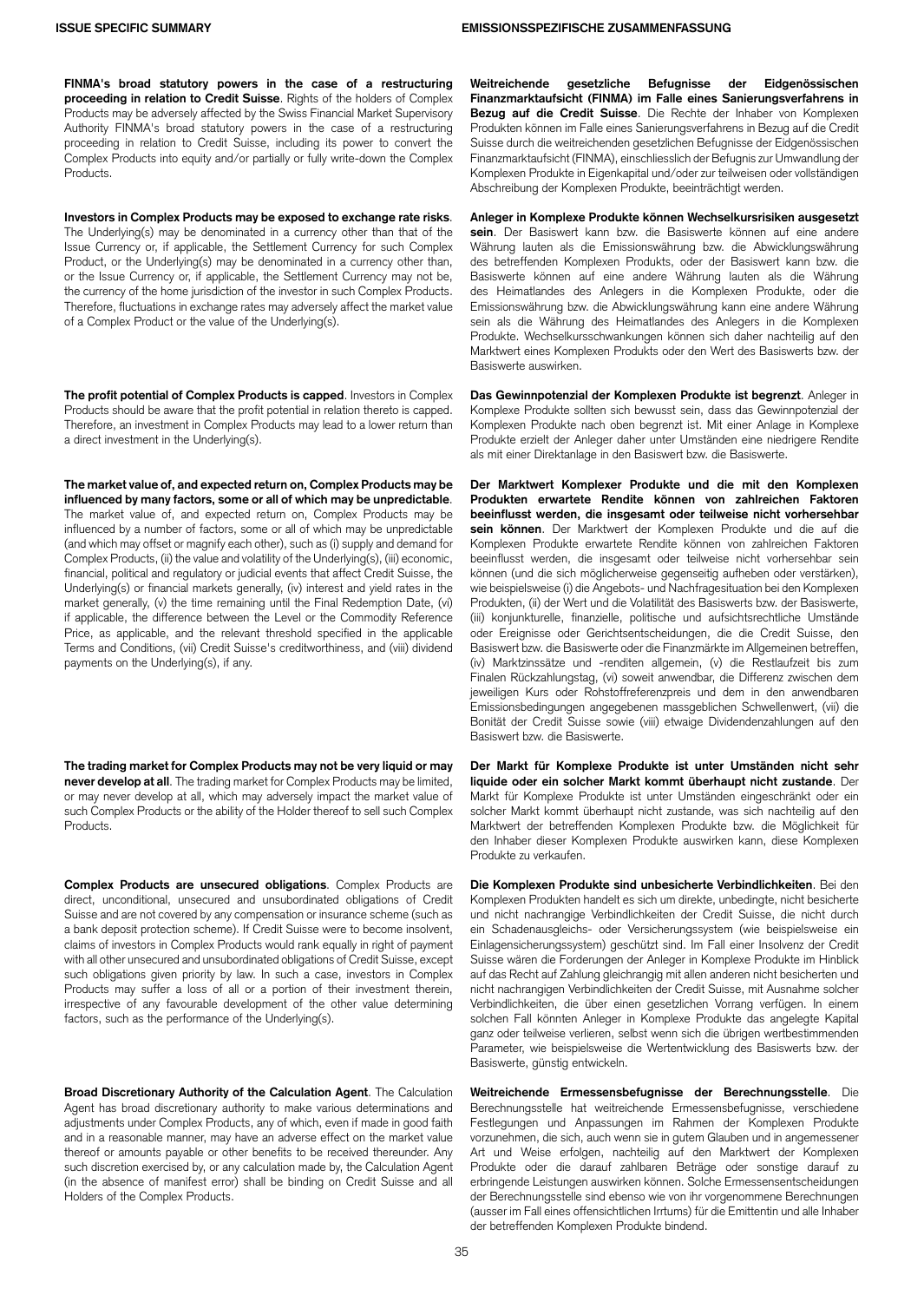**FINMA's broad statutory powers in the case of a restructuring proceeding in relation to Credit Suisse**. Rights of the holders of Complex Products may be adversely affected by the Swiss Financial Market Supervisory Authority FINMA's broad statutory powers in the case of a restructuring proceeding in relation to Credit Suisse, including its power to convert the Complex Products into equity and/or partially or fully write-down the Complex Products.

**Investors in Complex Products may be exposed to exchange rate risks**. The Underlying(s) may be denominated in a currency other than that of the Issue Currency or, if applicable, the Settlement Currency for such Complex Product, or the Underlying(s) may be denominated in a currency other than, or the Issue Currency or, if applicable, the Settlement Currency may not be, the currency of the home jurisdiction of the investor in such Complex Products. Therefore, fluctuations in exchange rates may adversely affect the market value of a Complex Product or the value of the Underlying(s).

**The profit potential of Complex Products is capped**. Investors in Complex Products should be aware that the profit potential in relation thereto is capped. Therefore, an investment in Complex Products may lead to a lower return than a direct investment in the Underlying(s).

**The market value of, and expected return on, Complex Products may be influenced by many factors, some or all of which may be unpredictable**. The market value of, and expected return on, Complex Products may be influenced by a number of factors, some or all of which may be unpredictable (and which may offset or magnify each other), such as (i) supply and demand for Complex Products, (ii) the value and volatility of the Underlying(s), (iii) economic, financial, political and regulatory or judicial events that affect Credit Suisse, the Underlying(s) or financial markets generally, (iv) interest and yield rates in the market generally, (v) the time remaining until the Final Redemption Date, (vi) if applicable, the difference between the Level or the Commodity Reference Price, as applicable, and the relevant threshold specified in the applicable Terms and Conditions, (vii) Credit Suisse's creditworthiness, and (viii) dividend payments on the Underlying(s), if any.

**The trading market for Complex Products may not be very liquid or may never develop at all**. The trading market for Complex Products may be limited, or may never develop at all, which may adversely impact the market value of such Complex Products or the ability of the Holder thereof to sell such Complex Products.

**Complex Products are unsecured obligations**. Complex Products are direct, unconditional, unsecured and unsubordinated obligations of Credit Suisse and are not covered by any compensation or insurance scheme (such as a bank deposit protection scheme). If Credit Suisse were to become insolvent, claims of investors in Complex Products would rank equally in right of payment with all other unsecured and unsubordinated obligations of Credit Suisse, except such obligations given priority by law. In such a case, investors in Complex Products may suffer a loss of all or a portion of their investment therein, irrespective of any favourable development of the other value determining factors, such as the performance of the Underlying(s).

**Broad Discretionary Authority of the Calculation Agent**. The Calculation Agent has broad discretionary authority to make various determinations and adjustments under Complex Products, any of which, even if made in good faith and in a reasonable manner, may have an adverse effect on the market value thereof or amounts payable or other benefits to be received thereunder. Any such discretion exercised by, or any calculation made by, the Calculation Agent (in the absence of manifest error) shall be binding on Credit Suisse and all Holders of the Complex Products.

**Weitreichende gesetzliche Befugnisse der Eidgenössischen Finanzmarktaufsicht (FINMA) im Falle eines Sanierungsverfahrens in Bezug auf die Credit Suisse**. Die Rechte der Inhaber von Komplexen Produkten können im Falle eines Sanierungsverfahrens in Bezug auf die Credit Suisse durch die weitreichenden gesetzlichen Befugnisse der Eidgenössischen Finanzmarktaufsicht (FINMA), einschliesslich der Befugnis zur Umwandlung der Komplexen Produkte in Eigenkapital und/oder zur teilweisen oder vollständigen Abschreibung der Komplexen Produkte, beeinträchtigt werden.

**Anleger in Komplexe Produkte können Wechselkursrisiken ausgesetzt sein**. Der Basiswert kann bzw. die Basiswerte können auf eine andere Währung lauten als die Emissionswährung bzw. die Abwicklungswährung des betreffenden Komplexen Produkts, oder der Basiswert kann bzw. die Basiswerte können auf eine andere Währung lauten als die Währung des Heimatlandes des Anlegers in die Komplexen Produkte, oder die Emissionswährung bzw. die Abwicklungswährung kann eine andere Währung sein als die Währung des Heimatlandes des Anlegers in die Komplexen Produkte. Wechselkursschwankungen können sich daher nachteilig auf den Marktwert eines Komplexen Produkts oder den Wert des Basiswerts bzw. der Basiswerte auswirken.

**Das Gewinnpotenzial der Komplexen Produkte ist begrenzt**. Anleger in Komplexe Produkte sollten sich bewusst sein, dass das Gewinnpotenzial der Komplexen Produkte nach oben begrenzt ist. Mit einer Anlage in Komplexe Produkte erzielt der Anleger daher unter Umständen eine niedrigere Rendite als mit einer Direktanlage in den Basiswert bzw. die Basiswerte.

**Der Marktwert Komplexer Produkte und die mit den Komplexen Produkten erwartete Rendite können von zahlreichen Faktoren beeinflusst werden, die insgesamt oder teilweise nicht vorhersehbar sein können**. Der Marktwert der Komplexen Produkte und die auf die Komplexen Produkte erwartete Rendite können von zahlreichen Faktoren beeinflusst werden, die insgesamt oder teilweise nicht vorhersehbar sein können (und die sich möglicherweise gegenseitig aufheben oder verstärken), wie beispielsweise (i) die Angebots- und Nachfragesituation bei den Komplexen Produkten, (ii) der Wert und die Volatilität des Basiswerts bzw. der Basiswerte, (iii) konjunkturelle, finanzielle, politische und aufsichtsrechtliche Umstände oder Ereignisse oder Gerichtsentscheidungen, die die Credit Suisse, den Basiswert bzw. die Basiswerte oder die Finanzmärkte im Allgemeinen betreffen, (iv) Marktzinssätze und -renditen allgemein, (v) die Restlaufzeit bis zum Finalen Rückzahlungstag, (vi) soweit anwendbar, die Differenz zwischen dem jeweiligen Kurs oder Rohstoffreferenzpreis und dem in den anwendbaren Emissionsbedingungen angegebenen massgeblichen Schwellenwert, (vii) die Bonität der Credit Suisse sowie (viii) etwaige Dividendenzahlungen auf den Basiswert bzw. die Basiswerte.

**Der Markt für Komplexe Produkte ist unter Umständen nicht sehr liquide oder ein solcher Markt kommt überhaupt nicht zustande**. Der Markt für Komplexe Produkte ist unter Umständen eingeschränkt oder ein solcher Markt kommt überhaupt nicht zustande, was sich nachteilig auf den Marktwert der betreffenden Komplexen Produkte bzw. die Möglichkeit für den Inhaber dieser Komplexen Produkte auswirken kann, diese Komplexen Produkte zu verkaufen.

**Die Komplexen Produkte sind unbesicherte Verbindlichkeiten**. Bei den Komplexen Produkten handelt es sich um direkte, unbedingte, nicht besicherte und nicht nachrangige Verbindlichkeiten der Credit Suisse, die nicht durch ein Schadenausgleichs- oder Versicherungssystem (wie beispielsweise ein Einlagensicherungssystem) geschützt sind. Im Fall einer Insolvenz der Credit Suisse wären die Forderungen der Anleger in Komplexe Produkte im Hinblick auf das Recht auf Zahlung gleichrangig mit allen anderen nicht besicherten und nicht nachrangigen Verbindlichkeiten der Credit Suisse, mit Ausnahme solcher Verbindlichkeiten, die über einen gesetzlichen Vorrang verfügen. In einem solchen Fall könnten Anleger in Komplexe Produkte das angelegte Kapital ganz oder teilweise verlieren, selbst wenn sich die übrigen wertbestimmenden Parameter, wie beispielsweise die Wertentwicklung des Basiswerts bzw. der Basiswerte, günstig entwickeln.

**Weitreichende Ermessensbefugnisse der Berechnungsstelle**. Die Berechnungsstelle hat weitreichende Ermessensbefugnisse, verschiedene Festlegungen und Anpassungen im Rahmen der Komplexen Produkte vorzunehmen, die sich, auch wenn sie in gutem Glauben und in angemessener Art und Weise erfolgen, nachteilig auf den Marktwert der Komplexen Produkte oder die darauf zahlbaren Beträge oder sonstige darauf zu erbringende Leistungen auswirken können. Solche Ermessensentscheidungen der Berechnungsstelle sind ebenso wie von ihr vorgenommene Berechnungen (ausser im Fall eines offensichtlichen Irrtums) für die Emittentin und alle Inhaber der betreffenden Komplexen Produkte bindend.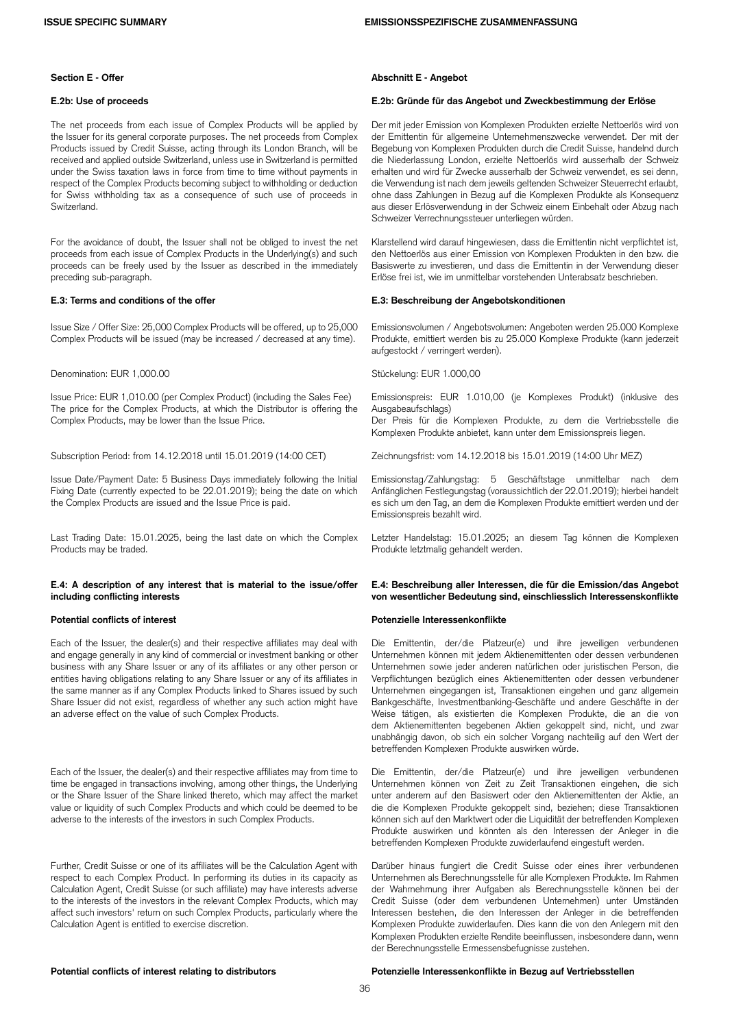## Section E - Offer

### E.2b: Use of proceeds

The net proceeds from each issue of Complex Products will be applied by the Issuer for its general corporate purposes. The net proceeds from Complex Products issued by Credit Suisse, acting through its London Branch, will be received and applied outside Switzerland, unless use in Switzerland is permitted under the Swiss taxation laws in force from time to time without payments in respect of the Complex Products becoming subject to withholding or deduction for Swiss withholding tax as a consequence of such use of proceeds in Switzerland.

For the avoidance of doubt, the Issuer shall not be obliged to invest the net proceeds from each issue of Complex Products in the Underlying(s) and such proceeds can be freely used by the Issuer as described in the immediately preceding sub-paragraph.

### E.3: Terms and conditions of the offer

Issue Size / Offer Size: 25,000 Complex Products will be offered, up to 25,000 Complex Products will be issued (may be increased / decreased at any time).

Denomination: EUR 1,000.00

Issue Price: EUR 1,010.00 (per Complex Product) (including the Sales Fee)
The price for the Complex Products, at which the Distributor is offering the Complex Products, may be lower than the Issue Price.

Subscription Period: from 14.12.2018 until 15.01.2019 (14:00 CET)

Issue Date/Payment Date: 5 Business Days immediately following the Initial Fixing Date (currently expected to be 22.01.2019); being the date on which the Complex Products are issued and the Issue Price is paid.

Last Trading Date: 15.01.2025, being the last date on which the Complex Products may be traded.

### E.4: A description of any interest that is material to the issue/offer including conflicting interests

**Potential conflicts of interest**

Each of the Issuer, the dealer(s) and their respective affiliates may deal with and engage generally in any kind of commercial or investment banking or other business with any Share Issuer or any of its affiliates or any other person or entities having obligations relating to any Share Issuer or any of its affiliates in the same manner as if any Complex Products linked to Shares issued by such Share Issuer did not exist, regardless of whether any such action might have an adverse effect on the value of such Complex Products.

Each of the Issuer, the dealer(s) and their respective affiliates may from time to time be engaged in transactions involving, among other things, the Underlying or the Share Issuer of the Share linked thereto, which may affect the market value or liquidity of such Complex Products and which could be deemed to be adverse to the interests of the investors in such Complex Products.

Further, Credit Suisse or one of its affiliates will be the Calculation Agent with respect to each Complex Product. In performing its duties in its capacity as Calculation Agent, Credit Suisse (or such affiliate) may have interests adverse to the interests of the investors in the relevant Complex Products, which may affect such investors' return on such Complex Products, particularly where the Calculation Agent is entitled to exercise discretion.

**Potential conflicts of interest relating to distributors**

## Abschnitt E - Angebot

### E.2b: Gründe für das Angebot und Zweckbestimmung der Erlöse

Der mit jeder Emission von Komplexen Produkten erzielte Nettoerlös wird von der Emittentin für allgemeine Unternehmenszwecke verwendet. Der mit der Begebung von Komplexen Produkten durch die Credit Suisse, handelnd durch die Niederlassung London, erzielte Nettoerlös wird ausserhalb der Schweiz erhalten und wird für Zwecke ausserhalb der Schweiz verwendet, es sei denn, die Verwendung ist nach dem jeweils geltenden Schweizer Steuerrecht erlaubt, ohne dass Zahlungen in Bezug auf die Komplexen Produkte als Konsequenz aus dieser Erlösverwendung in der Schweiz einem Einbehalt oder Abzug nach Schweizer Verrechnungssteuer unterliegen würden.

Klarstellend wird darauf hingewiesen, dass die Emittentin nicht verpflichtet ist, den Nettoerlös aus einer Emission von Komplexen Produkten in den bzw. die Basiswerte zu investieren, und dass die Emittentin in der Verwendung dieser Erlöse frei ist, wie im unmittelbar vorstehenden Unterabsatz beschrieben.

### E.3: Beschreibung der Angebotskonditionen

Emissionsvolumen / Angebotsvolumen: Angeboten werden 25.000 Komplexe Produkte, emittiert werden bis zu 25.000 Komplexe Produkte (kann jederzeit aufgestockt / verringert werden).

Stückelung: EUR 1.000,00

Emissionspreis: EUR 1.010,00 (je Komplexes Produkt) (inklusive des Ausgabeaufschlags)
Der Preis für die Komplexen Produkte, zu dem die Vertriebsstelle die Komplexen Produkte anbietet, kann unter dem Emissionspreis liegen.

Zeichnungsfrist: vom 14.12.2018 bis 15.01.2019 (14:00 Uhr MEZ)

Emissionstag/Zahlungstag: 5 Geschäftstage unmittelbar nach dem Anfänglichen Festlegungstag (voraussichtlich der 22.01.2019); hierbei handelt es sich um den Tag, an dem die Komplexen Produkte emittiert werden und der Emissionspreis bezahlt wird.

Letzter Handelstag: 15.01.2025; an diesem Tag können die Komplexen Produkte letztmalig gehandelt werden.

### E.4: Beschreibung aller Interessen, die für die Emission/das Angebot von wesentlicher Bedeutung sind, einschliesslich Interessenskonflikte

**Potenzielle Interessenkonflikte**

Die Emittentin, der/die Platzeur(e) und ihre jeweiligen verbundenen Unternehmen können mit jedem Aktienemittenten oder dessen verbundenen Unternehmen sowie jeder anderen natürlichen oder juristischen Person, die Verpflichtungen bezüglich eines Aktienemittenten oder dessen verbundener Unternehmen eingegangen ist, Transaktionen eingehen und ganz allgemein Bankgeschäfte, Investmentbanking-Geschäfte und andere Geschäfte in der Weise tätigen, als existierten die Komplexen Produkte, die an die von dem Aktienemittenten begebenen Aktien gekoppelt sind, nicht, und zwar unabhängig davon, ob sich ein solcher Vorgang nachteilig auf den Wert der betreffenden Komplexen Produkte auswirken würde.

Die Emittentin, der/die Platzeur(e) und ihre jeweiligen verbundenen Unternehmen können von Zeit zu Zeit Transaktionen eingehen, die sich unter anderem auf den Basiswert oder den Aktienemittenten der Aktie, an die die Komplexen Produkte gekoppelt sind, beziehen; diese Transaktionen können sich auf den Marktwert oder die Liquidität der betreffenden Komplexen Produkte auswirken und könnten als den Interessen der Anleger in die betreffenden Komplexen Produkte zuwiderlaufend eingestuft werden.

Darüber hinaus fungiert die Credit Suisse oder eines ihrer verbundenen Unternehmen als Berechnungsstelle für alle Komplexen Produkte. Im Rahmen der Wahrnehmung ihrer Aufgaben als Berechnungsstelle können bei der Credit Suisse (oder dem verbundenen Unternehmen) unter Umständen Interessen bestehen, die den Interessen der Anleger in die betreffenden Komplexen Produkte zuwiderlaufen. Dies kann die von den Anlegern mit den Komplexen Produkten erzielte Rendite beeinflussen, insbesondere dann, wenn der Berechnungsstelle Ermessensbefugnisse zustehen.

**Potenzielle Interessenkonflikte in Bezug auf Vertriebsstellen**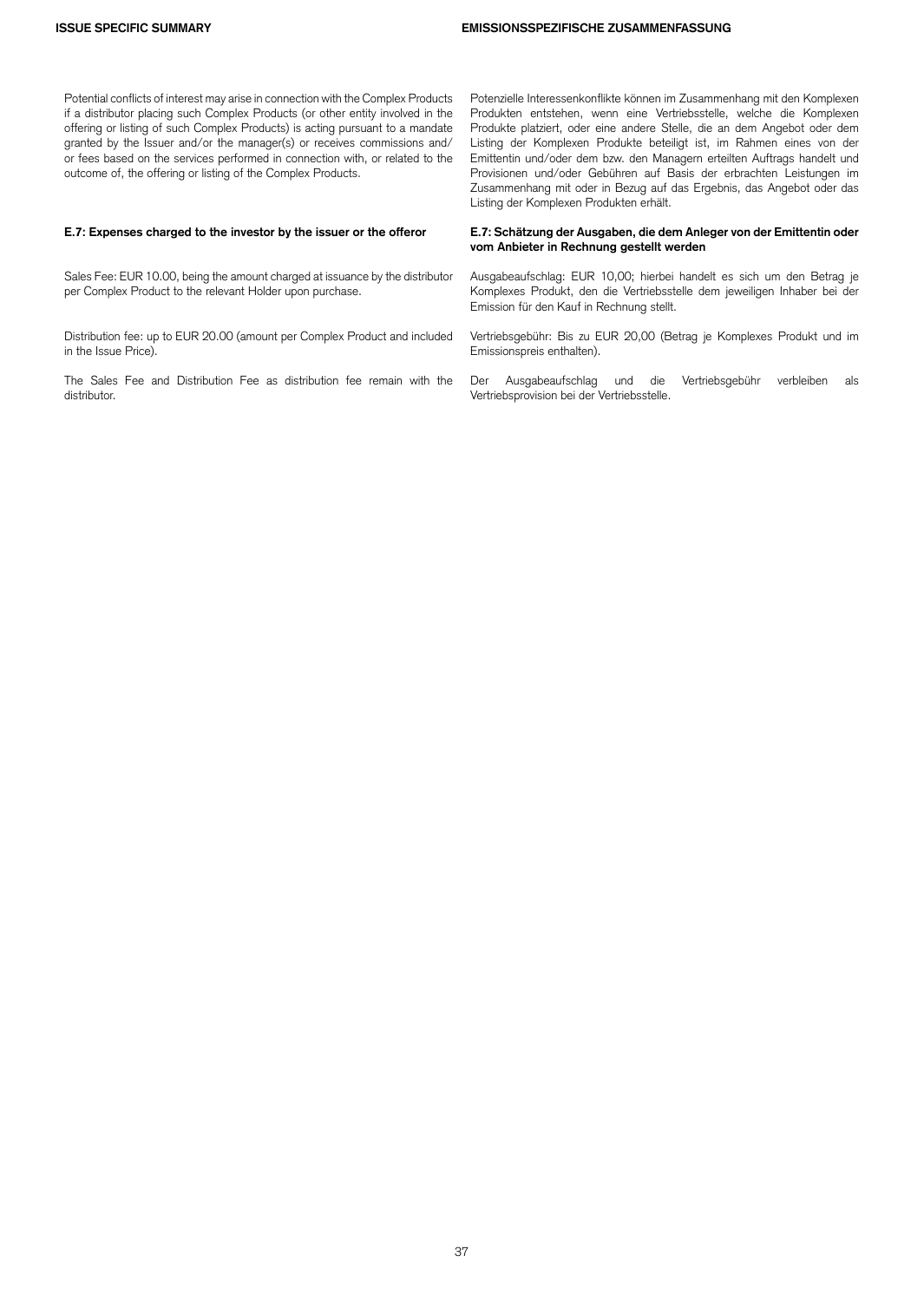Potential conflicts of interest may arise in connection with the Complex Products if a distributor placing such Complex Products (or other entity involved in the offering or listing of such Complex Products) is acting pursuant to a mandate granted by the Issuer and/or the manager(s) or receives commissions and/or fees based on the services performed in connection with, or related to the outcome of, the offering or listing of the Complex Products.

Potenzielle Interessenkonflikte können im Zusammenhang mit den Komplexen Produkten entstehen, wenn eine Vertriebsstelle, welche die Komplexen Produkte platziert, oder eine andere Stelle, die an dem Angebot oder dem Listing der Komplexen Produkte beteiligt ist, im Rahmen eines von der Emittentin und/oder dem bzw. den Managern erteilten Auftrags handelt und Provisionen und/oder Gebühren auf Basis der erbrachten Leistungen im Zusammenhang mit oder in Bezug auf das Ergebnis, das Angebot oder das Listing der Komplexen Produkten erhält.

**E.7: Expenses charged to the investor by the issuer or the offeror**

Sales Fee: EUR 10.00, being the amount charged at issuance by the distributor per Complex Product to the relevant Holder upon purchase.

Distribution fee: up to EUR 20.00 (amount per Complex Product and included in the Issue Price).

The Sales Fee and Distribution Fee as distribution fee remain with the distributor.

**E.7: Schätzung der Ausgaben, die dem Anleger von der Emittentin oder vom Anbieter in Rechnung gestellt werden**

Ausgabeaufschlag: EUR 10,00; hierbei handelt es sich um den Betrag je Komplexes Produkt, den die Vertriebsstelle dem jeweiligen Inhaber bei der Emission für den Kauf in Rechnung stellt.

Vertriebsgebühr: Bis zu EUR 20,00 (Betrag je Komplexes Produkt und im Emissionspreis enthalten).

Der Ausgabeaufschlag und die Vertriebsgebühr verbleiben als Vertriebsprovision bei der Vertriebsstelle.